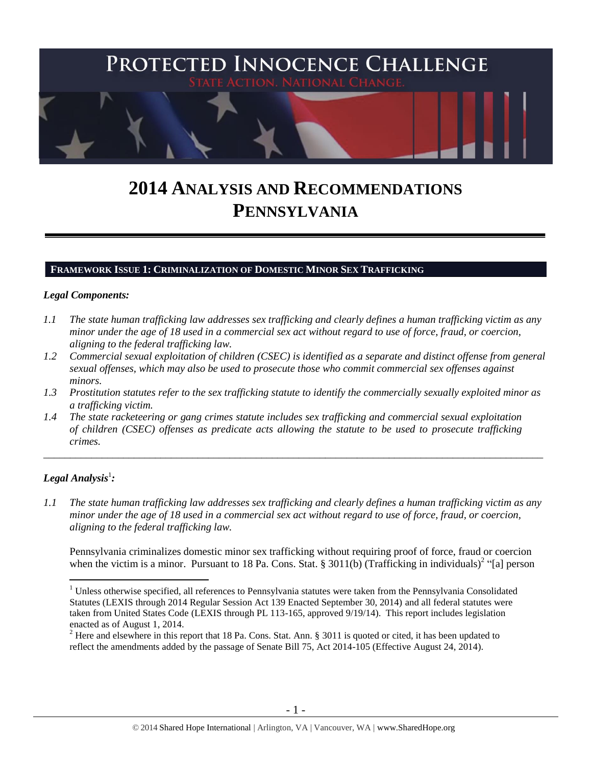# PROTECTED INNOCENCE CHALLENGE

STATE ACTION. NATIONAL CHANGE.

# 2014 ANALYSIS AND RECOMMENDATIONS PENNSYLVANIA

## FRAMEWORK ISSUE 1: CRIMINALIZATION OF DOMESTIC MINOR SEX TRAFFICKING

### *Legal Components:*

*1.1 The state human trafficking law addresses sex trafficking and clearly defines a human trafficking victim as any minor under the age of 18 used in a commercial sex act without regard to use of force, fraud, or coercion, aligning to the federal trafficking law.*

*1.2 Commercial sexual exploitation of children (CSEC) is identified as a separate and distinct offense from general sexual offenses, which may also be used to prosecute those who commit commercial sex offenses against minors.*

*1.3 Prostitution statutes refer to the sex trafficking statute to identify the commercially sexually exploited minor as a trafficking victim.*

*1.4 The state racketeering or gang crimes statute includes sex trafficking and commercial sexual exploitation of children (CSEC) offenses as predicate acts allowing the statute to be used to prosecute trafficking crimes.*

---

### *Legal Analysis*[1]*:*

*1.1 The state human trafficking law addresses sex trafficking and clearly defines a human trafficking victim as any minor under the age of 18 used in a commercial sex act without regard to use of force, fraud, or coercion, aligning to the federal trafficking law.*

Pennsylvania criminalizes domestic minor sex trafficking without requiring proof of force, fraud or coercion when the victim is a minor. Pursuant to 18 Pa. Cons. Stat. § 3011(b) (Trafficking in individuals)[2] "[a] person

---

[1] Unless otherwise specified, all references to Pennsylvania statutes were taken from the Pennsylvania Consolidated Statutes (LEXIS through 2014 Regular Session Act 139 Enacted September 30, 2014) and all federal statutes were taken from United States Code (LEXIS through PL 113-165, approved 9/19/14). This report includes legislation enacted as of August 1, 2014.

[2] Here and elsewhere in this report that 18 Pa. Cons. Stat. Ann. § 3011 is quoted or cited, it has been updated to reflect the amendments added by the passage of Senate Bill 75, Act 2014-105 (Effective August 24, 2014).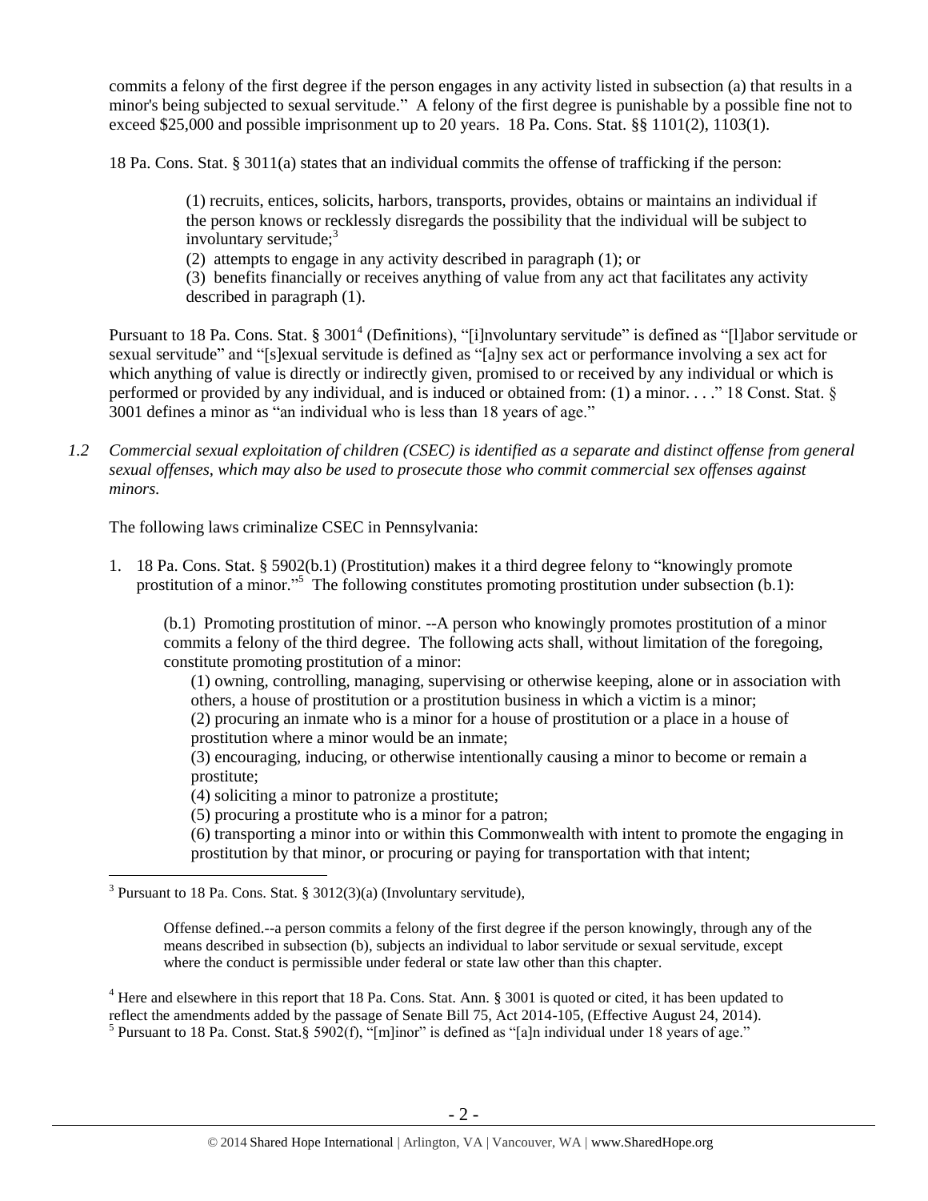commits a felony of the first degree if the person engages in any activity listed in subsection (a) that results in a minor's being subjected to sexual servitude." A felony of the first degree is punishable by a possible fine not to exceed $25,000 and possible imprisonment up to 20 years. 18 Pa. Cons. Stat. §§ 1101(2), 1103(1).

18 Pa. Cons. Stat. § 3011(a) states that an individual commits the offense of trafficking if the person:

> (1) recruits, entices, solicits, harbors, transports, provides, obtains or maintains an individual if the person knows or recklessly disregards the possibility that the individual will be subject to involuntary servitude;[3]
> (2) attempts to engage in any activity described in paragraph (1); or
> (3) benefits financially or receives anything of value from any act that facilitates any activity described in paragraph (1).

Pursuant to 18 Pa. Cons. Stat. § 3001[4] (Definitions), "[i]nvoluntary servitude" is defined as "[l]abor servitude or sexual servitude" and "[s]exual servitude is defined as "[a]ny sex act or performance involving a sex act for which anything of value is directly or indirectly given, promised to or received by any individual or which is performed or provided by any individual, and is induced or obtained from: (1) a minor. . . ." 18 Const. Stat. § 3001 defines a minor as "an individual who is less than 18 years of age."

*1.2 Commercial sexual exploitation of children (CSEC) is identified as a separate and distinct offense from general sexual offenses, which may also be used to prosecute those who commit commercial sex offenses against minors.*

The following laws criminalize CSEC in Pennsylvania:

1. 18 Pa. Cons. Stat. § 5902(b.1) (Prostitution) makes it a third degree felony to "knowingly promote prostitution of a minor."[5] The following constitutes promoting prostitution under subsection (b.1):

   > (b.1) Promoting prostitution of minor. --A person who knowingly promotes prostitution of a minor commits a felony of the third degree. The following acts shall, without limitation of the foregoing, constitute promoting prostitution of a minor:
   >
   > (1) owning, controlling, managing, supervising or otherwise keeping, alone or in association with others, a house of prostitution or a prostitution business in which a victim is a minor;
   > (2) procuring an inmate who is a minor for a house of prostitution or a place in a house of prostitution where a minor would be an inmate;
   > (3) encouraging, inducing, or otherwise intentionally causing a minor to become or remain a prostitute;
   > (4) soliciting a minor to patronize a prostitute;
   > (5) procuring a prostitute who is a minor for a patron;
   > (6) transporting a minor into or within this Commonwealth with intent to promote the engaging in prostitution by that minor, or procuring or paying for transportation with that intent;

---

[3] Pursuant to 18 Pa. Cons. Stat. § 3012(3)(a) (Involuntary servitude),

> Offense defined.--a person commits a felony of the first degree if the person knowingly, through any of the means described in subsection (b), subjects an individual to labor servitude or sexual servitude, except where the conduct is permissible under federal or state law other than this chapter.

[4] Here and elsewhere in this report that 18 Pa. Cons. Stat. Ann. § 3001 is quoted or cited, it has been updated to reflect the amendments added by the passage of Senate Bill 75, Act 2014-105, (Effective August 24, 2014).

[5] Pursuant to 18 Pa. Const. Stat.§ 5902(f), "[m]inor" is defined as "[a]n individual under 18 years of age."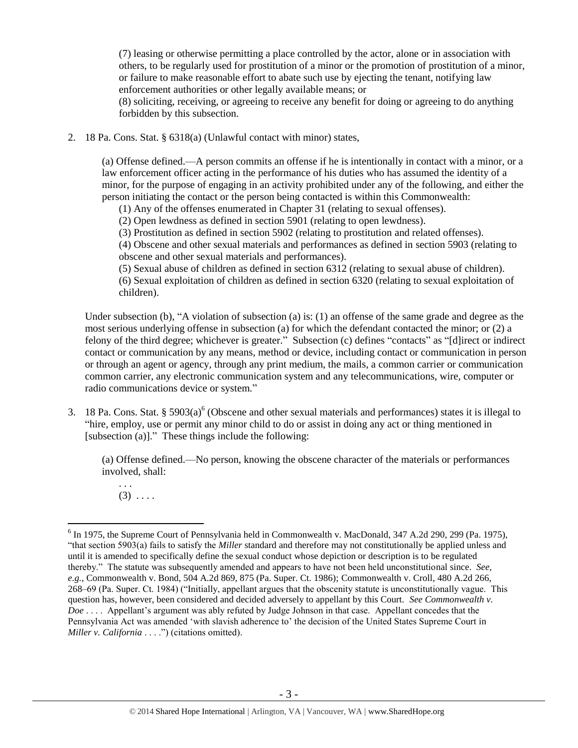(7) leasing or otherwise permitting a place controlled by the actor, alone or in association with others, to be regularly used for prostitution of a minor or the promotion of prostitution of a minor, or failure to make reasonable effort to abate such use by ejecting the tenant, notifying law enforcement authorities or other legally available means; or

(8) soliciting, receiving, or agreeing to receive any benefit for doing or agreeing to do anything forbidden by this subsection.

2. 18 Pa. Cons. Stat. § 6318(a) (Unlawful contact with minor) states,

   (a) Offense defined.—A person commits an offense if he is intentionally in contact with a minor, or a law enforcement officer acting in the performance of his duties who has assumed the identity of a minor, for the purpose of engaging in an activity prohibited under any of the following, and either the person initiating the contact or the person being contacted is within this Commonwealth:

   (1) Any of the offenses enumerated in Chapter 31 (relating to sexual offenses).
   (2) Open lewdness as defined in section 5901 (relating to open lewdness).
   (3) Prostitution as defined in section 5902 (relating to prostitution and related offenses).
   (4) Obscene and other sexual materials and performances as defined in section 5903 (relating to obscene and other sexual materials and performances).
   (5) Sexual abuse of children as defined in section 6312 (relating to sexual abuse of children).
   (6) Sexual exploitation of children as defined in section 6320 (relating to sexual exploitation of children).

   Under subsection (b), "A violation of subsection (a) is: (1) an offense of the same grade and degree as the most serious underlying offense in subsection (a) for which the defendant contacted the minor; or (2) a felony of the third degree; whichever is greater." Subsection (c) defines "contacts" as "[d]irect or indirect contact or communication by any means, method or device, including contact or communication in person or through an agent or agency, through any print medium, the mails, a common carrier or communication common carrier, any electronic communication system and any telecommunications, wire, computer or radio communications device or system."

3. 18 Pa. Cons. Stat. § 5903(a)[6] (Obscene and other sexual materials and performances) states it is illegal to "hire, employ, use or permit any minor child to do or assist in doing any act or thing mentioned in [subsection (a)]." These things include the following:

   (a) Offense defined.—No person, knowing the obscene character of the materials or performances involved, shall:

   . . .
   (3) . . . .

[6] In 1975, the Supreme Court of Pennsylvania held in Commonwealth v. MacDonald, 347 A.2d 290, 299 (Pa. 1975), "that section 5903(a) fails to satisfy the *Miller* standard and therefore may not constitutionally be applied unless and until it is amended to specifically define the sexual conduct whose depiction or description is to be regulated thereby." The statute was subsequently amended and appears to have not been held unconstitutional since. *See, e.g.,* Commonwealth v. Bond, 504 A.2d 869, 875 (Pa. Super. Ct. 1986); Commonwealth v. Croll, 480 A.2d 266, 268–69 (Pa. Super. Ct. 1984) ("Initially, appellant argues that the obscenity statute is unconstitutionally vague. This question has, however, been considered and decided adversely to appellant by this Court. *See Commonwealth v. Doe* . . . . Appellant's argument was ably refuted by Judge Johnson in that case. Appellant concedes that the Pennsylvania Act was amended 'with slavish adherence to' the decision of the United States Supreme Court in *Miller v. California* . . . .") (citations omitted).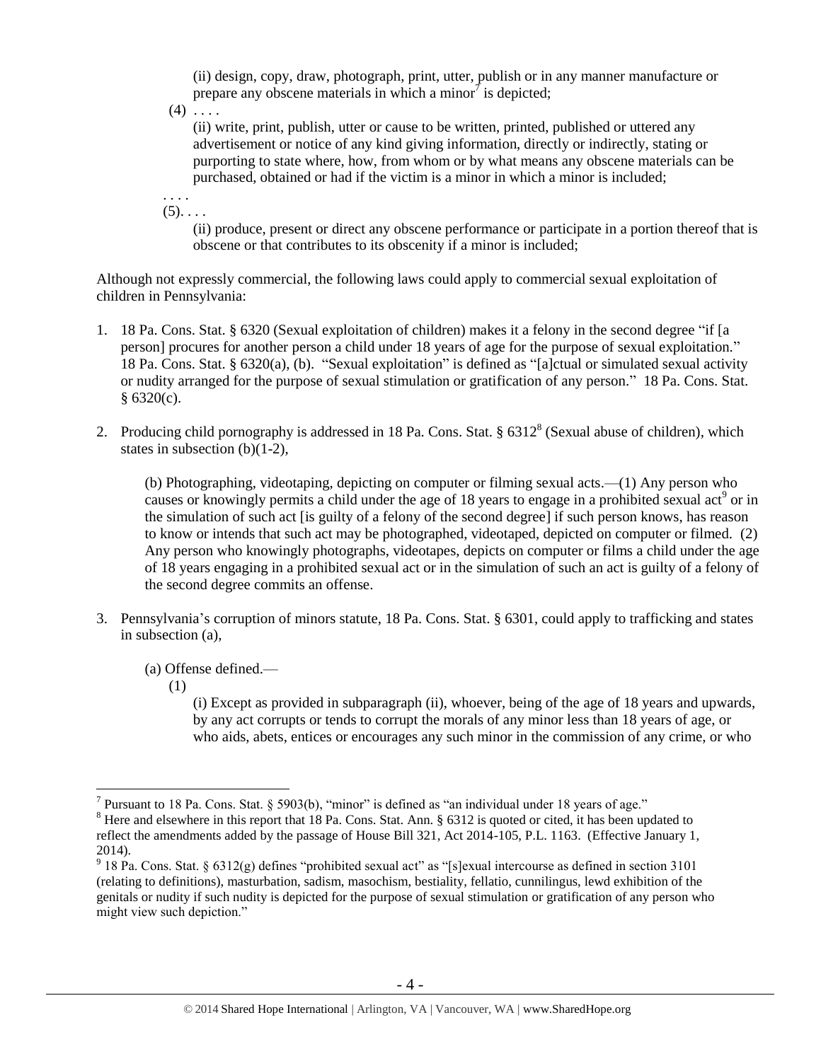(ii) design, copy, draw, photograph, print, utter, publish or in any manner manufacture or prepare any obscene materials in which a minor[7] is depicted;

(4) . . . .

(ii) write, print, publish, utter or cause to be written, printed, published or uttered any advertisement or notice of any kind giving information, directly or indirectly, stating or purporting to state where, how, from whom or by what means any obscene materials can be purchased, obtained or had if the victim is a minor in which a minor is included;

. . . .

(5). . . .

(ii) produce, present or direct any obscene performance or participate in a portion thereof that is obscene or that contributes to its obscenity if a minor is included;

Although not expressly commercial, the following laws could apply to commercial sexual exploitation of children in Pennsylvania:

1. 18 Pa. Cons. Stat. § 6320 (Sexual exploitation of children) makes it a felony in the second degree "if [a person] procures for another person a child under 18 years of age for the purpose of sexual exploitation." 18 Pa. Cons. Stat. § 6320(a), (b). "Sexual exploitation" is defined as "[a]ctual or simulated sexual activity or nudity arranged for the purpose of sexual stimulation or gratification of any person." 18 Pa. Cons. Stat. § 6320(c).

2. Producing child pornography is addressed in 18 Pa. Cons. Stat. § 6312[8] (Sexual abuse of children), which states in subsection (b)(1-2),

   (b) Photographing, videotaping, depicting on computer or filming sexual acts.—(1) Any person who causes or knowingly permits a child under the age of 18 years to engage in a prohibited sexual act[9] or in the simulation of such act [is guilty of a felony of the second degree] if such person knows, has reason to know or intends that such act may be photographed, videotaped, depicted on computer or filmed. (2) Any person who knowingly photographs, videotapes, depicts on computer or films a child under the age of 18 years engaging in a prohibited sexual act or in the simulation of such an act is guilty of a felony of the second degree commits an offense.

3. Pennsylvania's corruption of minors statute, 18 Pa. Cons. Stat. § 6301, could apply to trafficking and states in subsection (a),

   (a) Offense defined.—

   (1)

   (i) Except as provided in subparagraph (ii), whoever, being of the age of 18 years and upwards, by any act corrupts or tends to corrupt the morals of any minor less than 18 years of age, or who aids, abets, entices or encourages any such minor in the commission of any crime, or who

---

[7] Pursuant to 18 Pa. Cons. Stat. § 5903(b), "minor" is defined as "an individual under 18 years of age."

[8] Here and elsewhere in this report that 18 Pa. Cons. Stat. Ann. § 6312 is quoted or cited, it has been updated to reflect the amendments added by the passage of House Bill 321, Act 2014-105, P.L. 1163. (Effective January 1, 2014).

[9] 18 Pa. Cons. Stat. § 6312(g) defines "prohibited sexual act" as "[s]exual intercourse as defined in section 3101 (relating to definitions), masturbation, sadism, masochism, bestiality, fellatio, cunnilingus, lewd exhibition of the genitals or nudity if such nudity is depicted for the purpose of sexual stimulation or gratification of any person who might view such depiction."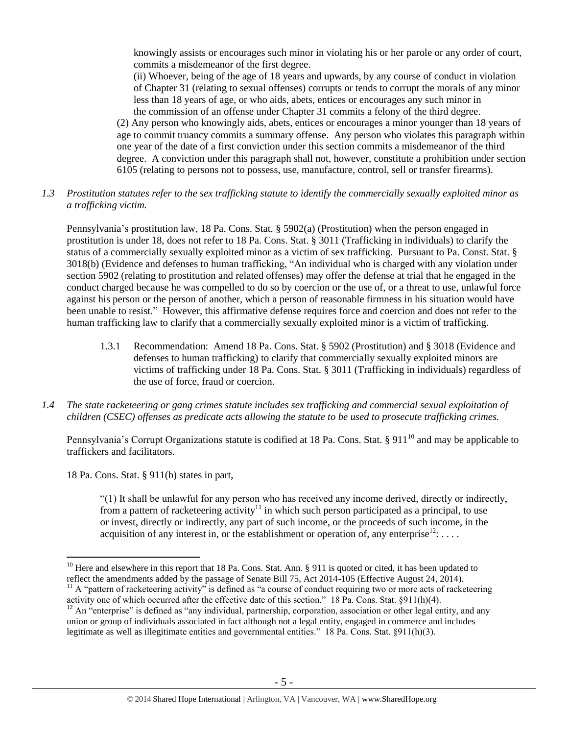knowingly assists or encourages such minor in violating his or her parole or any order of court, commits a misdemeanor of the first degree.

(ii) Whoever, being of the age of 18 years and upwards, by any course of conduct in violation of Chapter 31 (relating to sexual offenses) corrupts or tends to corrupt the morals of any minor less than 18 years of age, or who aids, abets, entices or encourages any such minor in the commission of an offense under Chapter 31 commits a felony of the third degree.

(2) Any person who knowingly aids, abets, entices or encourages a minor younger than 18 years of age to commit truancy commits a summary offense. Any person who violates this paragraph within one year of the date of a first conviction under this section commits a misdemeanor of the third degree. A conviction under this paragraph shall not, however, constitute a prohibition under section 6105 (relating to persons not to possess, use, manufacture, control, sell or transfer firearms).

*1.3 Prostitution statutes refer to the sex trafficking statute to identify the commercially sexually exploited minor as a trafficking victim.*

Pennsylvania's prostitution law, 18 Pa. Cons. Stat. § 5902(a) (Prostitution) when the person engaged in prostitution is under 18, does not refer to 18 Pa. Cons. Stat. § 3011 (Trafficking in individuals) to clarify the status of a commercially sexually exploited minor as a victim of sex trafficking. Pursuant to Pa. Const. Stat. § 3018(b) (Evidence and defenses to human trafficking, "An individual who is charged with any violation under section 5902 (relating to prostitution and related offenses) may offer the defense at trial that he engaged in the conduct charged because he was compelled to do so by coercion or the use of, or a threat to use, unlawful force against his person or the person of another, which a person of reasonable firmness in his situation would have been unable to resist." However, this affirmative defense requires force and coercion and does not refer to the human trafficking law to clarify that a commercially sexually exploited minor is a victim of trafficking.

1.3.1 Recommendation: Amend 18 Pa. Cons. Stat. § 5902 (Prostitution) and § 3018 (Evidence and defenses to human trafficking) to clarify that commercially sexually exploited minors are victims of trafficking under 18 Pa. Cons. Stat. § 3011 (Trafficking in individuals) regardless of the use of force, fraud or coercion.

*1.4 The state racketeering or gang crimes statute includes sex trafficking and commercial sexual exploitation of children (CSEC) offenses as predicate acts allowing the statute to be used to prosecute trafficking crimes.*

Pennsylvania's Corrupt Organizations statute is codified at 18 Pa. Cons. Stat. § 911[10] and may be applicable to traffickers and facilitators.

18 Pa. Cons. Stat. § 911(b) states in part,

"(1) It shall be unlawful for any person who has received any income derived, directly or indirectly, from a pattern of racketeering activity[11] in which such person participated as a principal, to use or invest, directly or indirectly, any part of such income, or the proceeds of such income, in the acquisition of any interest in, or the establishment or operation of, any enterprise[12]: . . . .

---

[10] Here and elsewhere in this report that 18 Pa. Cons. Stat. Ann. § 911 is quoted or cited, it has been updated to reflect the amendments added by the passage of Senate Bill 75, Act 2014-105 (Effective August 24, 2014).

[11] A "pattern of racketeering activity" is defined as "a course of conduct requiring two or more acts of racketeering activity one of which occurred after the effective date of this section." 18 Pa. Cons. Stat. §911(h)(4).

[12] An "enterprise" is defined as "any individual, partnership, corporation, association or other legal entity, and any union or group of individuals associated in fact although not a legal entity, engaged in commerce and includes legitimate as well as illegitimate entities and governmental entities." 18 Pa. Cons. Stat. §911(h)(3).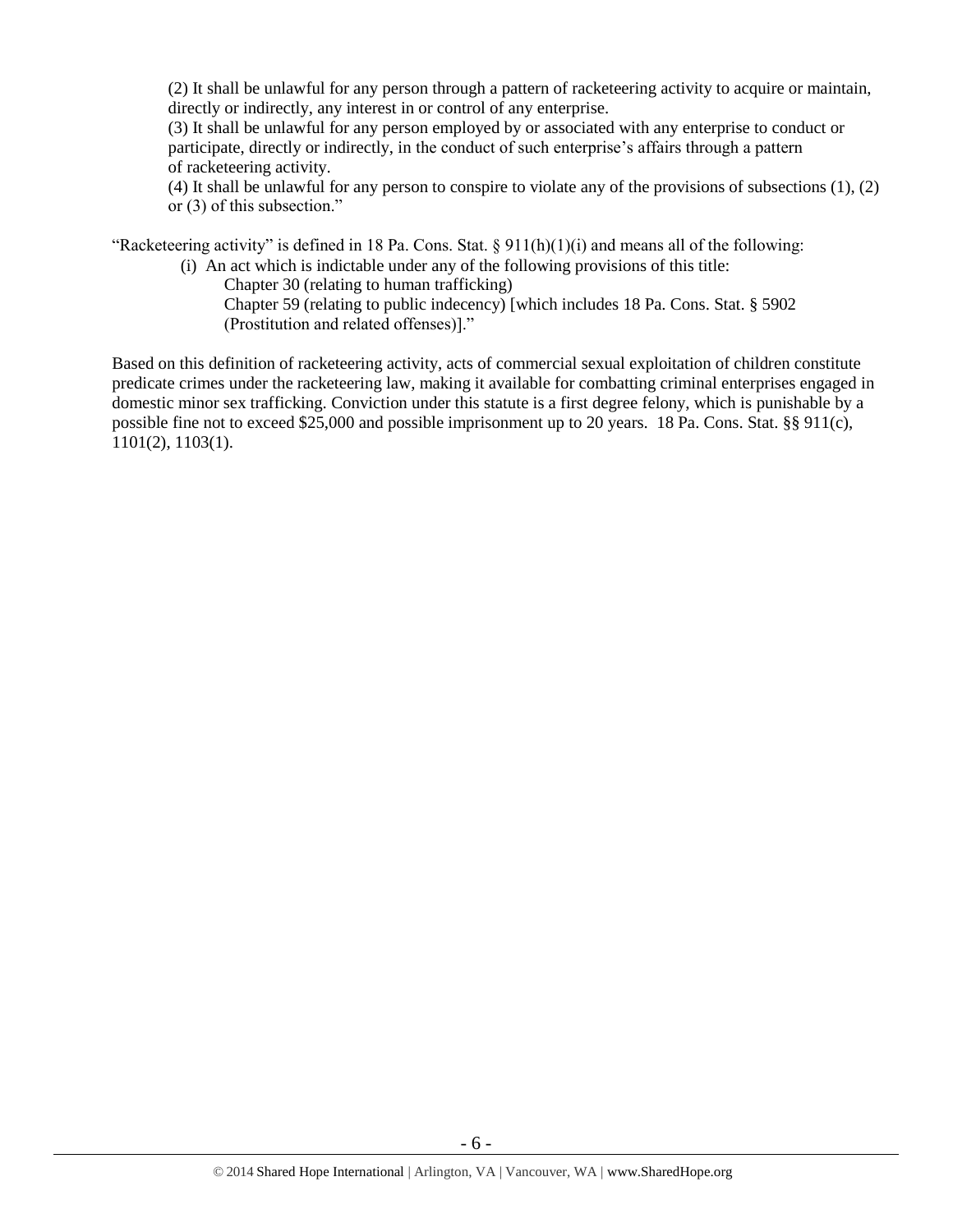(2) It shall be unlawful for any person through a pattern of racketeering activity to acquire or maintain, directly or indirectly, any interest in or control of any enterprise.
(3) It shall be unlawful for any person employed by or associated with any enterprise to conduct or participate, directly or indirectly, in the conduct of such enterprise's affairs through a pattern of racketeering activity.
(4) It shall be unlawful for any person to conspire to violate any of the provisions of subsections (1), (2) or (3) of this subsection."

"Racketeering activity" is defined in 18 Pa. Cons. Stat. § 911(h)(1)(i) and means all of the following:

(i) An act which is indictable under any of the following provisions of this title:
Chapter 30 (relating to human trafficking)
Chapter 59 (relating to public indecency) [which includes 18 Pa. Cons. Stat. § 5902 (Prostitution and related offenses)]."

Based on this definition of racketeering activity, acts of commercial sexual exploitation of children constitute predicate crimes under the racketeering law, making it available for combatting criminal enterprises engaged in domestic minor sex trafficking. Conviction under this statute is a first degree felony, which is punishable by a possible fine not to exceed $25,000 and possible imprisonment up to 20 years. 18 Pa. Cons. Stat. §§ 911(c), 1101(2), 1103(1).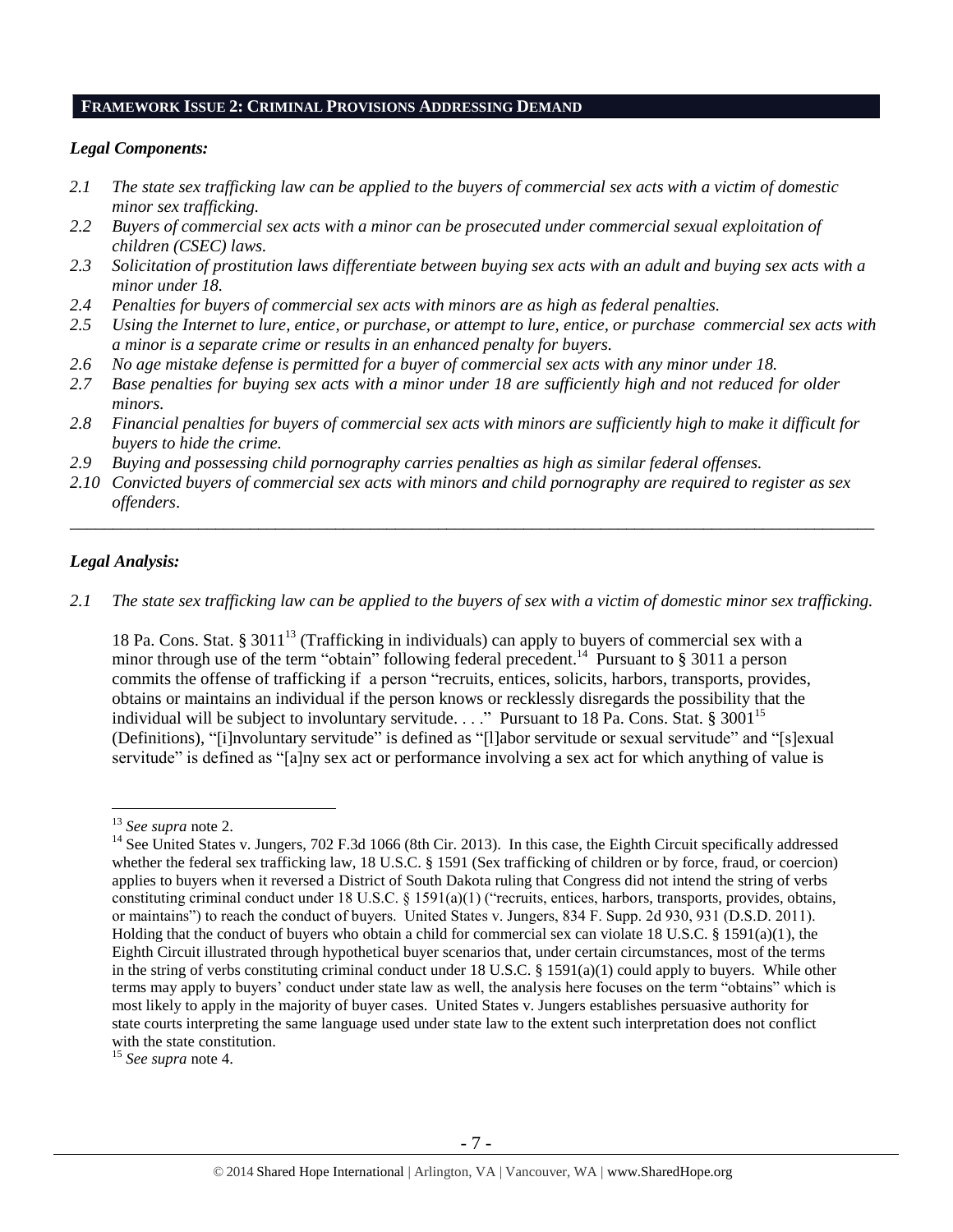## FRAMEWORK ISSUE 2: CRIMINAL PROVISIONS ADDRESSING DEMAND

### *Legal Components:*

*2.1 The state sex trafficking law can be applied to the buyers of commercial sex acts with a victim of domestic minor sex trafficking.*

*2.2 Buyers of commercial sex acts with a minor can be prosecuted under commercial sexual exploitation of children (CSEC) laws.*

*2.3 Solicitation of prostitution laws differentiate between buying sex acts with an adult and buying sex acts with a minor under 18.*

*2.4 Penalties for buyers of commercial sex acts with minors are as high as federal penalties.*

*2.5 Using the Internet to lure, entice, or purchase, or attempt to lure, entice, or purchase commercial sex acts with a minor is a separate crime or results in an enhanced penalty for buyers.*

*2.6 No age mistake defense is permitted for a buyer of commercial sex acts with any minor under 18.*

*2.7 Base penalties for buying sex acts with a minor under 18 are sufficiently high and not reduced for older minors.*

*2.8 Financial penalties for buyers of commercial sex acts with minors are sufficiently high to make it difficult for buyers to hide the crime.*

*2.9 Buying and possessing child pornography carries penalties as high as similar federal offenses.*

*2.10 Convicted buyers of commercial sex acts with minors and child pornography are required to register as sex offenders.*

---

### *Legal Analysis:*

*2.1 The state sex trafficking law can be applied to the buyers of sex with a victim of domestic minor sex trafficking.*

18 Pa. Cons. Stat. § 3011[13] (Trafficking in individuals) can apply to buyers of commercial sex with a minor through use of the term "obtain" following federal precedent.[14] Pursuant to § 3011 a person commits the offense of trafficking if a person "recruits, entices, solicits, harbors, transports, provides, obtains or maintains an individual if the person knows or recklessly disregards the possibility that the individual will be subject to involuntary servitude. . . ." Pursuant to 18 Pa. Cons. Stat. § 3001[15] (Definitions), "[i]nvoluntary servitude" is defined as "[l]abor servitude or sexual servitude" and "[s]exual servitude" is defined as "[a]ny sex act or performance involving a sex act for which anything of value is

---

[13] *See supra* note 2.

[14] See United States v. Jungers, 702 F.3d 1066 (8th Cir. 2013). In this case, the Eighth Circuit specifically addressed whether the federal sex trafficking law, 18 U.S.C. § 1591 (Sex trafficking of children or by force, fraud, or coercion) applies to buyers when it reversed a District of South Dakota ruling that Congress did not intend the string of verbs constituting criminal conduct under 18 U.S.C. § 1591(a)(1) ("recruits, entices, harbors, transports, provides, obtains, or maintains") to reach the conduct of buyers. United States v. Jungers, 834 F. Supp. 2d 930, 931 (D.S.D. 2011). Holding that the conduct of buyers who obtain a child for commercial sex can violate 18 U.S.C. § 1591(a)(1), the Eighth Circuit illustrated through hypothetical buyer scenarios that, under certain circumstances, most of the terms in the string of verbs constituting criminal conduct under 18 U.S.C. § 1591(a)(1) could apply to buyers. While other terms may apply to buyers' conduct under state law as well, the analysis here focuses on the term "obtains" which is most likely to apply in the majority of buyer cases. United States v. Jungers establishes persuasive authority for state courts interpreting the same language used under state law to the extent such interpretation does not conflict with the state constitution.

[15] *See supra* note 4.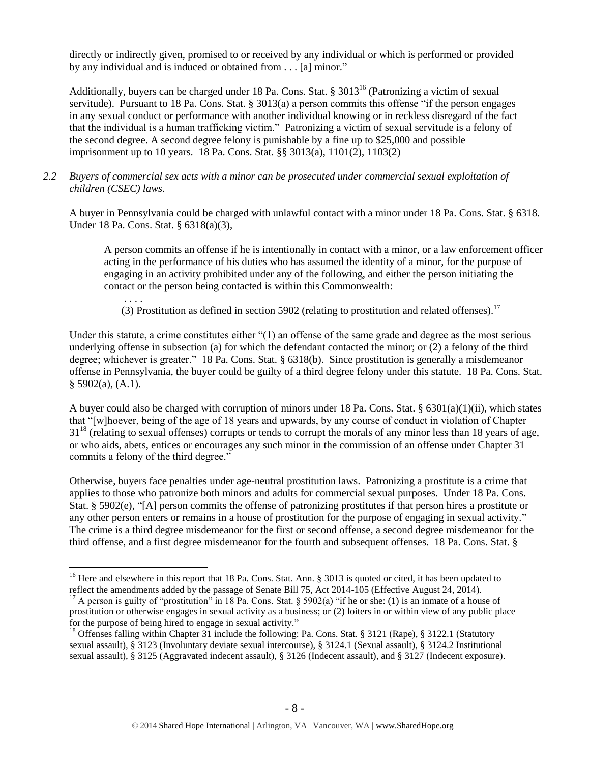directly or indirectly given, promised to or received by any individual or which is performed or provided by any individual and is induced or obtained from . . . [a] minor."

Additionally, buyers can be charged under 18 Pa. Cons. Stat. § 3013[16] (Patronizing a victim of sexual servitude). Pursuant to 18 Pa. Cons. Stat. § 3013(a) a person commits this offense "if the person engages in any sexual conduct or performance with another individual knowing or in reckless disregard of the fact that the individual is a human trafficking victim." Patronizing a victim of sexual servitude is a felony of the second degree. A second degree felony is punishable by a fine up to $25,000 and possible imprisonment up to 10 years. 18 Pa. Cons. Stat. §§ 3013(a), 1101(2), 1103(2)

*2.2 Buyers of commercial sex acts with a minor can be prosecuted under commercial sexual exploitation of children (CSEC) laws.*

A buyer in Pennsylvania could be charged with unlawful contact with a minor under 18 Pa. Cons. Stat. § 6318. Under 18 Pa. Cons. Stat. § 6318(a)(3),

> A person commits an offense if he is intentionally in contact with a minor, or a law enforcement officer acting in the performance of his duties who has assumed the identity of a minor, for the purpose of engaging in an activity prohibited under any of the following, and either the person initiating the contact or the person being contacted is within this Commonwealth:
>
> . . . .
>
> (3) Prostitution as defined in section 5902 (relating to prostitution and related offenses).[17]

Under this statute, a crime constitutes either "(1) an offense of the same grade and degree as the most serious underlying offense in subsection (a) for which the defendant contacted the minor; or (2) a felony of the third degree; whichever is greater." 18 Pa. Cons. Stat. § 6318(b). Since prostitution is generally a misdemeanor offense in Pennsylvania, the buyer could be guilty of a third degree felony under this statute. 18 Pa. Cons. Stat. § 5902(a), (A.1).

A buyer could also be charged with corruption of minors under 18 Pa. Cons. Stat. § 6301(a)(1)(ii), which states that "[w]hoever, being of the age of 18 years and upwards, by any course of conduct in violation of Chapter 31[18] (relating to sexual offenses) corrupts or tends to corrupt the morals of any minor less than 18 years of age, or who aids, abets, entices or encourages any such minor in the commission of an offense under Chapter 31 commits a felony of the third degree."

Otherwise, buyers face penalties under age-neutral prostitution laws. Patronizing a prostitute is a crime that applies to those who patronize both minors and adults for commercial sexual purposes. Under 18 Pa. Cons. Stat. § 5902(e), "[A] person commits the offense of patronizing prostitutes if that person hires a prostitute or any other person enters or remains in a house of prostitution for the purpose of engaging in sexual activity." The crime is a third degree misdemeanor for the first or second offense, a second degree misdemeanor for the third offense, and a first degree misdemeanor for the fourth and subsequent offenses. 18 Pa. Cons. Stat. §

---

[16] Here and elsewhere in this report that 18 Pa. Cons. Stat. Ann. § 3013 is quoted or cited, it has been updated to reflect the amendments added by the passage of Senate Bill 75, Act 2014-105 (Effective August 24, 2014).

[17] A person is guilty of "prostitution" in 18 Pa. Cons. Stat. § 5902(a) "if he or she: (1) is an inmate of a house of prostitution or otherwise engages in sexual activity as a business; or (2) loiters in or within view of any public place for the purpose of being hired to engage in sexual activity."

[18] Offenses falling within Chapter 31 include the following: Pa. Cons. Stat. § 3121 (Rape), § 3122.1 (Statutory sexual assault), § 3123 (Involuntary deviate sexual intercourse), § 3124.1 (Sexual assault), § 3124.2 Institutional sexual assault), § 3125 (Aggravated indecent assault), § 3126 (Indecent assault), and § 3127 (Indecent exposure).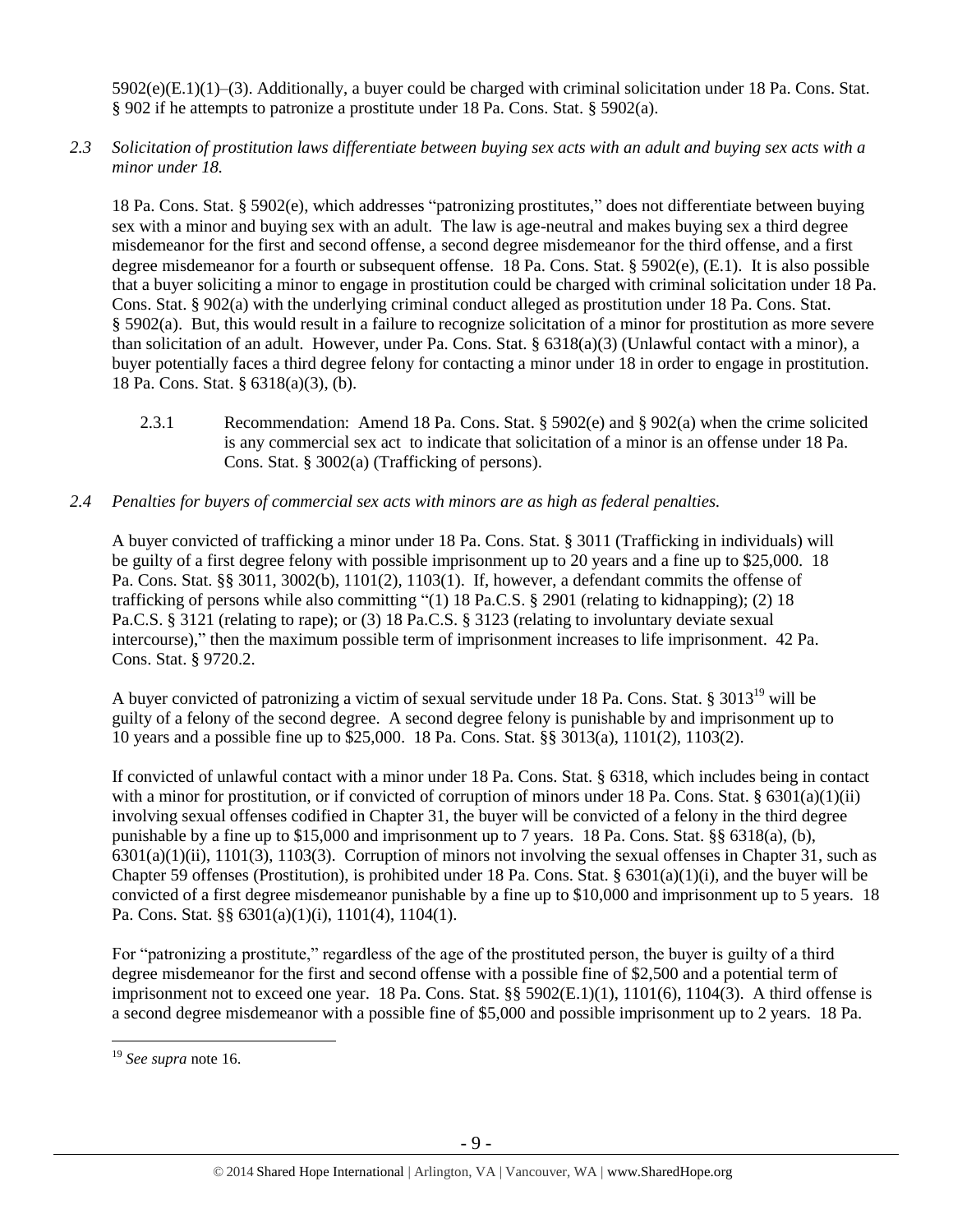5902(e)(E.1)(1)–(3). Additionally, a buyer could be charged with criminal solicitation under 18 Pa. Cons. Stat. § 902 if he attempts to patronize a prostitute under 18 Pa. Cons. Stat. § 5902(a).

*2.3 Solicitation of prostitution laws differentiate between buying sex acts with an adult and buying sex acts with a minor under 18.*

18 Pa. Cons. Stat. § 5902(e), which addresses "patronizing prostitutes," does not differentiate between buying sex with a minor and buying sex with an adult. The law is age-neutral and makes buying sex a third degree misdemeanor for the first and second offense, a second degree misdemeanor for the third offense, and a first degree misdemeanor for a fourth or subsequent offense. 18 Pa. Cons. Stat. § 5902(e), (E.1). It is also possible that a buyer soliciting a minor to engage in prostitution could be charged with criminal solicitation under 18 Pa. Cons. Stat. § 902(a) with the underlying criminal conduct alleged as prostitution under 18 Pa. Cons. Stat. § 5902(a). But, this would result in a failure to recognize solicitation of a minor for prostitution as more severe than solicitation of an adult. However, under Pa. Cons. Stat. § 6318(a)(3) (Unlawful contact with a minor), a buyer potentially faces a third degree felony for contacting a minor under 18 in order to engage in prostitution. 18 Pa. Cons. Stat. § 6318(a)(3), (b).

2.3.1 Recommendation: Amend 18 Pa. Cons. Stat. § 5902(e) and § 902(a) when the crime solicited is any commercial sex act to indicate that solicitation of a minor is an offense under 18 Pa. Cons. Stat. § 3002(a) (Trafficking of persons).

*2.4 Penalties for buyers of commercial sex acts with minors are as high as federal penalties.*

A buyer convicted of trafficking a minor under 18 Pa. Cons. Stat. § 3011 (Trafficking in individuals) will be guilty of a first degree felony with possible imprisonment up to 20 years and a fine up to $25,000. 18 Pa. Cons. Stat. §§ 3011, 3002(b), 1101(2), 1103(1). If, however, a defendant commits the offense of trafficking of persons while also committing "(1) 18 Pa.C.S. § 2901 (relating to kidnapping); (2) 18 Pa.C.S. § 3121 (relating to rape); or (3) 18 Pa.C.S. § 3123 (relating to involuntary deviate sexual intercourse)," then the maximum possible term of imprisonment increases to life imprisonment. 42 Pa. Cons. Stat. § 9720.2.

A buyer convicted of patronizing a victim of sexual servitude under 18 Pa. Cons. Stat. § 3013[19] will be guilty of a felony of the second degree. A second degree felony is punishable by and imprisonment up to 10 years and a possible fine up to $25,000. 18 Pa. Cons. Stat. §§ 3013(a), 1101(2), 1103(2).

If convicted of unlawful contact with a minor under 18 Pa. Cons. Stat. § 6318, which includes being in contact with a minor for prostitution, or if convicted of corruption of minors under 18 Pa. Cons. Stat. § 6301(a)(1)(ii) involving sexual offenses codified in Chapter 31, the buyer will be convicted of a felony in the third degree punishable by a fine up to $15,000 and imprisonment up to 7 years. 18 Pa. Cons. Stat. §§ 6318(a), (b), 6301(a)(1)(ii), 1101(3), 1103(3). Corruption of minors not involving the sexual offenses in Chapter 31, such as Chapter 59 offenses (Prostitution), is prohibited under 18 Pa. Cons. Stat. § 6301(a)(1)(i), and the buyer will be convicted of a first degree misdemeanor punishable by a fine up to $10,000 and imprisonment up to 5 years. 18 Pa. Cons. Stat. §§ 6301(a)(1)(i), 1101(4), 1104(1).

For "patronizing a prostitute," regardless of the age of the prostituted person, the buyer is guilty of a third degree misdemeanor for the first and second offense with a possible fine of $2,500 and a potential term of imprisonment not to exceed one year. 18 Pa. Cons. Stat. §§ 5902(E.1)(1), 1101(6), 1104(3). A third offense is a second degree misdemeanor with a possible fine of $5,000 and possible imprisonment up to 2 years. 18 Pa.

[19] *See supra* note 16.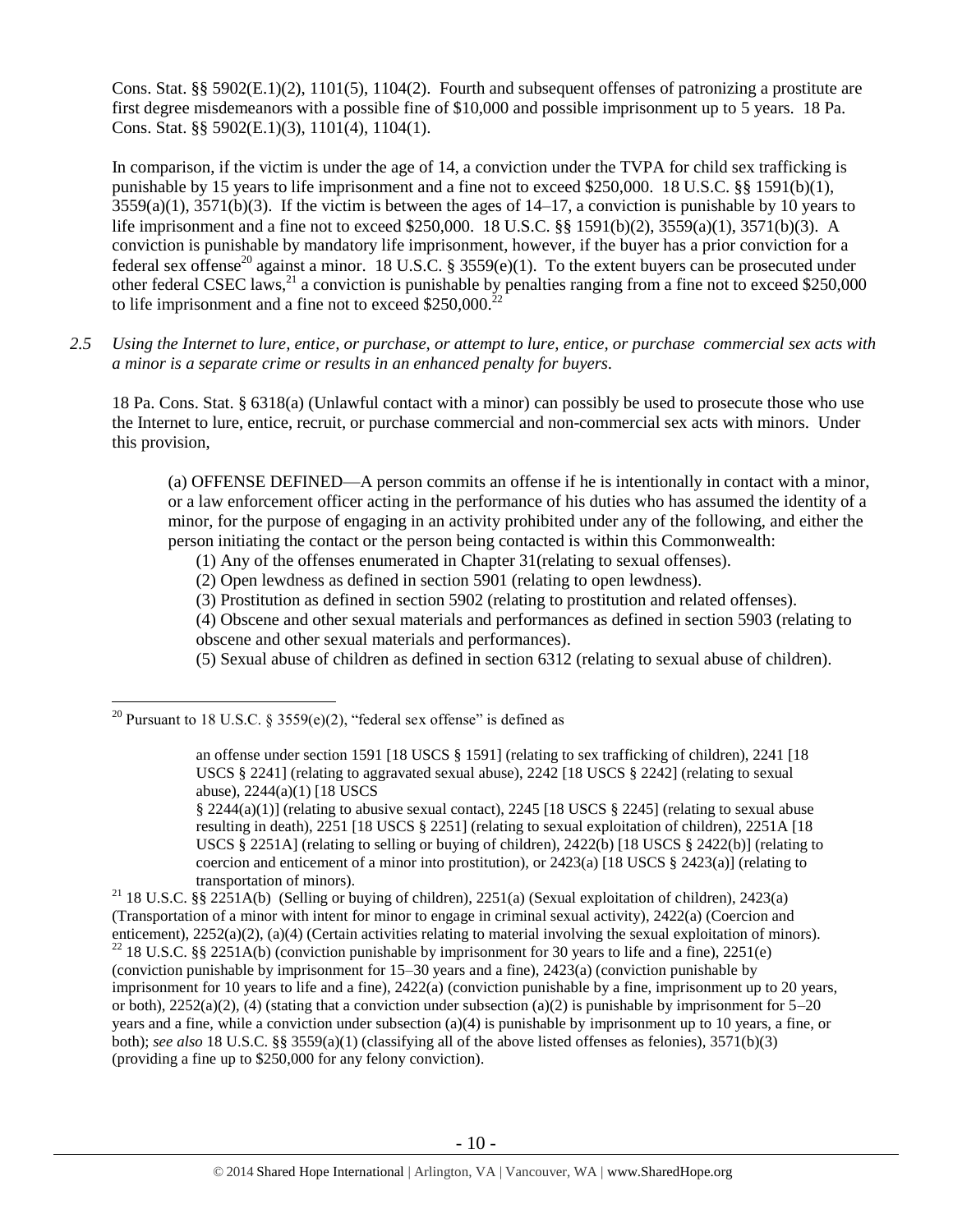Cons. Stat. §§ 5902(E.1)(2), 1101(5), 1104(2). Fourth and subsequent offenses of patronizing a prostitute are first degree misdemeanors with a possible fine of $10,000 and possible imprisonment up to 5 years. 18 Pa. Cons. Stat. §§ 5902(E.1)(3), 1101(4), 1104(1).

In comparison, if the victim is under the age of 14, a conviction under the TVPA for child sex trafficking is punishable by 15 years to life imprisonment and a fine not to exceed $250,000. 18 U.S.C. §§ 1591(b)(1), 3559(a)(1), 3571(b)(3). If the victim is between the ages of 14–17, a conviction is punishable by 10 years to life imprisonment and a fine not to exceed $250,000. 18 U.S.C. §§ 1591(b)(2), 3559(a)(1), 3571(b)(3). A conviction is punishable by mandatory life imprisonment, however, if the buyer has a prior conviction for a federal sex offense[20] against a minor. 18 U.S.C. § 3559(e)(1). To the extent buyers can be prosecuted under other federal CSEC laws,[21] a conviction is punishable by penalties ranging from a fine not to exceed $250,000 to life imprisonment and a fine not to exceed $250,000.[22]

*2.5 Using the Internet to lure, entice, or purchase, or attempt to lure, entice, or purchase commercial sex acts with a minor is a separate crime or results in an enhanced penalty for buyers.*

18 Pa. Cons. Stat. § 6318(a) (Unlawful contact with a minor) can possibly be used to prosecute those who use the Internet to lure, entice, recruit, or purchase commercial and non-commercial sex acts with minors. Under this provision,

> (a) OFFENSE DEFINED—A person commits an offense if he is intentionally in contact with a minor, or a law enforcement officer acting in the performance of his duties who has assumed the identity of a minor, for the purpose of engaging in an activity prohibited under any of the following, and either the person initiating the contact or the person being contacted is within this Commonwealth:
>
> (1) Any of the offenses enumerated in Chapter 31(relating to sexual offenses).
>
> (2) Open lewdness as defined in section 5901 (relating to open lewdness).
>
> (3) Prostitution as defined in section 5902 (relating to prostitution and related offenses).
>
> (4) Obscene and other sexual materials and performances as defined in section 5903 (relating to obscene and other sexual materials and performances).
>
> (5) Sexual abuse of children as defined in section 6312 (relating to sexual abuse of children).

---

[20] Pursuant to 18 U.S.C. § 3559(e)(2), "federal sex offense" is defined as

> an offense under section 1591 [18 USCS § 1591] (relating to sex trafficking of children), 2241 [18 USCS § 2241] (relating to aggravated sexual abuse), 2242 [18 USCS § 2242] (relating to sexual abuse), 2244(a)(1) [18 USCS § 2244(a)(1)] (relating to abusive sexual contact), 2245 [18 USCS § 2245] (relating to sexual abuse resulting in death), 2251 [18 USCS § 2251] (relating to sexual exploitation of children), 2251A [18 USCS § 2251A] (relating to selling or buying of children), 2422(b) [18 USCS § 2422(b)] (relating to coercion and enticement of a minor into prostitution), or 2423(a) [18 USCS § 2423(a)] (relating to transportation of minors).

[21] 18 U.S.C. §§ 2251A(b) (Selling or buying of children), 2251(a) (Sexual exploitation of children), 2423(a) (Transportation of a minor with intent for minor to engage in criminal sexual activity), 2422(a) (Coercion and enticement), 2252(a)(2), (a)(4) (Certain activities relating to material involving the sexual exploitation of minors).

[22] 18 U.S.C. §§ 2251A(b) (conviction punishable by imprisonment for 30 years to life and a fine), 2251(e) (conviction punishable by imprisonment for 15–30 years and a fine), 2423(a) (conviction punishable by imprisonment for 10 years to life and a fine), 2422(a) (conviction punishable by a fine, imprisonment up to 20 years, or both), 2252(a)(2), (4) (stating that a conviction under subsection (a)(2) is punishable by imprisonment for 5–20 years and a fine, while a conviction under subsection (a)(4) is punishable by imprisonment up to 10 years, a fine, or both); *see also* 18 U.S.C. §§ 3559(a)(1) (classifying all of the above listed offenses as felonies), 3571(b)(3) (providing a fine up to $250,000 for any felony conviction).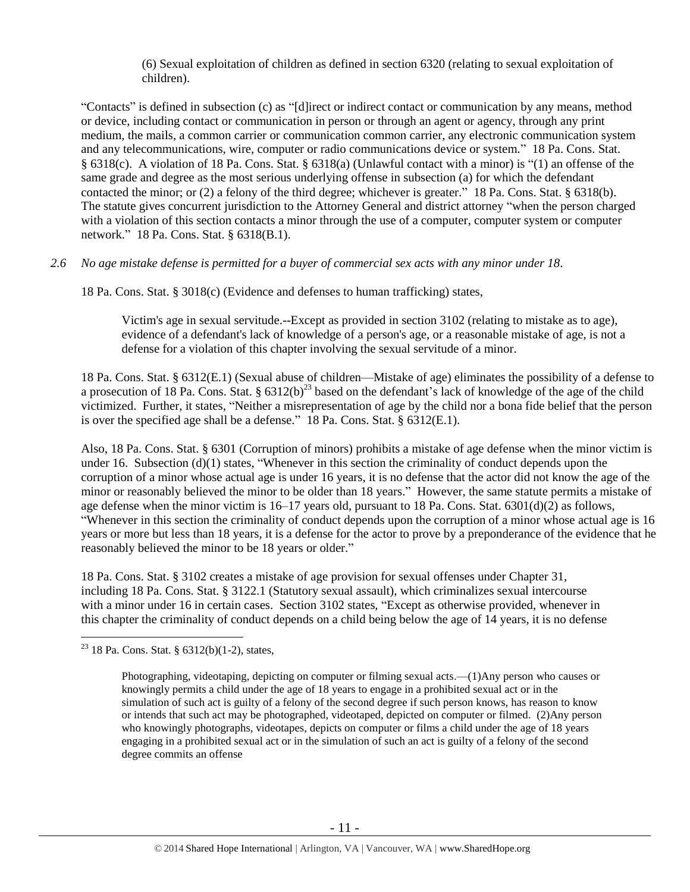(6) Sexual exploitation of children as defined in section 6320 (relating to sexual exploitation of children).

"Contacts" is defined in subsection (c) as "[d]irect or indirect contact or communication by any means, method or device, including contact or communication in person or through an agent or agency, through any print medium, the mails, a common carrier or communication common carrier, any electronic communication system and any telecommunications, wire, computer or radio communications device or system." 18 Pa. Cons. Stat. § 6318(c). A violation of 18 Pa. Cons. Stat. § 6318(a) (Unlawful contact with a minor) is "(1) an offense of the same grade and degree as the most serious underlying offense in subsection (a) for which the defendant contacted the minor; or (2) a felony of the third degree; whichever is greater." 18 Pa. Cons. Stat. § 6318(b). The statute gives concurrent jurisdiction to the Attorney General and district attorney "when the person charged with a violation of this section contacts a minor through the use of a computer, computer system or computer network." 18 Pa. Cons. Stat. § 6318(B.1).

*2.6 No age mistake defense is permitted for a buyer of commercial sex acts with any minor under 18.*

18 Pa. Cons. Stat. § 3018(c) (Evidence and defenses to human trafficking) states,

> Victim's age in sexual servitude.--Except as provided in section 3102 (relating to mistake as to age), evidence of a defendant's lack of knowledge of a person's age, or a reasonable mistake of age, is not a defense for a violation of this chapter involving the sexual servitude of a minor.

18 Pa. Cons. Stat. § 6312(E.1) (Sexual abuse of children—Mistake of age) eliminates the possibility of a defense to a prosecution of 18 Pa. Cons. Stat. § 6312(b)[23] based on the defendant's lack of knowledge of the age of the child victimized. Further, it states, "Neither a misrepresentation of age by the child nor a bona fide belief that the person is over the specified age shall be a defense." 18 Pa. Cons. Stat. § 6312(E.1).

Also, 18 Pa. Cons. Stat. § 6301 (Corruption of minors) prohibits a mistake of age defense when the minor victim is under 16. Subsection (d)(1) states, "Whenever in this section the criminality of conduct depends upon the corruption of a minor whose actual age is under 16 years, it is no defense that the actor did not know the age of the minor or reasonably believed the minor to be older than 18 years." However, the same statute permits a mistake of age defense when the minor victim is 16–17 years old, pursuant to 18 Pa. Cons. Stat. 6301(d)(2) as follows, "Whenever in this section the criminality of conduct depends upon the corruption of a minor whose actual age is 16 years or more but less than 18 years, it is a defense for the actor to prove by a preponderance of the evidence that he reasonably believed the minor to be 18 years or older."

18 Pa. Cons. Stat. § 3102 creates a mistake of age provision for sexual offenses under Chapter 31, including 18 Pa. Cons. Stat. § 3122.1 (Statutory sexual assault), which criminalizes sexual intercourse with a minor under 16 in certain cases. Section 3102 states, "Except as otherwise provided, whenever in this chapter the criminality of conduct depends on a child being below the age of 14 years, it is no defense

---

[23] 18 Pa. Cons. Stat. § 6312(b)(1-2), states,

> Photographing, videotaping, depicting on computer or filming sexual acts.—(1)Any person who causes or knowingly permits a child under the age of 18 years to engage in a prohibited sexual act or in the simulation of such act is guilty of a felony of the second degree if such person knows, has reason to know or intends that such act may be photographed, videotaped, depicted on computer or filmed. (2)Any person who knowingly photographs, videotapes, depicts on computer or films a child under the age of 18 years engaging in a prohibited sexual act or in the simulation of such an act is guilty of a felony of the second degree commits an offense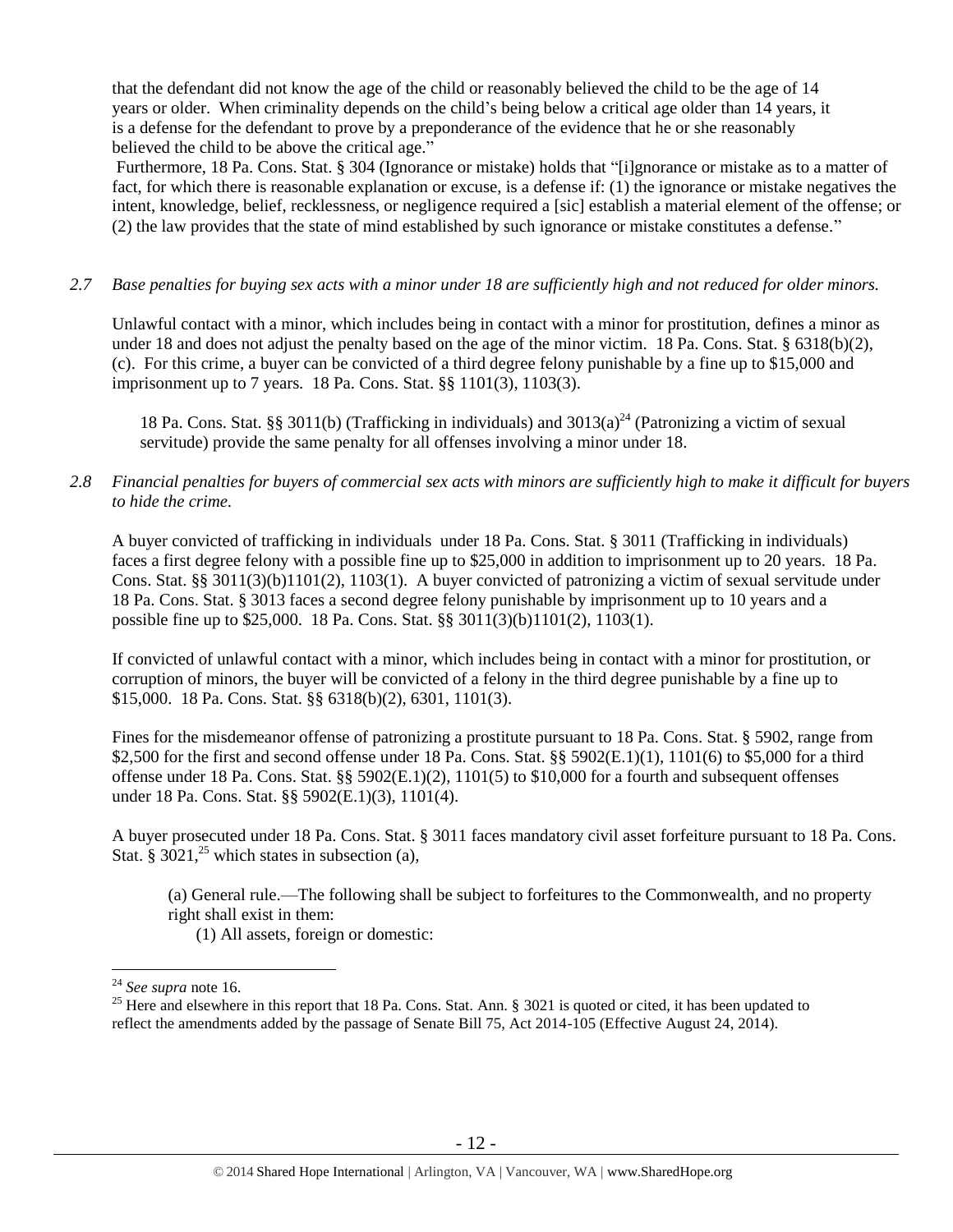that the defendant did not know the age of the child or reasonably believed the child to be the age of 14 years or older. When criminality depends on the child's being below a critical age older than 14 years, it is a defense for the defendant to prove by a preponderance of the evidence that he or she reasonably believed the child to be above the critical age."

Furthermore, 18 Pa. Cons. Stat. § 304 (Ignorance or mistake) holds that "[i]gnorance or mistake as to a matter of fact, for which there is reasonable explanation or excuse, is a defense if: (1) the ignorance or mistake negatives the intent, knowledge, belief, recklessness, or negligence required a [sic] establish a material element of the offense; or (2) the law provides that the state of mind established by such ignorance or mistake constitutes a defense."

*2.7 Base penalties for buying sex acts with a minor under 18 are sufficiently high and not reduced for older minors.*

Unlawful contact with a minor, which includes being in contact with a minor for prostitution, defines a minor as under 18 and does not adjust the penalty based on the age of the minor victim. 18 Pa. Cons. Stat. § 6318(b)(2), (c). For this crime, a buyer can be convicted of a third degree felony punishable by a fine up to $15,000 and imprisonment up to 7 years. 18 Pa. Cons. Stat. §§ 1101(3), 1103(3).

18 Pa. Cons. Stat. §§ 3011(b) (Trafficking in individuals) and 3013(a)[24] (Patronizing a victim of sexual servitude) provide the same penalty for all offenses involving a minor under 18.

*2.8 Financial penalties for buyers of commercial sex acts with minors are sufficiently high to make it difficult for buyers to hide the crime.*

A buyer convicted of trafficking in individuals under 18 Pa. Cons. Stat. § 3011 (Trafficking in individuals) faces a first degree felony with a possible fine up to $25,000 in addition to imprisonment up to 20 years. 18 Pa. Cons. Stat. §§ 3011(3)(b)1101(2), 1103(1). A buyer convicted of patronizing a victim of sexual servitude under 18 Pa. Cons. Stat. § 3013 faces a second degree felony punishable by imprisonment up to 10 years and a possible fine up to $25,000. 18 Pa. Cons. Stat. §§ 3011(3)(b)1101(2), 1103(1).

If convicted of unlawful contact with a minor, which includes being in contact with a minor for prostitution, or corruption of minors, the buyer will be convicted of a felony in the third degree punishable by a fine up to $15,000. 18 Pa. Cons. Stat. §§ 6318(b)(2), 6301, 1101(3).

Fines for the misdemeanor offense of patronizing a prostitute pursuant to 18 Pa. Cons. Stat. § 5902, range from $2,500 for the first and second offense under 18 Pa. Cons. Stat. §§ 5902(E.1)(1), 1101(6) to $5,000 for a third offense under 18 Pa. Cons. Stat. §§ 5902(E.1)(2), 1101(5) to $10,000 for a fourth and subsequent offenses under 18 Pa. Cons. Stat. §§ 5902(E.1)(3), 1101(4).

A buyer prosecuted under 18 Pa. Cons. Stat. § 3011 faces mandatory civil asset forfeiture pursuant to 18 Pa. Cons. Stat. § 3021,[25] which states in subsection (a),

> (a) General rule.—The following shall be subject to forfeitures to the Commonwealth, and no property right shall exist in them:
>
> (1) All assets, foreign or domestic:

[24] *See supra* note 16.

[25] Here and elsewhere in this report that 18 Pa. Cons. Stat. Ann. § 3021 is quoted or cited, it has been updated to reflect the amendments added by the passage of Senate Bill 75, Act 2014-105 (Effective August 24, 2014).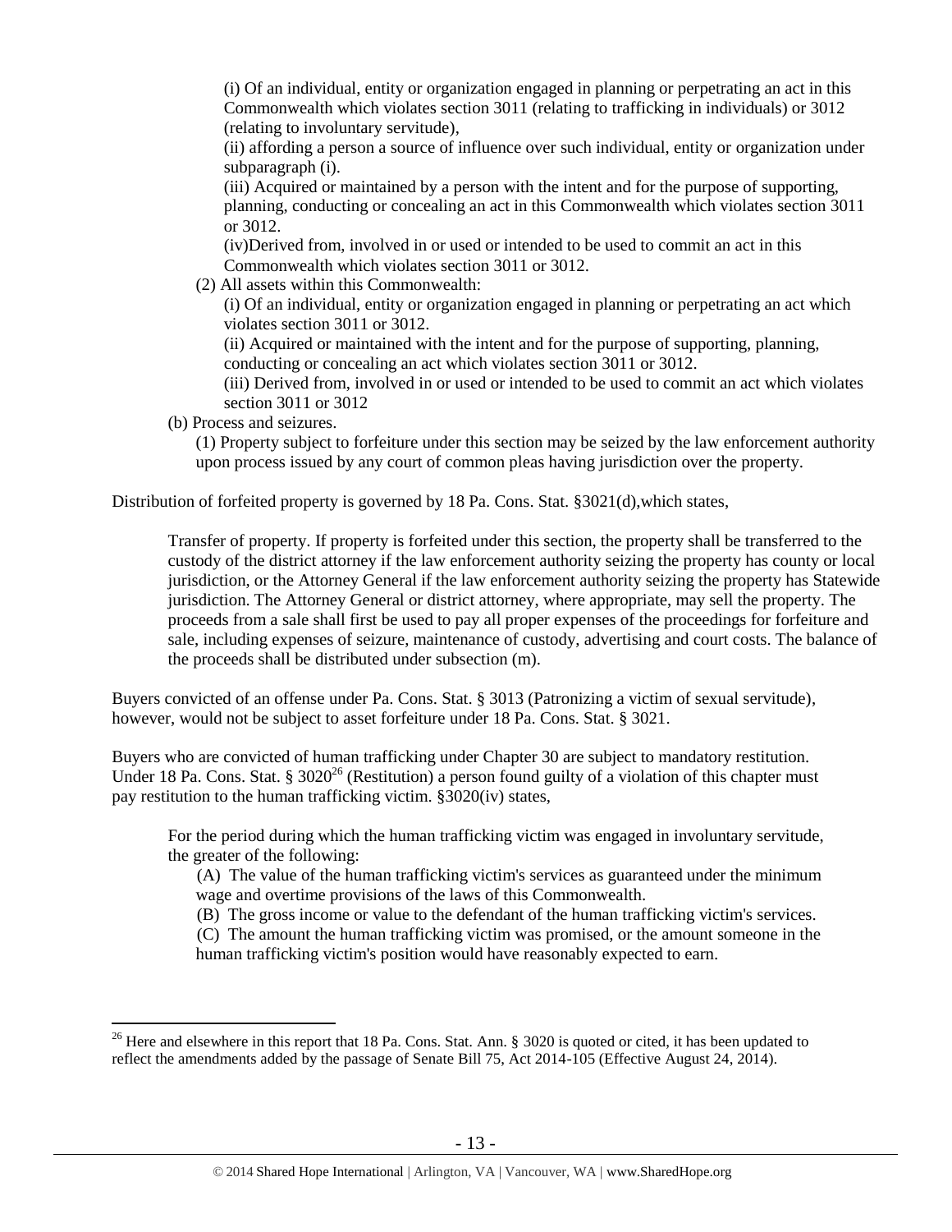(i) Of an individual, entity or organization engaged in planning or perpetrating an act in this Commonwealth which violates section 3011 (relating to trafficking in individuals) or 3012 (relating to involuntary servitude),

(ii) affording a person a source of influence over such individual, entity or organization under subparagraph (i).

(iii) Acquired or maintained by a person with the intent and for the purpose of supporting, planning, conducting or concealing an act in this Commonwealth which violates section 3011 or 3012.

(iv)Derived from, involved in or used or intended to be used to commit an act in this Commonwealth which violates section 3011 or 3012.

(2) All assets within this Commonwealth:

(i) Of an individual, entity or organization engaged in planning or perpetrating an act which violates section 3011 or 3012.

(ii) Acquired or maintained with the intent and for the purpose of supporting, planning, conducting or concealing an act which violates section 3011 or 3012.

(iii) Derived from, involved in or used or intended to be used to commit an act which violates section 3011 or 3012

(b) Process and seizures.

(1) Property subject to forfeiture under this section may be seized by the law enforcement authority upon process issued by any court of common pleas having jurisdiction over the property.

Distribution of forfeited property is governed by 18 Pa. Cons. Stat. §3021(d),which states,

> Transfer of property. If property is forfeited under this section, the property shall be transferred to the custody of the district attorney if the law enforcement authority seizing the property has county or local jurisdiction, or the Attorney General if the law enforcement authority seizing the property has Statewide jurisdiction. The Attorney General or district attorney, where appropriate, may sell the property. The proceeds from a sale shall first be used to pay all proper expenses of the proceedings for forfeiture and sale, including expenses of seizure, maintenance of custody, advertising and court costs. The balance of the proceeds shall be distributed under subsection (m).

Buyers convicted of an offense under Pa. Cons. Stat. § 3013 (Patronizing a victim of sexual servitude), however, would not be subject to asset forfeiture under 18 Pa. Cons. Stat. § 3021.

Buyers who are convicted of human trafficking under Chapter 30 are subject to mandatory restitution. Under 18 Pa. Cons. Stat. § 3020[26] (Restitution) a person found guilty of a violation of this chapter must pay restitution to the human trafficking victim. §3020(iv) states,

> For the period during which the human trafficking victim was engaged in involuntary servitude, the greater of the following:
>
> (A) The value of the human trafficking victim's services as guaranteed under the minimum wage and overtime provisions of the laws of this Commonwealth.
>
> (B) The gross income or value to the defendant of the human trafficking victim's services.
>
> (C) The amount the human trafficking victim was promised, or the amount someone in the human trafficking victim's position would have reasonably expected to earn.

---

[26] Here and elsewhere in this report that 18 Pa. Cons. Stat. Ann. § 3020 is quoted or cited, it has been updated to reflect the amendments added by the passage of Senate Bill 75, Act 2014-105 (Effective August 24, 2014).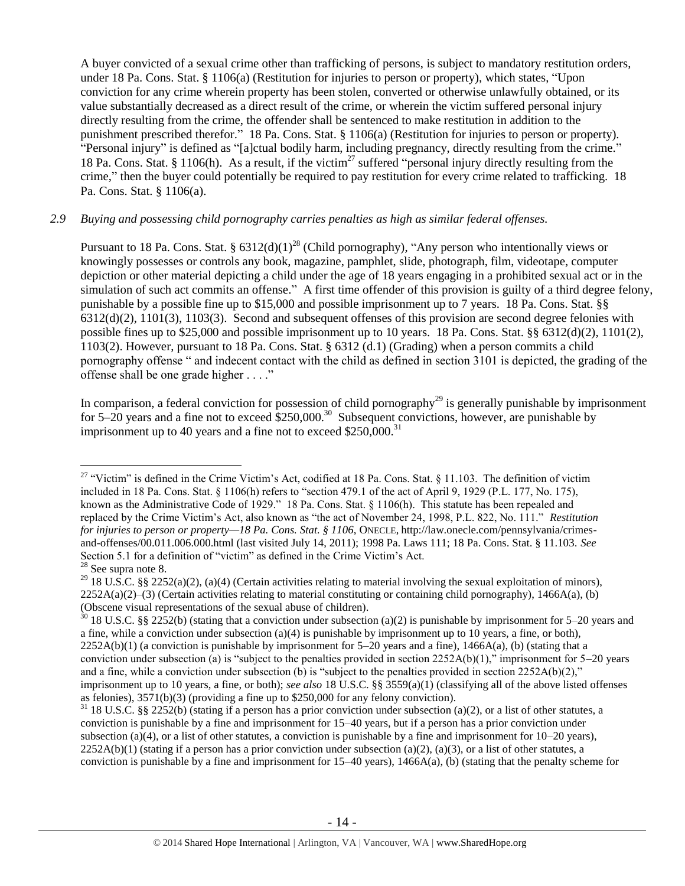A buyer convicted of a sexual crime other than trafficking of persons, is subject to mandatory restitution orders, under 18 Pa. Cons. Stat. § 1106(a) (Restitution for injuries to person or property), which states, "Upon conviction for any crime wherein property has been stolen, converted or otherwise unlawfully obtained, or its value substantially decreased as a direct result of the crime, or wherein the victim suffered personal injury directly resulting from the crime, the offender shall be sentenced to make restitution in addition to the punishment prescribed therefor." 18 Pa. Cons. Stat. § 1106(a) (Restitution for injuries to person or property). "Personal injury" is defined as "[a]ctual bodily harm, including pregnancy, directly resulting from the crime." 18 Pa. Cons. Stat. § 1106(h). As a result, if the victim[27] suffered "personal injury directly resulting from the crime," then the buyer could potentially be required to pay restitution for every crime related to trafficking. 18 Pa. Cons. Stat. § 1106(a).

*2.9 Buying and possessing child pornography carries penalties as high as similar federal offenses.*

Pursuant to 18 Pa. Cons. Stat. § 6312(d)(1)[28] (Child pornography), "Any person who intentionally views or knowingly possesses or controls any book, magazine, pamphlet, slide, photograph, film, videotape, computer depiction or other material depicting a child under the age of 18 years engaging in a prohibited sexual act or in the simulation of such act commits an offense." A first time offender of this provision is guilty of a third degree felony, punishable by a possible fine up to $15,000 and possible imprisonment up to 7 years. 18 Pa. Cons. Stat. §§ 6312(d)(2), 1101(3), 1103(3). Second and subsequent offenses of this provision are second degree felonies with possible fines up to $25,000 and possible imprisonment up to 10 years. 18 Pa. Cons. Stat. §§ 6312(d)(2), 1101(2), 1103(2). However, pursuant to 18 Pa. Cons. Stat. § 6312 (d.1) (Grading) when a person commits a child pornography offense " and indecent contact with the child as defined in section 3101 is depicted, the grading of the offense shall be one grade higher . . . ."

In comparison, a federal conviction for possession of child pornography[29] is generally punishable by imprisonment for 5–20 years and a fine not to exceed $250,000.[30] Subsequent convictions, however, are punishable by imprisonment up to 40 years and a fine not to exceed $250,000.[31]

---

[27] "Victim" is defined in the Crime Victim's Act, codified at 18 Pa. Cons. Stat. § 11.103. The definition of victim included in 18 Pa. Cons. Stat. § 1106(h) refers to "section 479.1 of the act of April 9, 1929 (P.L. 177, No. 175), known as the Administrative Code of 1929." 18 Pa. Cons. Stat. § 1106(h). This statute has been repealed and replaced by the Crime Victim's Act, also known as "the act of November 24, 1998, P.L. 822, No. 111." *Restitution for injuries to person or property—18 Pa. Cons. Stat. § 1106*, ONECLE, http://law.onecle.com/pennsylvania/crimes-and-offenses/00.011.006.000.html (last visited July 14, 2011); 1998 Pa. Laws 111; 18 Pa. Cons. Stat. § 11.103. *See* Section 5.1 for a definition of "victim" as defined in the Crime Victim's Act.

[28] See supra note 8.

[29] 18 U.S.C. §§ 2252(a)(2), (a)(4) (Certain activities relating to material involving the sexual exploitation of minors), 2252A(a)(2)–(3) (Certain activities relating to material constituting or containing child pornography), 1466A(a), (b) (Obscene visual representations of the sexual abuse of children).

[30] 18 U.S.C. §§ 2252(b) (stating that a conviction under subsection (a)(2) is punishable by imprisonment for 5–20 years and a fine, while a conviction under subsection (a)(4) is punishable by imprisonment up to 10 years, a fine, or both), 2252A(b)(1) (a conviction is punishable by imprisonment for 5–20 years and a fine), 1466A(a), (b) (stating that a conviction under subsection (a) is "subject to the penalties provided in section 2252A(b)(1)," imprisonment for 5–20 years and a fine, while a conviction under subsection (b) is "subject to the penalties provided in section 2252A(b)(2)," imprisonment up to 10 years, a fine, or both); *see also* 18 U.S.C. §§ 3559(a)(1) (classifying all of the above listed offenses as felonies), 3571(b)(3) (providing a fine up to $250,000 for any felony conviction).

[31] 18 U.S.C. §§ 2252(b) (stating if a person has a prior conviction under subsection (a)(2), or a list of other statutes, a conviction is punishable by a fine and imprisonment for 15–40 years, but if a person has a prior conviction under subsection (a)(4), or a list of other statutes, a conviction is punishable by a fine and imprisonment for 10–20 years), 2252A(b)(1) (stating if a person has a prior conviction under subsection (a)(2), (a)(3), or a list of other statutes, a conviction is punishable by a fine and imprisonment for 15–40 years), 1466A(a), (b) (stating that the penalty scheme for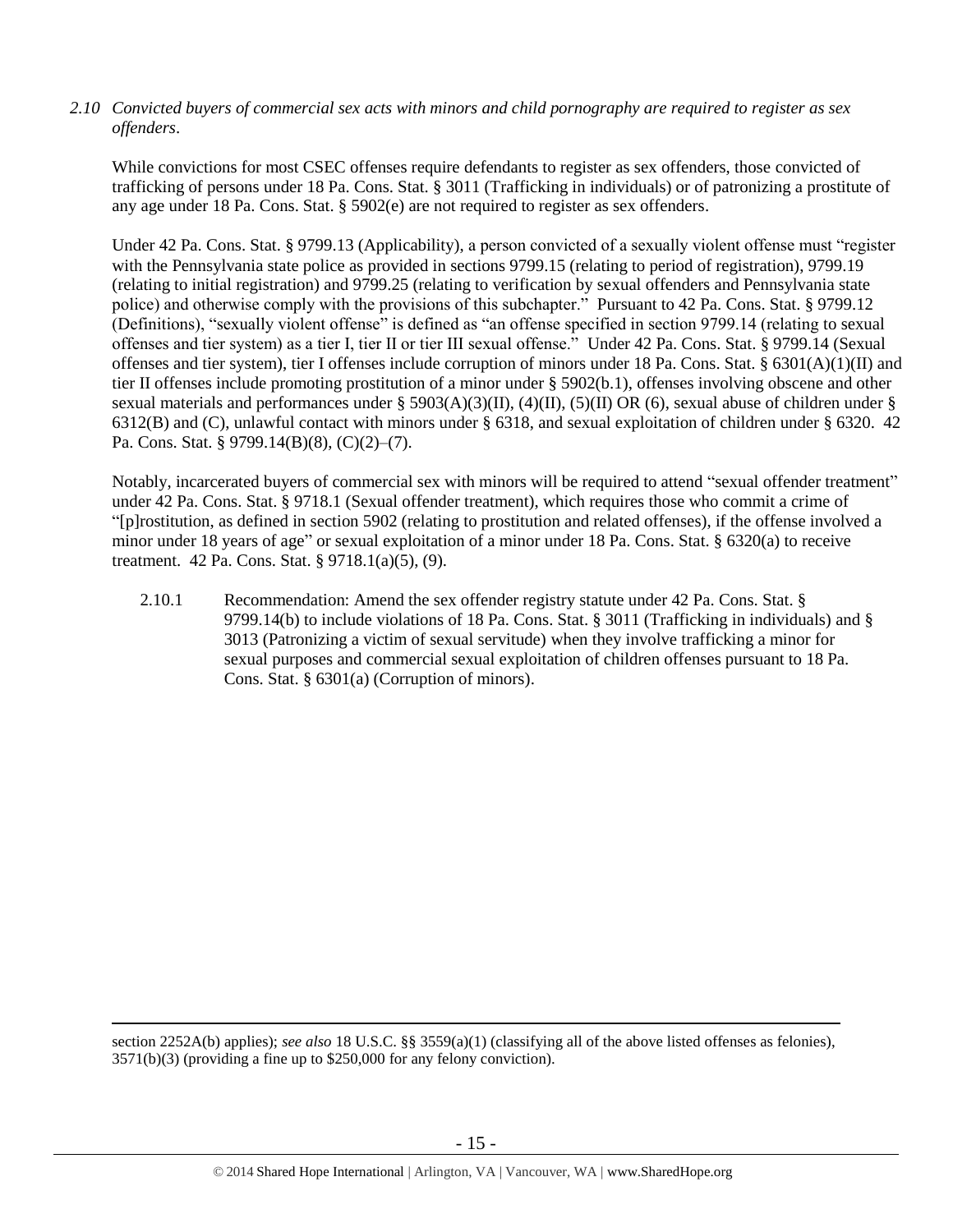*2.10 Convicted buyers of commercial sex acts with minors and child pornography are required to register as sex offenders*.

While convictions for most CSEC offenses require defendants to register as sex offenders, those convicted of trafficking of persons under 18 Pa. Cons. Stat. § 3011 (Trafficking in individuals) or of patronizing a prostitute of any age under 18 Pa. Cons. Stat. § 5902(e) are not required to register as sex offenders.

Under 42 Pa. Cons. Stat. § 9799.13 (Applicability), a person convicted of a sexually violent offense must "register with the Pennsylvania state police as provided in sections 9799.15 (relating to period of registration), 9799.19 (relating to initial registration) and 9799.25 (relating to verification by sexual offenders and Pennsylvania state police) and otherwise comply with the provisions of this subchapter." Pursuant to 42 Pa. Cons. Stat. § 9799.12 (Definitions), "sexually violent offense" is defined as "an offense specified in section 9799.14 (relating to sexual offenses and tier system) as a tier I, tier II or tier III sexual offense." Under 42 Pa. Cons. Stat. § 9799.14 (Sexual offenses and tier system), tier I offenses include corruption of minors under 18 Pa. Cons. Stat. § 6301(A)(1)(II) and tier II offenses include promoting prostitution of a minor under § 5902(b.1), offenses involving obscene and other sexual materials and performances under § 5903(A)(3)(II), (4)(II), (5)(II) OR (6), sexual abuse of children under § 6312(B) and (C), unlawful contact with minors under § 6318, and sexual exploitation of children under § 6320. 42 Pa. Cons. Stat. § 9799.14(B)(8), (C)(2)–(7).

Notably, incarcerated buyers of commercial sex with minors will be required to attend "sexual offender treatment" under 42 Pa. Cons. Stat. § 9718.1 (Sexual offender treatment), which requires those who commit a crime of "[p]rostitution, as defined in section 5902 (relating to prostitution and related offenses), if the offense involved a minor under 18 years of age" or sexual exploitation of a minor under 18 Pa. Cons. Stat. § 6320(a) to receive treatment. 42 Pa. Cons. Stat. § 9718.1(a)(5), (9).

2.10.1 Recommendation: Amend the sex offender registry statute under 42 Pa. Cons. Stat. § 9799.14(b) to include violations of 18 Pa. Cons. Stat. § 3011 (Trafficking in individuals) and § 3013 (Patronizing a victim of sexual servitude) when they involve trafficking a minor for sexual purposes and commercial sexual exploitation of children offenses pursuant to 18 Pa. Cons. Stat. § 6301(a) (Corruption of minors).

---

section 2252A(b) applies); *see also* 18 U.S.C. §§ 3559(a)(1) (classifying all of the above listed offenses as felonies), 3571(b)(3) (providing a fine up to $250,000 for any felony conviction).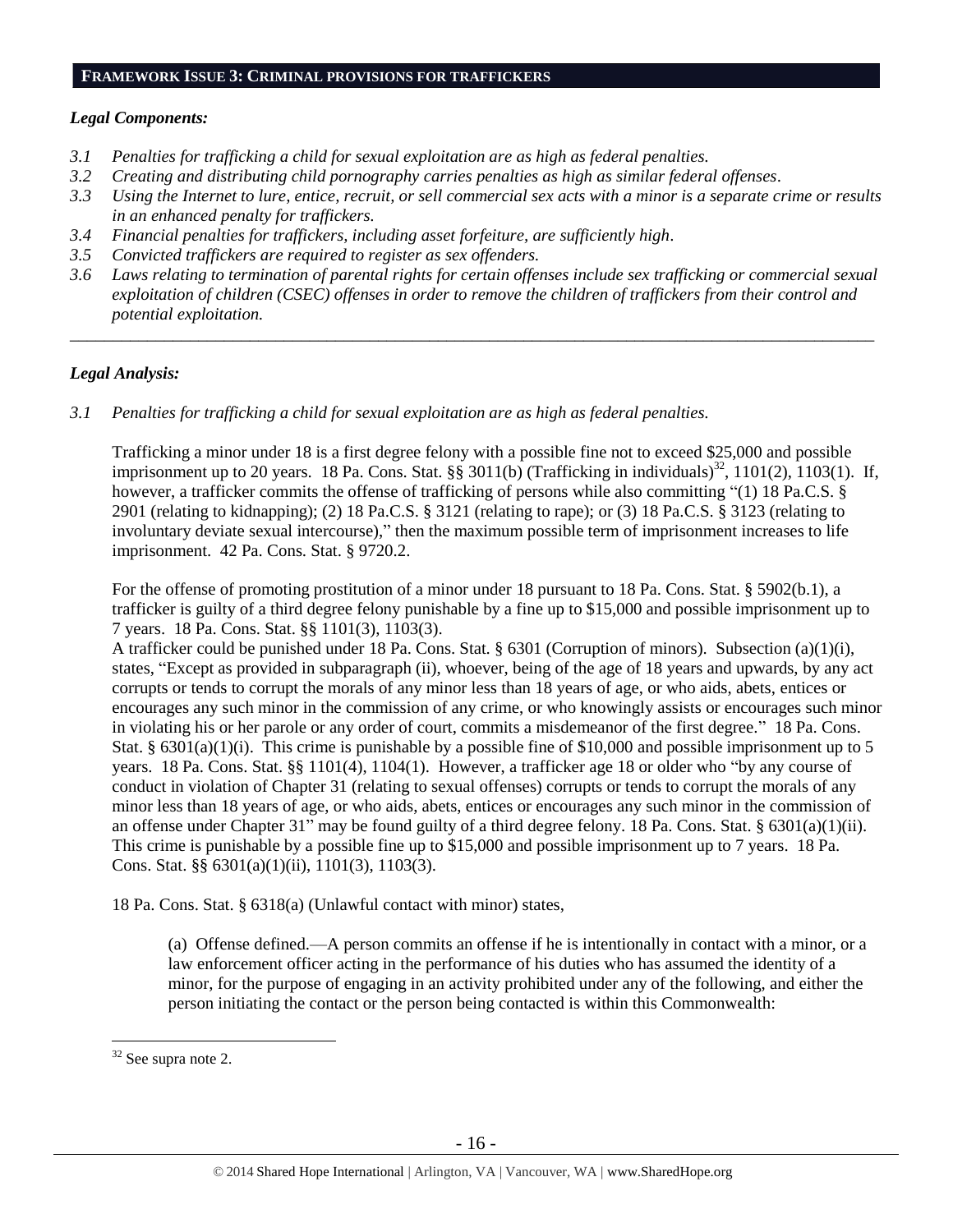## FRAMEWORK ISSUE 3: CRIMINAL PROVISIONS FOR TRAFFICKERS

### *Legal Components:*

*3.1 Penalties for trafficking a child for sexual exploitation are as high as federal penalties.*

*3.2 Creating and distributing child pornography carries penalties as high as similar federal offenses.*

*3.3 Using the Internet to lure, entice, recruit, or sell commercial sex acts with a minor is a separate crime or results in an enhanced penalty for traffickers.*

*3.4 Financial penalties for traffickers, including asset forfeiture, are sufficiently high.*

*3.5 Convicted traffickers are required to register as sex offenders.*

*3.6 Laws relating to termination of parental rights for certain offenses include sex trafficking or commercial sexual exploitation of children (CSEC) offenses in order to remove the children of traffickers from their control and potential exploitation.*

---

### *Legal Analysis:*

*3.1 Penalties for trafficking a child for sexual exploitation are as high as federal penalties.*

Trafficking a minor under 18 is a first degree felony with a possible fine not to exceed $25,000 and possible imprisonment up to 20 years. 18 Pa. Cons. Stat. §§ 3011(b) (Trafficking in individuals)[32], 1101(2), 1103(1). If, however, a trafficker commits the offense of trafficking of persons while also committing "(1) 18 Pa.C.S. § 2901 (relating to kidnapping); (2) 18 Pa.C.S. § 3121 (relating to rape); or (3) 18 Pa.C.S. § 3123 (relating to involuntary deviate sexual intercourse)," then the maximum possible term of imprisonment increases to life imprisonment. 42 Pa. Cons. Stat. § 9720.2.

For the offense of promoting prostitution of a minor under 18 pursuant to 18 Pa. Cons. Stat. § 5902(b.1), a trafficker is guilty of a third degree felony punishable by a fine up to $15,000 and possible imprisonment up to 7 years. 18 Pa. Cons. Stat. §§ 1101(3), 1103(3).

A trafficker could be punished under 18 Pa. Cons. Stat. § 6301 (Corruption of minors). Subsection (a)(1)(i), states, "Except as provided in subparagraph (ii), whoever, being of the age of 18 years and upwards, by any act corrupts or tends to corrupt the morals of any minor less than 18 years of age, or who aids, abets, entices or encourages any such minor in the commission of any crime, or who knowingly assists or encourages such minor in violating his or her parole or any order of court, commits a misdemeanor of the first degree." 18 Pa. Cons. Stat. § 6301(a)(1)(i). This crime is punishable by a possible fine of $10,000 and possible imprisonment up to 5 years. 18 Pa. Cons. Stat. §§ 1101(4), 1104(1). However, a trafficker age 18 or older who "by any course of conduct in violation of Chapter 31 (relating to sexual offenses) corrupts or tends to corrupt the morals of any minor less than 18 years of age, or who aids, abets, entices or encourages any such minor in the commission of an offense under Chapter 31" may be found guilty of a third degree felony. 18 Pa. Cons. Stat. § 6301(a)(1)(ii). This crime is punishable by a possible fine up to $15,000 and possible imprisonment up to 7 years. 18 Pa. Cons. Stat. §§ 6301(a)(1)(ii), 1101(3), 1103(3).

18 Pa. Cons. Stat. § 6318(a) (Unlawful contact with minor) states,

> (a) Offense defined.—A person commits an offense if he is intentionally in contact with a minor, or a law enforcement officer acting in the performance of his duties who has assumed the identity of a minor, for the purpose of engaging in an activity prohibited under any of the following, and either the person initiating the contact or the person being contacted is within this Commonwealth:

---

[32] See supra note 2.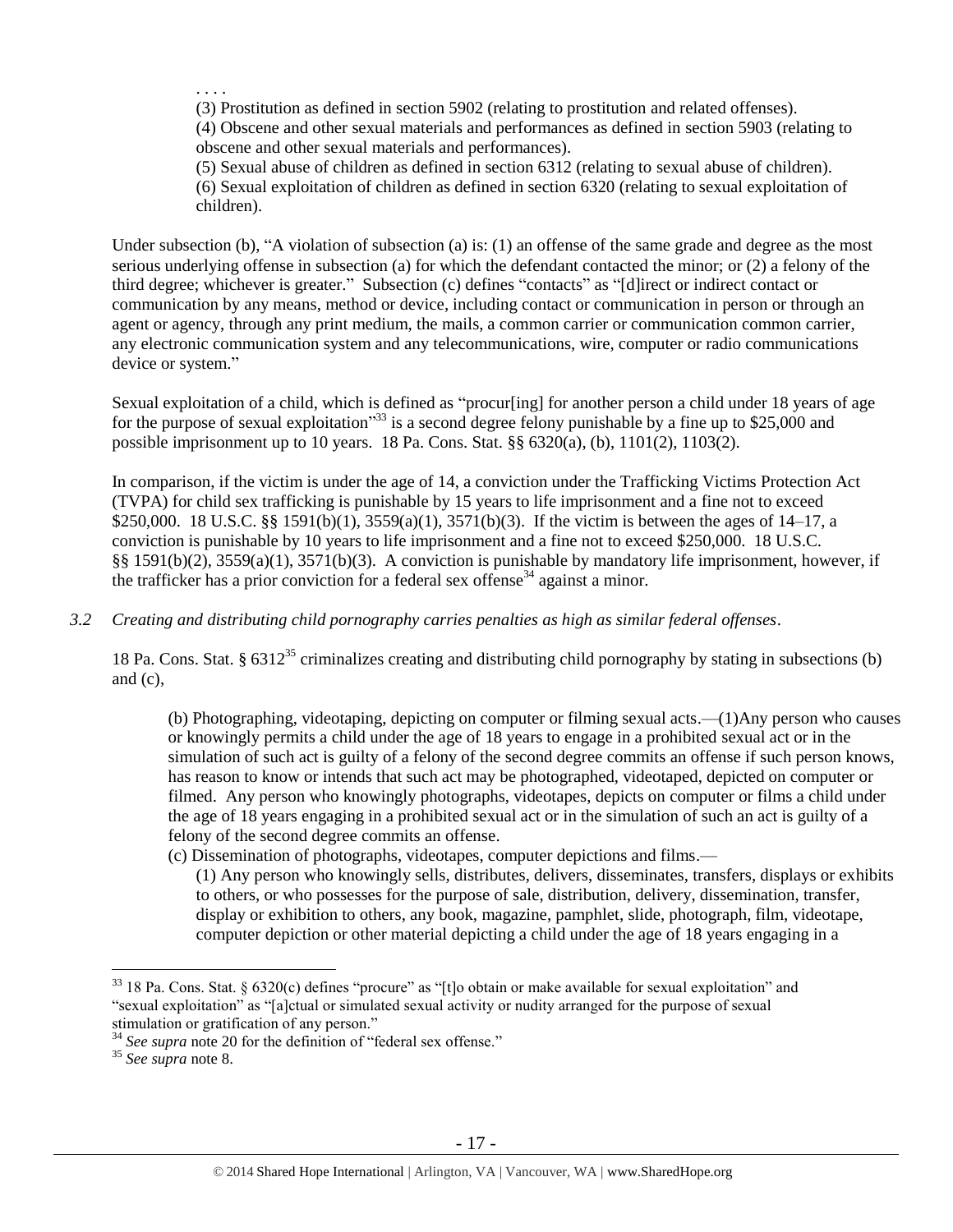> . . . .
> (3) Prostitution as defined in section 5902 (relating to prostitution and related offenses).
> (4) Obscene and other sexual materials and performances as defined in section 5903 (relating to obscene and other sexual materials and performances).
> (5) Sexual abuse of children as defined in section 6312 (relating to sexual abuse of children).
> (6) Sexual exploitation of children as defined in section 6320 (relating to sexual exploitation of children).

Under subsection (b), "A violation of subsection (a) is: (1) an offense of the same grade and degree as the most serious underlying offense in subsection (a) for which the defendant contacted the minor; or (2) a felony of the third degree; whichever is greater." Subsection (c) defines "contacts" as "[d]irect or indirect contact or communication by any means, method or device, including contact or communication in person or through an agent or agency, through any print medium, the mails, a common carrier or communication common carrier, any electronic communication system and any telecommunications, wire, computer or radio communications device or system."

Sexual exploitation of a child, which is defined as "procur[ing] for another person a child under 18 years of age for the purpose of sexual exploitation"[33] is a second degree felony punishable by a fine up to $25,000 and possible imprisonment up to 10 years. 18 Pa. Cons. Stat. §§ 6320(a), (b), 1101(2), 1103(2).

In comparison, if the victim is under the age of 14, a conviction under the Trafficking Victims Protection Act (TVPA) for child sex trafficking is punishable by 15 years to life imprisonment and a fine not to exceed $250,000. 18 U.S.C. §§ 1591(b)(1), 3559(a)(1), 3571(b)(3). If the victim is between the ages of 14–17, a conviction is punishable by 10 years to life imprisonment and a fine not to exceed $250,000. 18 U.S.C. §§ 1591(b)(2), 3559(a)(1), 3571(b)(3). A conviction is punishable by mandatory life imprisonment, however, if the trafficker has a prior conviction for a federal sex offense[34] against a minor.

*3.2 Creating and distributing child pornography carries penalties as high as similar federal offenses*.

18 Pa. Cons. Stat. § 6312[35] criminalizes creating and distributing child pornography by stating in subsections (b) and (c),

> (b) Photographing, videotaping, depicting on computer or filming sexual acts.—(1)Any person who causes or knowingly permits a child under the age of 18 years to engage in a prohibited sexual act or in the simulation of such act is guilty of a felony of the second degree commits an offense if such person knows, has reason to know or intends that such act may be photographed, videotaped, depicted on computer or filmed. Any person who knowingly photographs, videotapes, depicts on computer or films a child under the age of 18 years engaging in a prohibited sexual act or in the simulation of such an act is guilty of a felony of the second degree commits an offense.
> (c) Dissemination of photographs, videotapes, computer depictions and films.—
> (1) Any person who knowingly sells, distributes, delivers, disseminates, transfers, displays or exhibits to others, or who possesses for the purpose of sale, distribution, delivery, dissemination, transfer, display or exhibition to others, any book, magazine, pamphlet, slide, photograph, film, videotape, computer depiction or other material depicting a child under the age of 18 years engaging in a

---

[33] 18 Pa. Cons. Stat. § 6320(c) defines "procure" as "[t]o obtain or make available for sexual exploitation" and "sexual exploitation" as "[a]ctual or simulated sexual activity or nudity arranged for the purpose of sexual stimulation or gratification of any person."
[34] *See supra* note 20 for the definition of "federal sex offense."
[35] *See supra* note 8.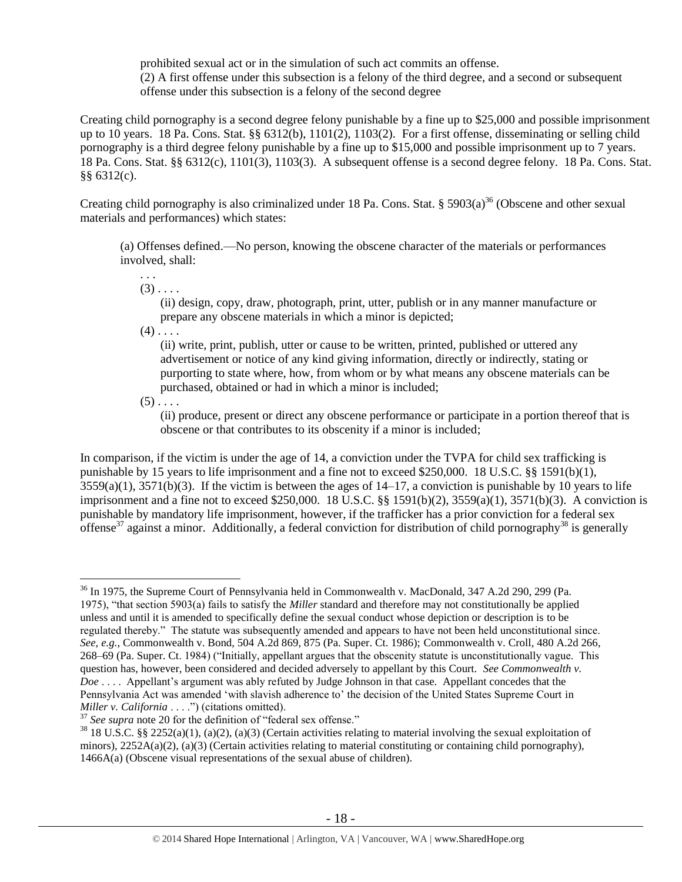prohibited sexual act or in the simulation of such act commits an offense.
(2) A first offense under this subsection is a felony of the third degree, and a second or subsequent offense under this subsection is a felony of the second degree

Creating child pornography is a second degree felony punishable by a fine up to $25,000 and possible imprisonment up to 10 years. 18 Pa. Cons. Stat. §§ 6312(b), 1101(2), 1103(2). For a first offense, disseminating or selling child pornography is a third degree felony punishable by a fine up to $15,000 and possible imprisonment up to 7 years. 18 Pa. Cons. Stat. §§ 6312(c), 1101(3), 1103(3). A subsequent offense is a second degree felony. 18 Pa. Cons. Stat. §§ 6312(c).

Creating child pornography is also criminalized under 18 Pa. Cons. Stat. § 5903(a)[36] (Obscene and other sexual materials and performances) which states:

> (a) Offenses defined.—No person, knowing the obscene character of the materials or performances involved, shall:
>
> . . .
>
> (3) . . . .
>
> (ii) design, copy, draw, photograph, print, utter, publish or in any manner manufacture or prepare any obscene materials in which a minor is depicted;
>
> (4) . . . .
>
> (ii) write, print, publish, utter or cause to be written, printed, published or uttered any advertisement or notice of any kind giving information, directly or indirectly, stating or purporting to state where, how, from whom or by what means any obscene materials can be purchased, obtained or had in which a minor is included;
>
> (5) . . . .
>
> (ii) produce, present or direct any obscene performance or participate in a portion thereof that is obscene or that contributes to its obscenity if a minor is included;

In comparison, if the victim is under the age of 14, a conviction under the TVPA for child sex trafficking is punishable by 15 years to life imprisonment and a fine not to exceed $250,000. 18 U.S.C. §§ 1591(b)(1), 3559(a)(1), 3571(b)(3). If the victim is between the ages of 14–17, a conviction is punishable by 10 years to life imprisonment and a fine not to exceed $250,000. 18 U.S.C. §§ 1591(b)(2), 3559(a)(1), 3571(b)(3). A conviction is punishable by mandatory life imprisonment, however, if the trafficker has a prior conviction for a federal sex offense[37] against a minor. Additionally, a federal conviction for distribution of child pornography[38] is generally

---

[36] In 1975, the Supreme Court of Pennsylvania held in Commonwealth v. MacDonald, 347 A.2d 290, 299 (Pa. 1975), "that section 5903(a) fails to satisfy the *Miller* standard and therefore may not constitutionally be applied unless and until it is amended to specifically define the sexual conduct whose depiction or description is to be regulated thereby." The statute was subsequently amended and appears to have not been held unconstitutional since. *See, e.g.*, Commonwealth v. Bond, 504 A.2d 869, 875 (Pa. Super. Ct. 1986); Commonwealth v. Croll, 480 A.2d 266, 268–69 (Pa. Super. Ct. 1984) ("Initially, appellant argues that the obscenity statute is unconstitutionally vague. This question has, however, been considered and decided adversely to appellant by this Court. *See Commonwealth v. Doe* . . . . Appellant's argument was ably refuted by Judge Johnson in that case. Appellant concedes that the Pennsylvania Act was amended 'with slavish adherence to' the decision of the United States Supreme Court in *Miller v. California* . . . .") (citations omitted).

[37] *See supra* note 20 for the definition of "federal sex offense."

[38] 18 U.S.C. §§ 2252(a)(1), (a)(2), (a)(3) (Certain activities relating to material involving the sexual exploitation of minors), 2252A(a)(2), (a)(3) (Certain activities relating to material constituting or containing child pornography), 1466A(a) (Obscene visual representations of the sexual abuse of children).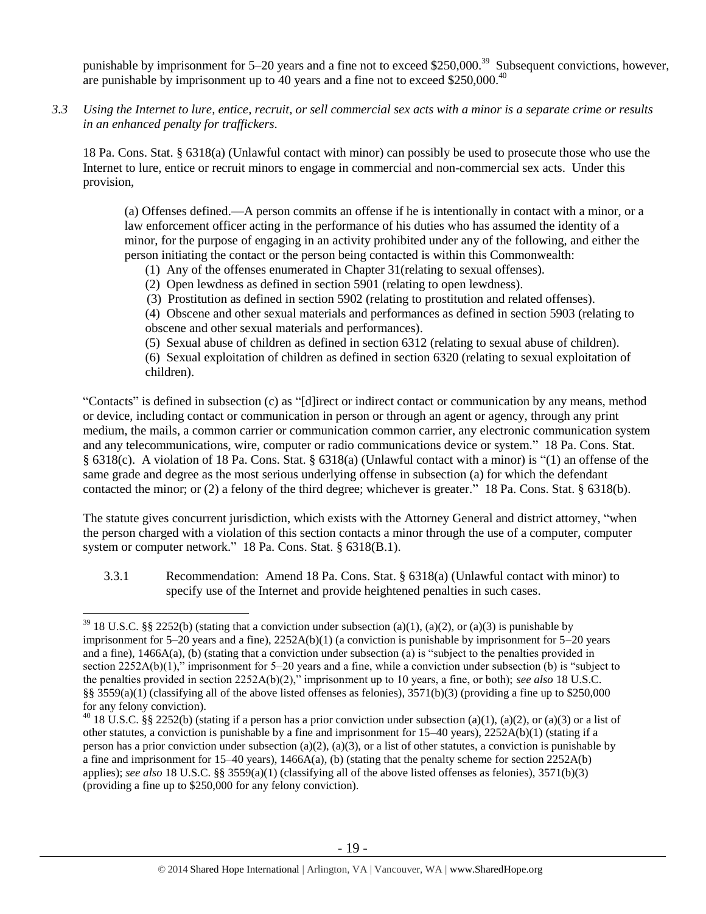punishable by imprisonment for 5–20 years and a fine not to exceed $250,000.[39] Subsequent convictions, however, are punishable by imprisonment up to 40 years and a fine not to exceed $250,000.[40]

*3.3 Using the Internet to lure, entice, recruit, or sell commercial sex acts with a minor is a separate crime or results in an enhanced penalty for traffickers.*

18 Pa. Cons. Stat. § 6318(a) (Unlawful contact with minor) can possibly be used to prosecute those who use the Internet to lure, entice or recruit minors to engage in commercial and non-commercial sex acts. Under this provision,

> (a) Offenses defined.—A person commits an offense if he is intentionally in contact with a minor, or a law enforcement officer acting in the performance of his duties who has assumed the identity of a minor, for the purpose of engaging in an activity prohibited under any of the following, and either the person initiating the contact or the person being contacted is within this Commonwealth:
>
> (1) Any of the offenses enumerated in Chapter 31(relating to sexual offenses).
> (2) Open lewdness as defined in section 5901 (relating to open lewdness).
> (3) Prostitution as defined in section 5902 (relating to prostitution and related offenses).
> (4) Obscene and other sexual materials and performances as defined in section 5903 (relating to obscene and other sexual materials and performances).
> (5) Sexual abuse of children as defined in section 6312 (relating to sexual abuse of children).
> (6) Sexual exploitation of children as defined in section 6320 (relating to sexual exploitation of children).

"Contacts" is defined in subsection (c) as "[d]irect or indirect contact or communication by any means, method or device, including contact or communication in person or through an agent or agency, through any print medium, the mails, a common carrier or communication common carrier, any electronic communication system and any telecommunications, wire, computer or radio communications device or system." 18 Pa. Cons. Stat. § 6318(c). A violation of 18 Pa. Cons. Stat. § 6318(a) (Unlawful contact with a minor) is "(1) an offense of the same grade and degree as the most serious underlying offense in subsection (a) for which the defendant contacted the minor; or (2) a felony of the third degree; whichever is greater." 18 Pa. Cons. Stat. § 6318(b).

The statute gives concurrent jurisdiction, which exists with the Attorney General and district attorney, "when the person charged with a violation of this section contacts a minor through the use of a computer, computer system or computer network." 18 Pa. Cons. Stat. § 6318(B.1).

3.3.1 Recommendation: Amend 18 Pa. Cons. Stat. § 6318(a) (Unlawful contact with minor) to specify use of the Internet and provide heightened penalties in such cases.

---

[39] 18 U.S.C. §§ 2252(b) (stating that a conviction under subsection (a)(1), (a)(2), or (a)(3) is punishable by imprisonment for 5–20 years and a fine), 2252A(b)(1) (a conviction is punishable by imprisonment for 5–20 years and a fine), 1466A(a), (b) (stating that a conviction under subsection (a) is "subject to the penalties provided in section 2252A(b)(1)," imprisonment for 5–20 years and a fine, while a conviction under subsection (b) is "subject to the penalties provided in section 2252A(b)(2)," imprisonment up to 10 years, a fine, or both); *see also* 18 U.S.C. §§ 3559(a)(1) (classifying all of the above listed offenses as felonies), 3571(b)(3) (providing a fine up to $250,000 for any felony conviction).

[40] 18 U.S.C. §§ 2252(b) (stating if a person has a prior conviction under subsection (a)(1), (a)(2), or (a)(3) or a list of other statutes, a conviction is punishable by a fine and imprisonment for 15–40 years), 2252A(b)(1) (stating if a person has a prior conviction under subsection (a)(2), (a)(3), or a list of other statutes, a conviction is punishable by a fine and imprisonment for 15–40 years), 1466A(a), (b) (stating that the penalty scheme for section 2252A(b) applies); *see also* 18 U.S.C. §§ 3559(a)(1) (classifying all of the above listed offenses as felonies), 3571(b)(3) (providing a fine up to $250,000 for any felony conviction).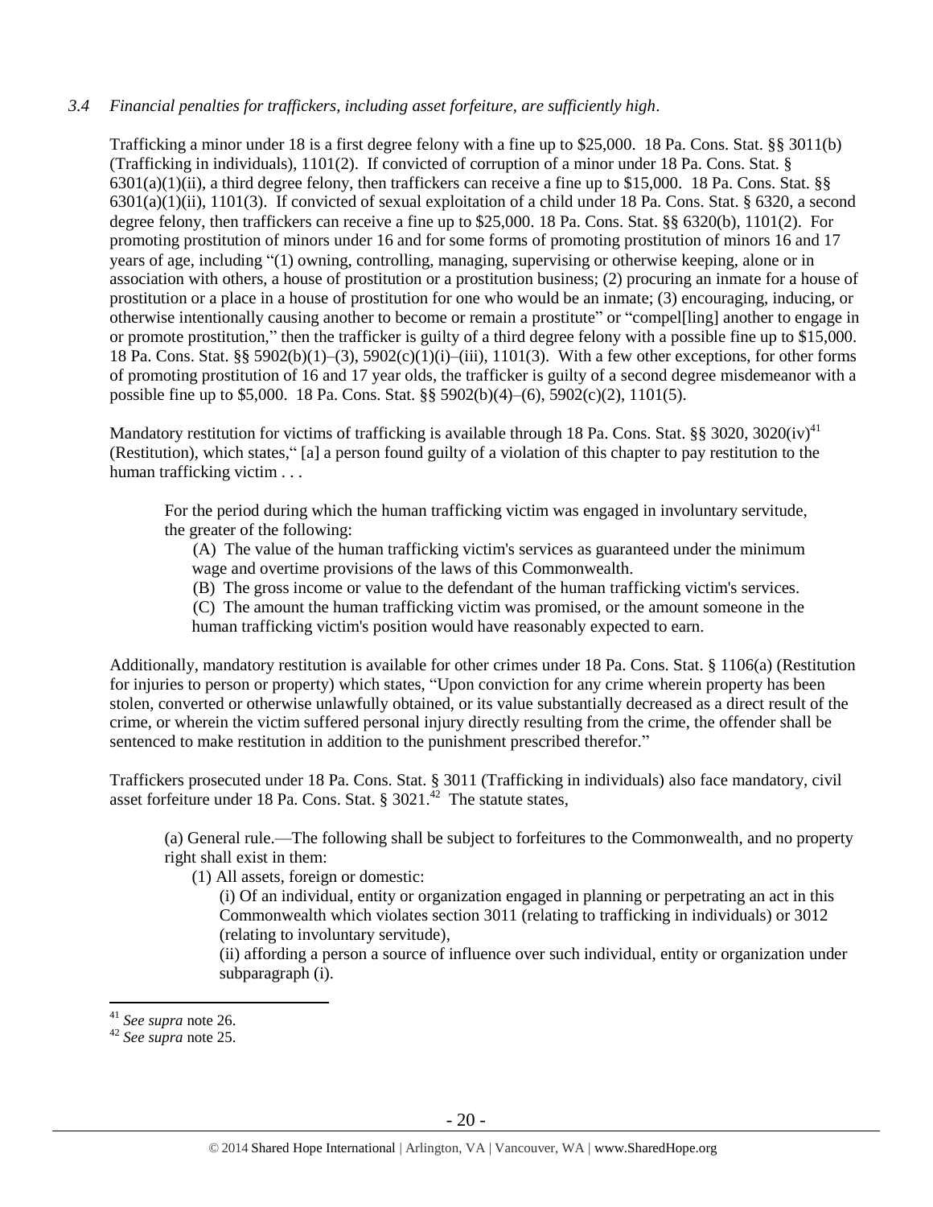*3.4 Financial penalties for traffickers, including asset forfeiture, are sufficiently high.*

Trafficking a minor under 18 is a first degree felony with a fine up to $25,000. 18 Pa. Cons. Stat. §§ 3011(b) (Trafficking in individuals), 1101(2). If convicted of corruption of a minor under 18 Pa. Cons. Stat. § 6301(a)(1)(ii), a third degree felony, then traffickers can receive a fine up to $15,000. 18 Pa. Cons. Stat. §§ 6301(a)(1)(ii), 1101(3). If convicted of sexual exploitation of a child under 18 Pa. Cons. Stat. § 6320, a second degree felony, then traffickers can receive a fine up to $25,000. 18 Pa. Cons. Stat. §§ 6320(b), 1101(2). For promoting prostitution of minors under 16 and for some forms of promoting prostitution of minors 16 and 17 years of age, including "(1) owning, controlling, managing, supervising or otherwise keeping, alone or in association with others, a house of prostitution or a prostitution business; (2) procuring an inmate for a house of prostitution or a place in a house of prostitution for one who would be an inmate; (3) encouraging, inducing, or otherwise intentionally causing another to become or remain a prostitute" or "compel[ling] another to engage in or promote prostitution," then the trafficker is guilty of a third degree felony with a possible fine up to $15,000. 18 Pa. Cons. Stat. §§ 5902(b)(1)–(3), 5902(c)(1)(i)–(iii), 1101(3). With a few other exceptions, for other forms of promoting prostitution of 16 and 17 year olds, the trafficker is guilty of a second degree misdemeanor with a possible fine up to $5,000. 18 Pa. Cons. Stat. §§ 5902(b)(4)–(6), 5902(c)(2), 1101(5).

Mandatory restitution for victims of trafficking is available through 18 Pa. Cons. Stat. §§ 3020, 3020(iv)[41] (Restitution), which states," [a] a person found guilty of a violation of this chapter to pay restitution to the human trafficking victim . . .

> For the period during which the human trafficking victim was engaged in involuntary servitude, the greater of the following:
>
> (A) The value of the human trafficking victim's services as guaranteed under the minimum wage and overtime provisions of the laws of this Commonwealth.
>
> (B) The gross income or value to the defendant of the human trafficking victim's services.
>
> (C) The amount the human trafficking victim was promised, or the amount someone in the human trafficking victim's position would have reasonably expected to earn.

Additionally, mandatory restitution is available for other crimes under 18 Pa. Cons. Stat. § 1106(a) (Restitution for injuries to person or property) which states, "Upon conviction for any crime wherein property has been stolen, converted or otherwise unlawfully obtained, or its value substantially decreased as a direct result of the crime, or wherein the victim suffered personal injury directly resulting from the crime, the offender shall be sentenced to make restitution in addition to the punishment prescribed therefor."

Traffickers prosecuted under 18 Pa. Cons. Stat. § 3011 (Trafficking in individuals) also face mandatory, civil asset forfeiture under 18 Pa. Cons. Stat. § 3021.[42] The statute states,

> (a) General rule.—The following shall be subject to forfeitures to the Commonwealth, and no property right shall exist in them:
>
> (1) All assets, foreign or domestic:
>
> (i) Of an individual, entity or organization engaged in planning or perpetrating an act in this Commonwealth which violates section 3011 (relating to trafficking in individuals) or 3012 (relating to involuntary servitude),
>
> (ii) affording a person a source of influence over such individual, entity or organization under subparagraph (i).

---

[41] *See supra* note 26.

[42] *See supra* note 25.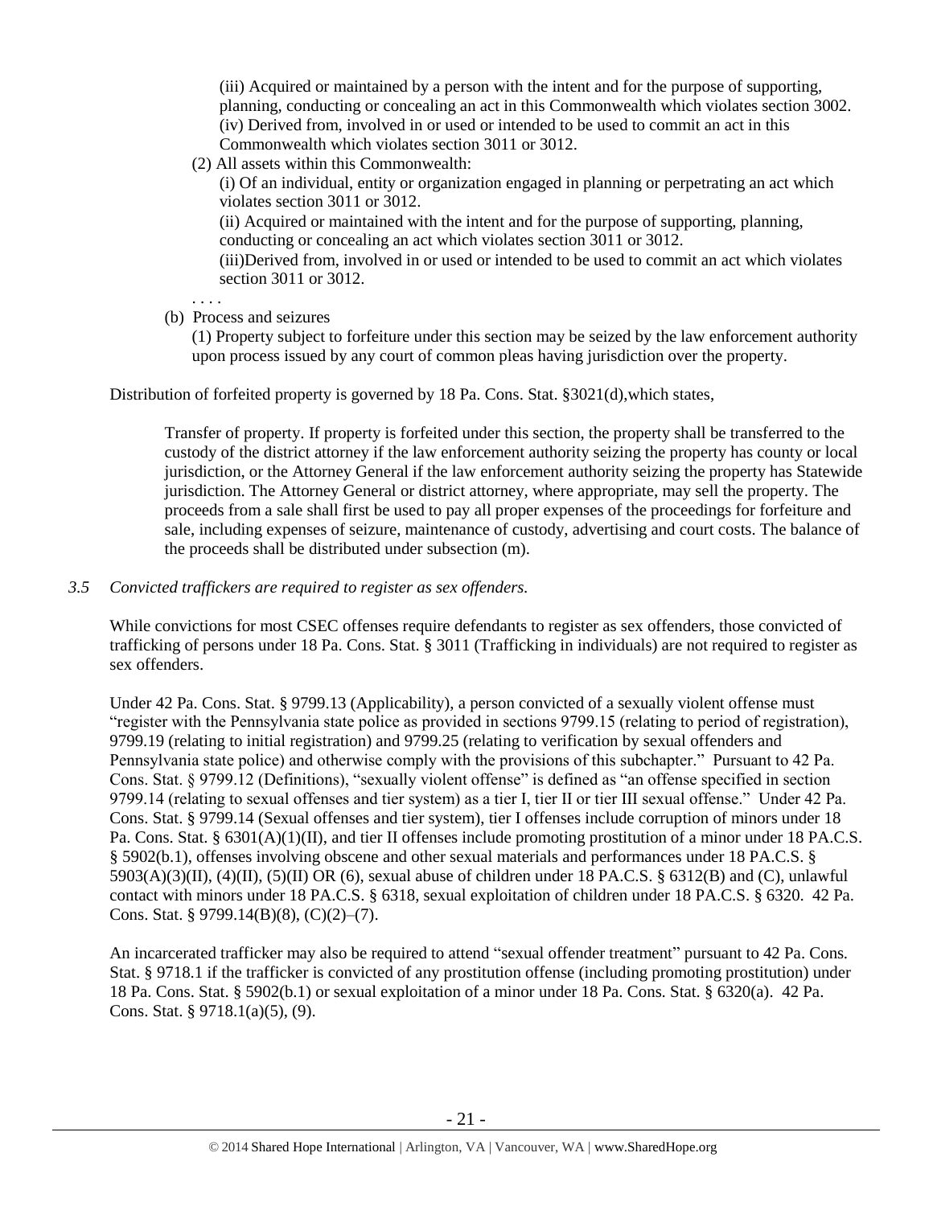(iii) Acquired or maintained by a person with the intent and for the purpose of supporting, planning, conducting or concealing an act in this Commonwealth which violates section 3002.
(iv) Derived from, involved in or used or intended to be used to commit an act in this Commonwealth which violates section 3011 or 3012.

(2) All assets within this Commonwealth:

(i) Of an individual, entity or organization engaged in planning or perpetrating an act which violates section 3011 or 3012.
(ii) Acquired or maintained with the intent and for the purpose of supporting, planning, conducting or concealing an act which violates section 3011 or 3012.
(iii)Derived from, involved in or used or intended to be used to commit an act which violates section 3011 or 3012.

. . . .

(b) Process and seizures

(1) Property subject to forfeiture under this section may be seized by the law enforcement authority upon process issued by any court of common pleas having jurisdiction over the property.

Distribution of forfeited property is governed by 18 Pa. Cons. Stat. §3021(d),which states,

> Transfer of property. If property is forfeited under this section, the property shall be transferred to the custody of the district attorney if the law enforcement authority seizing the property has county or local jurisdiction, or the Attorney General if the law enforcement authority seizing the property has Statewide jurisdiction. The Attorney General or district attorney, where appropriate, may sell the property. The proceeds from a sale shall first be used to pay all proper expenses of the proceedings for forfeiture and sale, including expenses of seizure, maintenance of custody, advertising and court costs. The balance of the proceeds shall be distributed under subsection (m).

*3.5 Convicted traffickers are required to register as sex offenders.*

While convictions for most CSEC offenses require defendants to register as sex offenders, those convicted of trafficking of persons under 18 Pa. Cons. Stat. § 3011 (Trafficking in individuals) are not required to register as sex offenders.

Under 42 Pa. Cons. Stat. § 9799.13 (Applicability), a person convicted of a sexually violent offense must "register with the Pennsylvania state police as provided in sections 9799.15 (relating to period of registration), 9799.19 (relating to initial registration) and 9799.25 (relating to verification by sexual offenders and Pennsylvania state police) and otherwise comply with the provisions of this subchapter." Pursuant to 42 Pa. Cons. Stat. § 9799.12 (Definitions), "sexually violent offense" is defined as "an offense specified in section 9799.14 (relating to sexual offenses and tier system) as a tier I, tier II or tier III sexual offense." Under 42 Pa. Cons. Stat. § 9799.14 (Sexual offenses and tier system), tier I offenses include corruption of minors under 18 Pa. Cons. Stat. § 6301(A)(1)(II), and tier II offenses include promoting prostitution of a minor under 18 PA.C.S. § 5902(b.1), offenses involving obscene and other sexual materials and performances under 18 PA.C.S. § 5903(A)(3)(II), (4)(II), (5)(II) OR (6), sexual abuse of children under 18 PA.C.S. § 6312(B) and (C), unlawful contact with minors under 18 PA.C.S. § 6318, sexual exploitation of children under 18 PA.C.S. § 6320. 42 Pa. Cons. Stat. § 9799.14(B)(8), (C)(2)–(7).

An incarcerated trafficker may also be required to attend "sexual offender treatment" pursuant to 42 Pa. Cons. Stat. § 9718.1 if the trafficker is convicted of any prostitution offense (including promoting prostitution) under 18 Pa. Cons. Stat. § 5902(b.1) or sexual exploitation of a minor under 18 Pa. Cons. Stat. § 6320(a). 42 Pa. Cons. Stat. § 9718.1(a)(5), (9).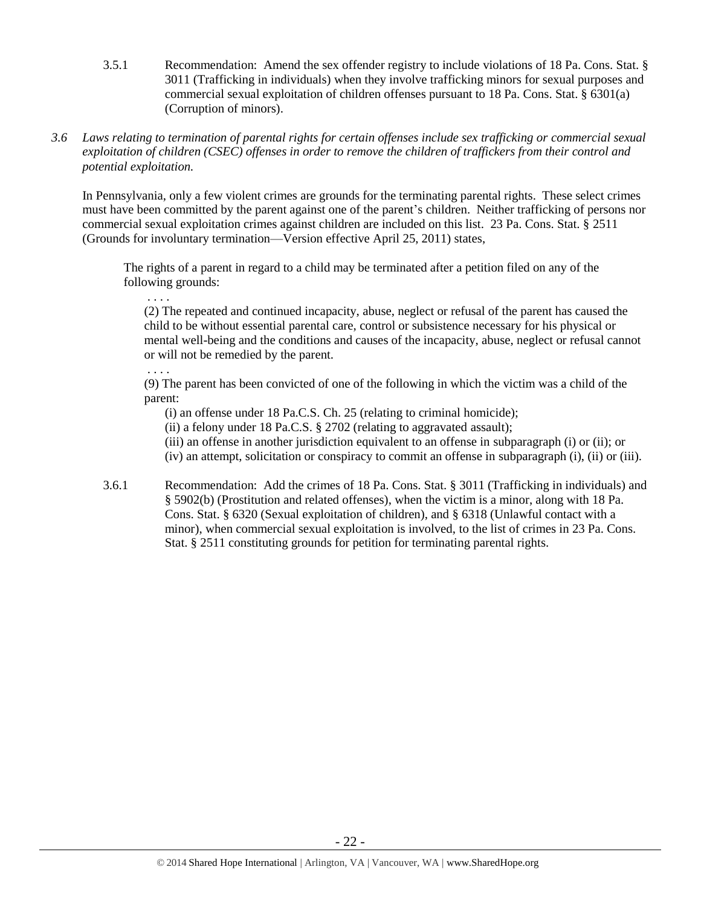3.5.1 Recommendation: Amend the sex offender registry to include violations of 18 Pa. Cons. Stat. § 3011 (Trafficking in individuals) when they involve trafficking minors for sexual purposes and commercial sexual exploitation of children offenses pursuant to 18 Pa. Cons. Stat. § 6301(a) (Corruption of minors).

*3.6 Laws relating to termination of parental rights for certain offenses include sex trafficking or commercial sexual exploitation of children (CSEC) offenses in order to remove the children of traffickers from their control and potential exploitation.*

In Pennsylvania, only a few violent crimes are grounds for the terminating parental rights. These select crimes must have been committed by the parent against one of the parent's children. Neither trafficking of persons nor commercial sexual exploitation crimes against children are included on this list. 23 Pa. Cons. Stat. § 2511 (Grounds for involuntary termination—Version effective April 25, 2011) states,

> The rights of a parent in regard to a child may be terminated after a petition filed on any of the following grounds:
>
> . . . .
>
> (2) The repeated and continued incapacity, abuse, neglect or refusal of the parent has caused the child to be without essential parental care, control or subsistence necessary for his physical or mental well-being and the conditions and causes of the incapacity, abuse, neglect or refusal cannot or will not be remedied by the parent.
>
> . . . .
>
> (9) The parent has been convicted of one of the following in which the victim was a child of the parent:
>
> (i) an offense under 18 Pa.C.S. Ch. 25 (relating to criminal homicide);
> (ii) a felony under 18 Pa.C.S. § 2702 (relating to aggravated assault);
> (iii) an offense in another jurisdiction equivalent to an offense in subparagraph (i) or (ii); or
> (iv) an attempt, solicitation or conspiracy to commit an offense in subparagraph (i), (ii) or (iii).

3.6.1 Recommendation: Add the crimes of 18 Pa. Cons. Stat. § 3011 (Trafficking in individuals) and § 5902(b) (Prostitution and related offenses), when the victim is a minor, along with 18 Pa. Cons. Stat. § 6320 (Sexual exploitation of children), and § 6318 (Unlawful contact with a minor), when commercial sexual exploitation is involved, to the list of crimes in 23 Pa. Cons. Stat. § 2511 constituting grounds for petition for terminating parental rights.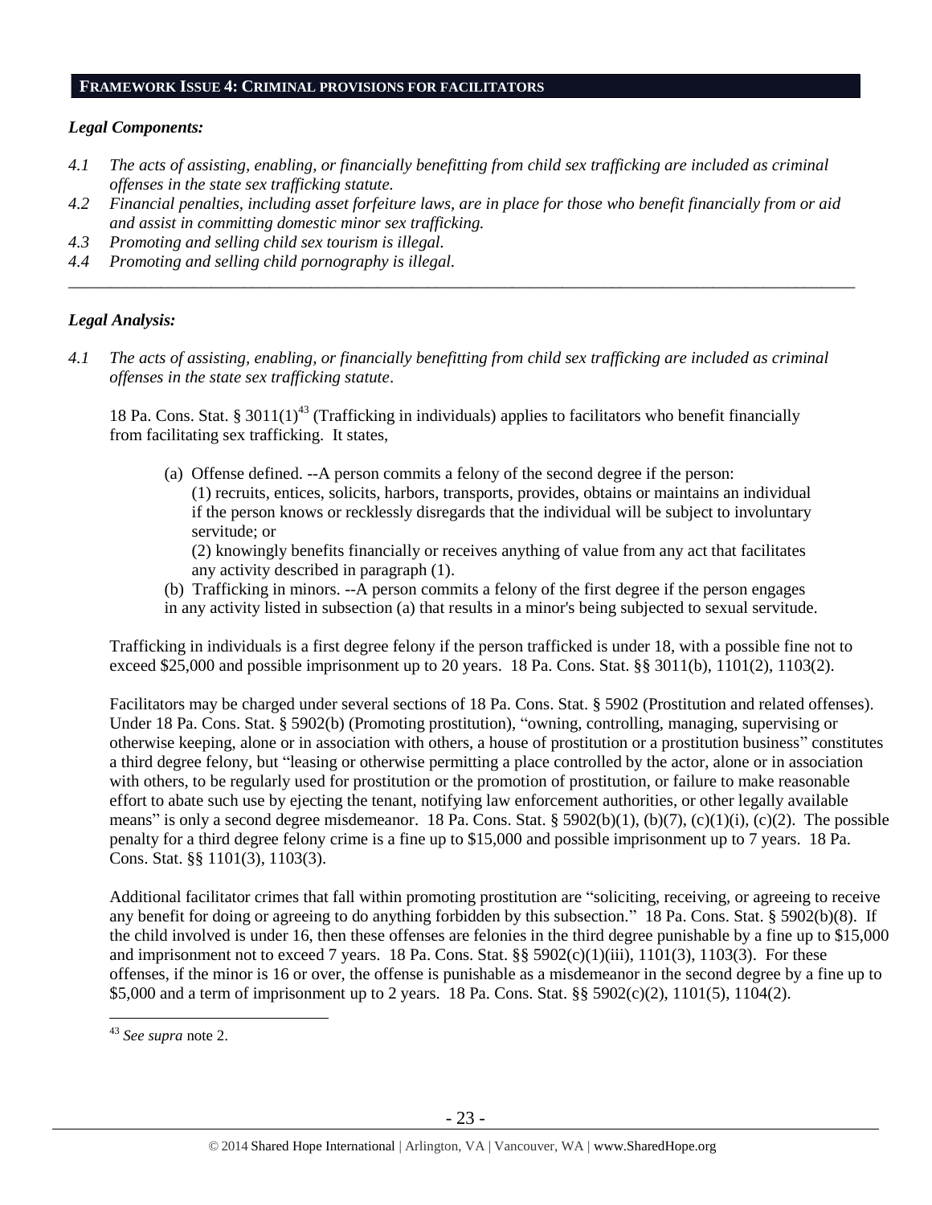## FRAMEWORK ISSUE 4: CRIMINAL PROVISIONS FOR FACILITATORS

### *Legal Components:*

*4.1 The acts of assisting, enabling, or financially benefitting from child sex trafficking are included as criminal offenses in the state sex trafficking statute.*

*4.2 Financial penalties, including asset forfeiture laws, are in place for those who benefit financially from or aid and assist in committing domestic minor sex trafficking.*

*4.3 Promoting and selling child sex tourism is illegal.*

*4.4 Promoting and selling child pornography is illegal.*

---

### *Legal Analysis:*

*4.1 The acts of assisting, enabling, or financially benefitting from child sex trafficking are included as criminal offenses in the state sex trafficking statute.*

18 Pa. Cons. Stat. § 3011(1)[43] (Trafficking in individuals) applies to facilitators who benefit financially from facilitating sex trafficking. It states,

> (a) Offense defined. --A person commits a felony of the second degree if the person:
> (1) recruits, entices, solicits, harbors, transports, provides, obtains or maintains an individual if the person knows or recklessly disregards that the individual will be subject to involuntary servitude; or
> (2) knowingly benefits financially or receives anything of value from any act that facilitates any activity described in paragraph (1).
>
> (b) Trafficking in minors. --A person commits a felony of the first degree if the person engages in any activity listed in subsection (a) that results in a minor's being subjected to sexual servitude.

Trafficking in individuals is a first degree felony if the person trafficked is under 18, with a possible fine not to exceed $25,000 and possible imprisonment up to 20 years. 18 Pa. Cons. Stat. §§ 3011(b), 1101(2), 1103(2).

Facilitators may be charged under several sections of 18 Pa. Cons. Stat. § 5902 (Prostitution and related offenses). Under 18 Pa. Cons. Stat. § 5902(b) (Promoting prostitution), "owning, controlling, managing, supervising or otherwise keeping, alone or in association with others, a house of prostitution or a prostitution business" constitutes a third degree felony, but "leasing or otherwise permitting a place controlled by the actor, alone or in association with others, to be regularly used for prostitution or the promotion of prostitution, or failure to make reasonable effort to abate such use by ejecting the tenant, notifying law enforcement authorities, or other legally available means" is only a second degree misdemeanor. 18 Pa. Cons. Stat. § 5902(b)(1), (b)(7), (c)(1)(i), (c)(2). The possible penalty for a third degree felony crime is a fine up to $15,000 and possible imprisonment up to 7 years. 18 Pa. Cons. Stat. §§ 1101(3), 1103(3).

Additional facilitator crimes that fall within promoting prostitution are "soliciting, receiving, or agreeing to receive any benefit for doing or agreeing to do anything forbidden by this subsection." 18 Pa. Cons. Stat. § 5902(b)(8). If the child involved is under 16, then these offenses are felonies in the third degree punishable by a fine up to $15,000 and imprisonment not to exceed 7 years. 18 Pa. Cons. Stat. §§ 5902(c)(1)(iii), 1101(3), 1103(3). For these offenses, if the minor is 16 or over, the offense is punishable as a misdemeanor in the second degree by a fine up to $5,000 and a term of imprisonment up to 2 years. 18 Pa. Cons. Stat. §§ 5902(c)(2), 1101(5), 1104(2).

---

[43] *See supra* note 2.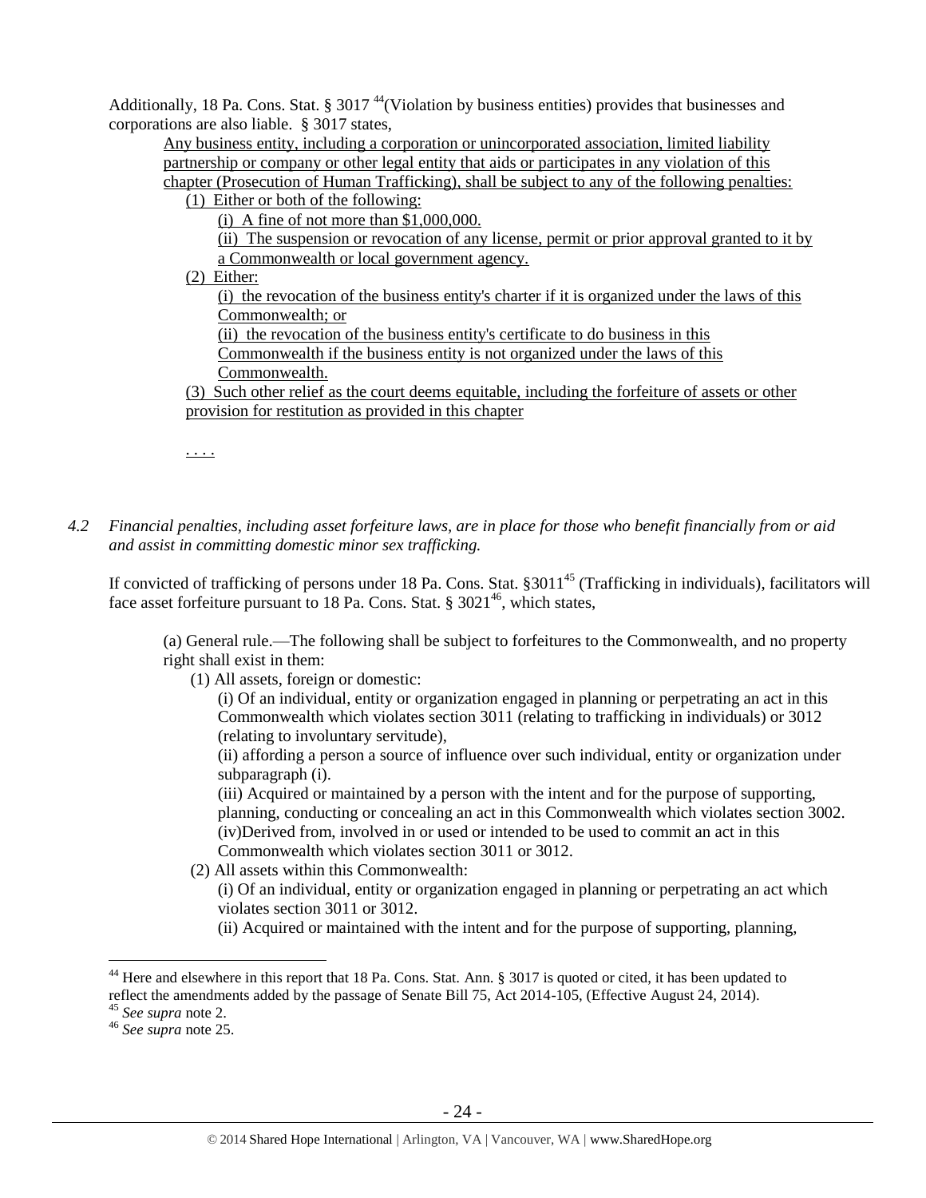Additionally, 18 Pa. Cons. Stat. § 3017 [44](Violation by business entities) provides that businesses and corporations are also liable. § 3017 states,

> Any business entity, including a corporation or unincorporated association, limited liability partnership or company or other legal entity that aids or participates in any violation of this chapter (Prosecution of Human Trafficking), shall be subject to any of the following penalties:
>
> (1) Either or both of the following:
>
> (i) A fine of not more than $1,000,000.
>
> (ii) The suspension or revocation of any license, permit or prior approval granted to it by a Commonwealth or local government agency.
>
> (2) Either:
>
> (i) the revocation of the business entity's charter if it is organized under the laws of this Commonwealth; or
>
> (ii) the revocation of the business entity's certificate to do business in this Commonwealth if the business entity is not organized under the laws of this Commonwealth.
>
> (3) Such other relief as the court deems equitable, including the forfeiture of assets or other provision for restitution as provided in this chapter
>
> . . . .

*4.2 Financial penalties, including asset forfeiture laws, are in place for those who benefit financially from or aid and assist in committing domestic minor sex trafficking.*

If convicted of trafficking of persons under 18 Pa. Cons. Stat. §3011[45] (Trafficking in individuals), facilitators will face asset forfeiture pursuant to 18 Pa. Cons. Stat. § 3021[46], which states,

> (a) General rule.—The following shall be subject to forfeitures to the Commonwealth, and no property right shall exist in them:
>
> (1) All assets, foreign or domestic:
>
> (i) Of an individual, entity or organization engaged in planning or perpetrating an act in this Commonwealth which violates section 3011 (relating to trafficking in individuals) or 3012 (relating to involuntary servitude),
>
> (ii) affording a person a source of influence over such individual, entity or organization under subparagraph (i).
>
> (iii) Acquired or maintained by a person with the intent and for the purpose of supporting, planning, conducting or concealing an act in this Commonwealth which violates section 3002.
>
> (iv)Derived from, involved in or used or intended to be used to commit an act in this Commonwealth which violates section 3011 or 3012.
>
> (2) All assets within this Commonwealth:
>
> (i) Of an individual, entity or organization engaged in planning or perpetrating an act which violates section 3011 or 3012.
>
> (ii) Acquired or maintained with the intent and for the purpose of supporting, planning,

---

[44] Here and elsewhere in this report that 18 Pa. Cons. Stat. Ann. § 3017 is quoted or cited, it has been updated to reflect the amendments added by the passage of Senate Bill 75, Act 2014-105, (Effective August 24, 2014).

[45] *See supra* note 2.

[46] *See supra* note 25.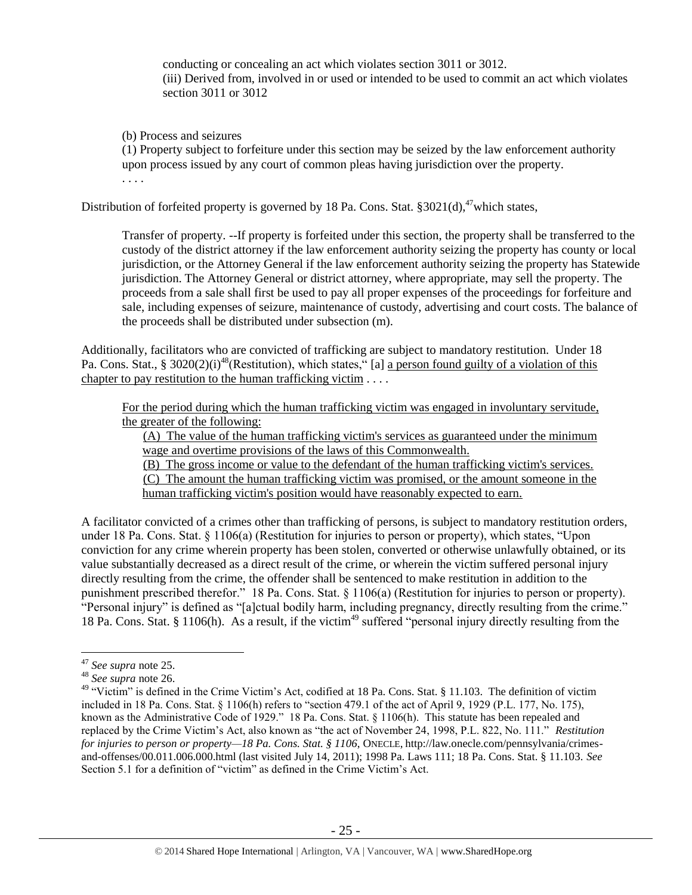> conducting or concealing an act which violates section 3011 or 3012.
> (iii) Derived from, involved in or used or intended to be used to commit an act which violates section 3011 or 3012
>
> (b) Process and seizures
> (1) Property subject to forfeiture under this section may be seized by the law enforcement authority upon process issued by any court of common pleas having jurisdiction over the property.
> . . . .

Distribution of forfeited property is governed by 18 Pa. Cons. Stat. §3021(d),[47] which states,

> Transfer of property. --If property is forfeited under this section, the property shall be transferred to the custody of the district attorney if the law enforcement authority seizing the property has county or local jurisdiction, or the Attorney General if the law enforcement authority seizing the property has Statewide jurisdiction. The Attorney General or district attorney, where appropriate, may sell the property. The proceeds from a sale shall first be used to pay all proper expenses of the proceedings for forfeiture and sale, including expenses of seizure, maintenance of custody, advertising and court costs. The balance of the proceeds shall be distributed under subsection (m).

Additionally, facilitators who are convicted of trafficking are subject to mandatory restitution. Under 18 Pa. Cons. Stat., § 3020(2)(i)[48] (Restitution), which states," [a] <u>a person found guilty of a violation of this chapter to pay restitution to the human trafficking victim</u> . . . .

> <u>For the period during which the human trafficking victim was engaged in involuntary servitude, the greater of the following:</u>
>
> <u>(A) The value of the human trafficking victim's services as guaranteed under the minimum wage and overtime provisions of the laws of this Commonwealth.</u>
> <u>(B) The gross income or value to the defendant of the human trafficking victim's services.</u>
> <u>(C) The amount the human trafficking victim was promised, or the amount someone in the human trafficking victim's position would have reasonably expected to earn.</u>

A facilitator convicted of a crimes other than trafficking of persons, is subject to mandatory restitution orders, under 18 Pa. Cons. Stat. § 1106(a) (Restitution for injuries to person or property), which states, "Upon conviction for any crime wherein property has been stolen, converted or otherwise unlawfully obtained, or its value substantially decreased as a direct result of the crime, or wherein the victim suffered personal injury directly resulting from the crime, the offender shall be sentenced to make restitution in addition to the punishment prescribed therefor." 18 Pa. Cons. Stat. § 1106(a) (Restitution for injuries to person or property). "Personal injury" is defined as "[a]ctual bodily harm, including pregnancy, directly resulting from the crime." 18 Pa. Cons. Stat. § 1106(h). As a result, if the victim[49] suffered "personal injury directly resulting from the

---

[47] *See supra* note 25.

[48] *See supra* note 26.

[49] "Victim" is defined in the Crime Victim's Act, codified at 18 Pa. Cons. Stat. § 11.103. The definition of victim included in 18 Pa. Cons. Stat. § 1106(h) refers to "section 479.1 of the act of April 9, 1929 (P.L. 177, No. 175), known as the Administrative Code of 1929." 18 Pa. Cons. Stat. § 1106(h). This statute has been repealed and replaced by the Crime Victim's Act, also known as "the act of November 24, 1998, P.L. 822, No. 111." *Restitution for injuries to person or property—18 Pa. Cons. Stat. § 1106*, ONECLE, http://law.onecle.com/pennsylvania/crimes-and-offenses/00.011.006.000.html (last visited July 14, 2011); 1998 Pa. Laws 111; 18 Pa. Cons. Stat. § 11.103. *See* Section 5.1 for a definition of "victim" as defined in the Crime Victim's Act.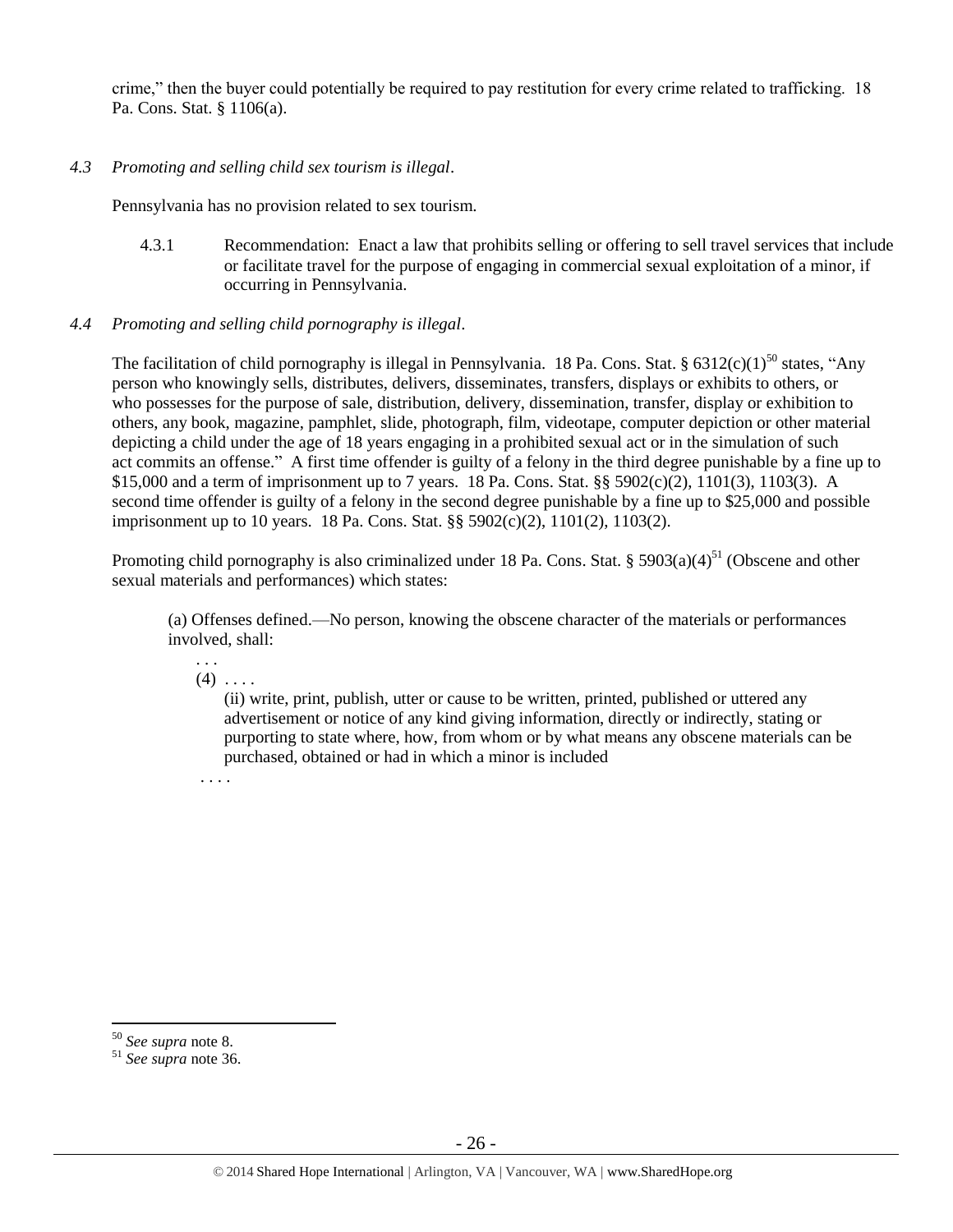crime," then the buyer could potentially be required to pay restitution for every crime related to trafficking. 18 Pa. Cons. Stat. § 1106(a).

*4.3 Promoting and selling child sex tourism is illegal*.

Pennsylvania has no provision related to sex tourism.

4.3.1 Recommendation: Enact a law that prohibits selling or offering to sell travel services that include or facilitate travel for the purpose of engaging in commercial sexual exploitation of a minor, if occurring in Pennsylvania.

*4.4 Promoting and selling child pornography is illegal*.

The facilitation of child pornography is illegal in Pennsylvania. 18 Pa. Cons. Stat. § 6312(c)(1)[50] states, "Any person who knowingly sells, distributes, delivers, disseminates, transfers, displays or exhibits to others, or who possesses for the purpose of sale, distribution, delivery, dissemination, transfer, display or exhibition to others, any book, magazine, pamphlet, slide, photograph, film, videotape, computer depiction or other material depicting a child under the age of 18 years engaging in a prohibited sexual act or in the simulation of such act commits an offense." A first time offender is guilty of a felony in the third degree punishable by a fine up to $15,000 and a term of imprisonment up to 7 years. 18 Pa. Cons. Stat. §§ 5902(c)(2), 1101(3), 1103(3). A second time offender is guilty of a felony in the second degree punishable by a fine up to $25,000 and possible imprisonment up to 10 years. 18 Pa. Cons. Stat. §§ 5902(c)(2), 1101(2), 1103(2).

Promoting child pornography is also criminalized under 18 Pa. Cons. Stat. § 5903(a)(4)[51] (Obscene and other sexual materials and performances) which states:

> (a) Offenses defined.—No person, knowing the obscene character of the materials or performances involved, shall:
>
> . . .
>
> (4) . . . .
>
> (ii) write, print, publish, utter or cause to be written, printed, published or uttered any advertisement or notice of any kind giving information, directly or indirectly, stating or purporting to state where, how, from whom or by what means any obscene materials can be purchased, obtained or had in which a minor is included
>
> . . . .

[50] *See supra* note 8.
[51] *See supra* note 36.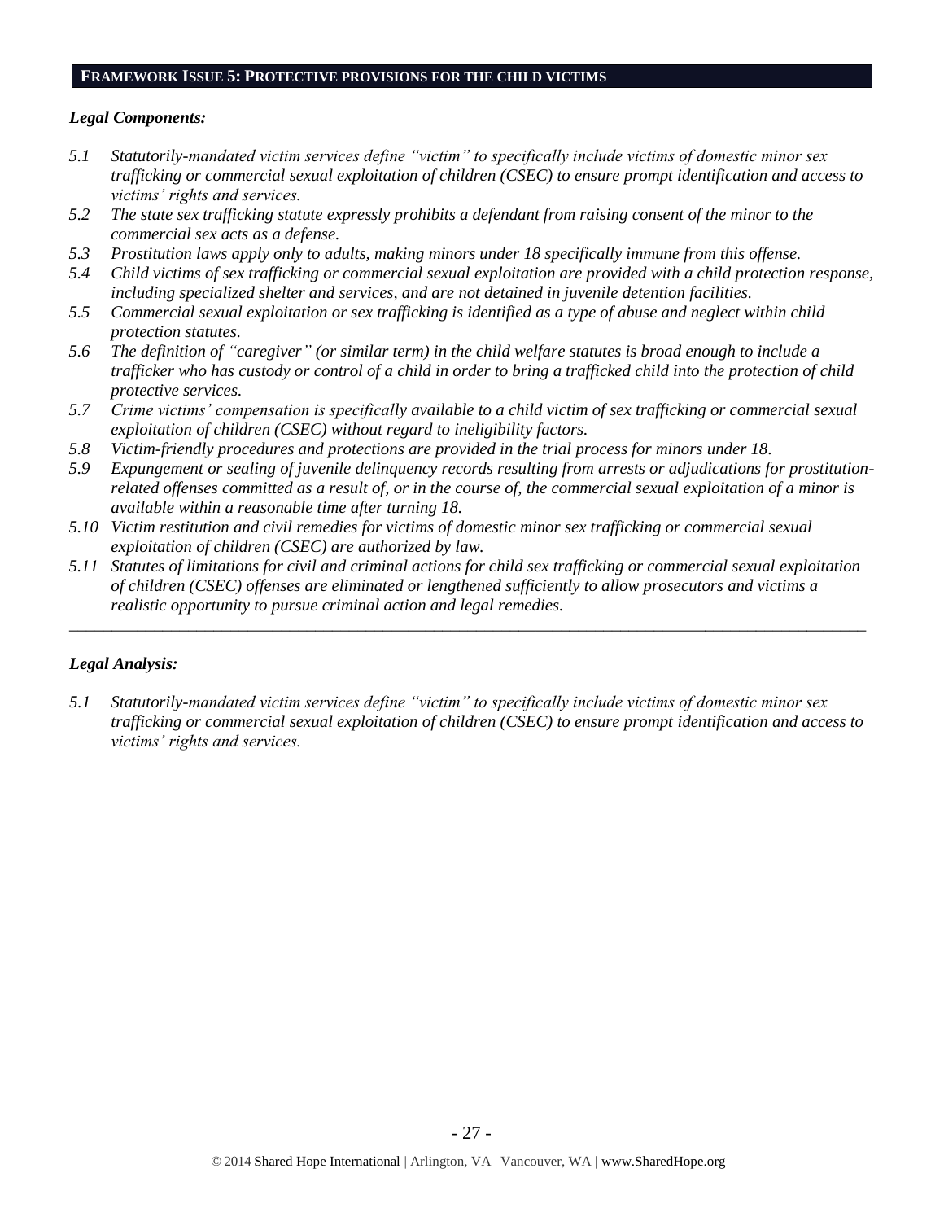## FRAMEWORK ISSUE 5: PROTECTIVE PROVISIONS FOR THE CHILD VICTIMS

### *Legal Components:*

*5.1 Statutorily-mandated victim services define "victim" to specifically include victims of domestic minor sex trafficking or commercial sexual exploitation of children (CSEC) to ensure prompt identification and access to victims' rights and services.*

*5.2 The state sex trafficking statute expressly prohibits a defendant from raising consent of the minor to the commercial sex acts as a defense.*

*5.3 Prostitution laws apply only to adults, making minors under 18 specifically immune from this offense.*

*5.4 Child victims of sex trafficking or commercial sexual exploitation are provided with a child protection response, including specialized shelter and services, and are not detained in juvenile detention facilities.*

*5.5 Commercial sexual exploitation or sex trafficking is identified as a type of abuse and neglect within child protection statutes.*

*5.6 The definition of "caregiver" (or similar term) in the child welfare statutes is broad enough to include a trafficker who has custody or control of a child in order to bring a trafficked child into the protection of child protective services.*

*5.7 Crime victims' compensation is specifically available to a child victim of sex trafficking or commercial sexual exploitation of children (CSEC) without regard to ineligibility factors.*

*5.8 Victim-friendly procedures and protections are provided in the trial process for minors under 18.*

*5.9 Expungement or sealing of juvenile delinquency records resulting from arrests or adjudications for prostitution-related offenses committed as a result of, or in the course of, the commercial sexual exploitation of a minor is available within a reasonable time after turning 18.*

*5.10 Victim restitution and civil remedies for victims of domestic minor sex trafficking or commercial sexual exploitation of children (CSEC) are authorized by law.*

*5.11 Statutes of limitations for civil and criminal actions for child sex trafficking or commercial sexual exploitation of children (CSEC) offenses are eliminated or lengthened sufficiently to allow prosecutors and victims a realistic opportunity to pursue criminal action and legal remedies.*

---

### *Legal Analysis:*

*5.1 Statutorily-mandated victim services define "victim" to specifically include victims of domestic minor sex trafficking or commercial sexual exploitation of children (CSEC) to ensure prompt identification and access to victims' rights and services.*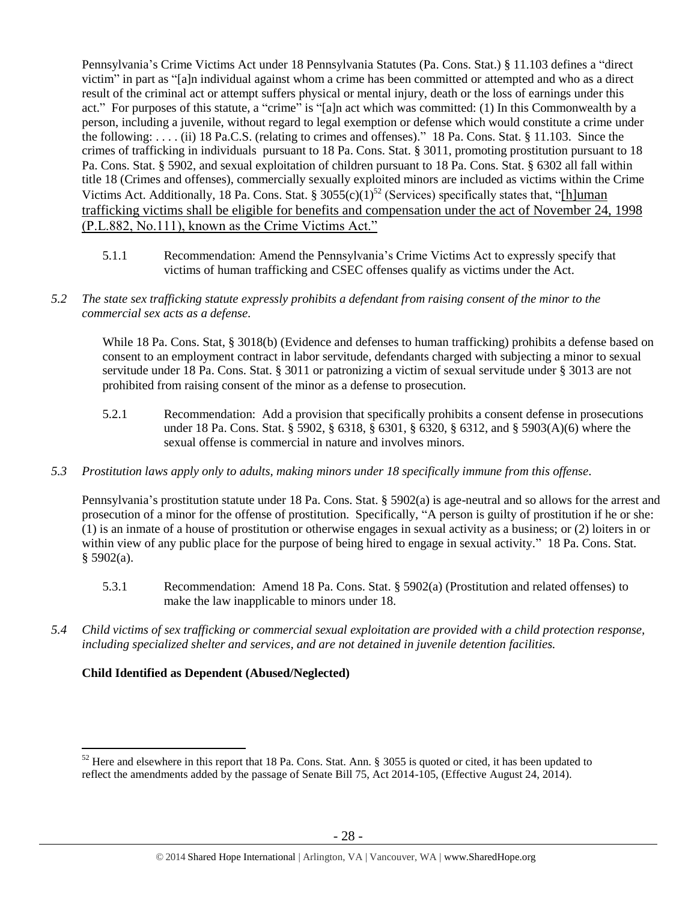Pennsylvania's Crime Victims Act under 18 Pennsylvania Statutes (Pa. Cons. Stat.) § 11.103 defines a "direct victim" in part as "[a]n individual against whom a crime has been committed or attempted and who as a direct result of the criminal act or attempt suffers physical or mental injury, death or the loss of earnings under this act." For purposes of this statute, a "crime" is "[a]n act which was committed: (1) In this Commonwealth by a person, including a juvenile, without regard to legal exemption or defense which would constitute a crime under the following: . . . . (ii) 18 Pa.C.S. (relating to crimes and offenses)." 18 Pa. Cons. Stat. § 11.103. Since the crimes of trafficking in individuals pursuant to 18 Pa. Cons. Stat. § 3011, promoting prostitution pursuant to 18 Pa. Cons. Stat. § 5902, and sexual exploitation of children pursuant to 18 Pa. Cons. Stat. § 6302 all fall within title 18 (Crimes and offenses), commercially sexually exploited minors are included as victims within the Crime Victims Act. Additionally, 18 Pa. Cons. Stat. § 3055(c)(1)[52] (Services) specifically states that, "[h]uman trafficking victims shall be eligible for benefits and compensation under the act of November 24, 1998 (P.L.882, No.111), known as the Crime Victims Act."

> 5.1.1 Recommendation: Amend the Pennsylvania's Crime Victims Act to expressly specify that victims of human trafficking and CSEC offenses qualify as victims under the Act.

*5.2 The state sex trafficking statute expressly prohibits a defendant from raising consent of the minor to the commercial sex acts as a defense.*

While 18 Pa. Cons. Stat, § 3018(b) (Evidence and defenses to human trafficking) prohibits a defense based on consent to an employment contract in labor servitude, defendants charged with subjecting a minor to sexual servitude under 18 Pa. Cons. Stat. § 3011 or patronizing a victim of sexual servitude under § 3013 are not prohibited from raising consent of the minor as a defense to prosecution.

> 5.2.1 Recommendation: Add a provision that specifically prohibits a consent defense in prosecutions under 18 Pa. Cons. Stat. § 5902, § 6318, § 6301, § 6320, § 6312, and § 5903(A)(6) where the sexual offense is commercial in nature and involves minors.

*5.3 Prostitution laws apply only to adults, making minors under 18 specifically immune from this offense.*

Pennsylvania's prostitution statute under 18 Pa. Cons. Stat. § 5902(a) is age-neutral and so allows for the arrest and prosecution of a minor for the offense of prostitution. Specifically, "A person is guilty of prostitution if he or she: (1) is an inmate of a house of prostitution or otherwise engages in sexual activity as a business; or (2) loiters in or within view of any public place for the purpose of being hired to engage in sexual activity." 18 Pa. Cons. Stat. § 5902(a).

> 5.3.1 Recommendation: Amend 18 Pa. Cons. Stat. § 5902(a) (Prostitution and related offenses) to make the law inapplicable to minors under 18.

*5.4 Child victims of sex trafficking or commercial sexual exploitation are provided with a child protection response, including specialized shelter and services, and are not detained in juvenile detention facilities.*

**Child Identified as Dependent (Abused/Neglected)**

---

[52] Here and elsewhere in this report that 18 Pa. Cons. Stat. Ann. § 3055 is quoted or cited, it has been updated to reflect the amendments added by the passage of Senate Bill 75, Act 2014-105, (Effective August 24, 2014).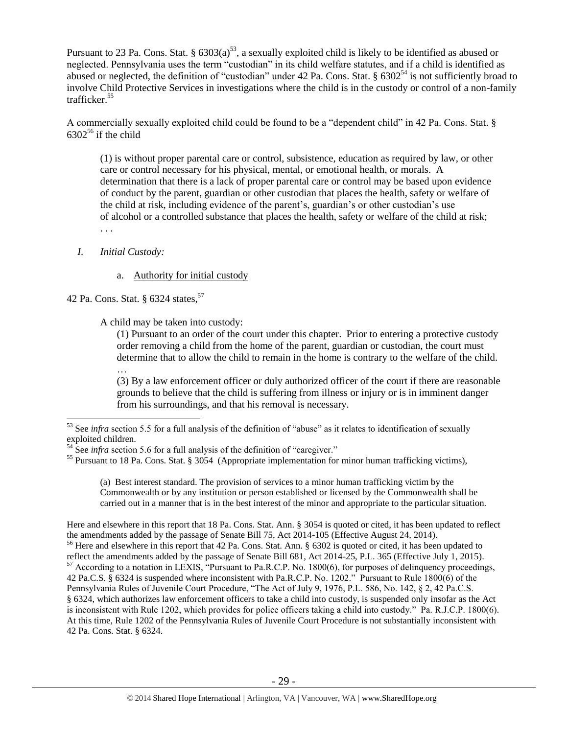Pursuant to 23 Pa. Cons. Stat. § 6303(a)[53], a sexually exploited child is likely to be identified as abused or neglected. Pennsylvania uses the term "custodian" in its child welfare statutes, and if a child is identified as abused or neglected, the definition of "custodian" under 42 Pa. Cons. Stat. § 6302[54] is not sufficiently broad to involve Child Protective Services in investigations where the child is in the custody or control of a non-family trafficker.[55]

A commercially sexually exploited child could be found to be a "dependent child" in 42 Pa. Cons. Stat. § 6302[56] if the child

> (1) is without proper parental care or control, subsistence, education as required by law, or other care or control necessary for his physical, mental, or emotional health, or morals. A determination that there is a lack of proper parental care or control may be based upon evidence of conduct by the parent, guardian or other custodian that places the health, safety or welfare of the child at risk, including evidence of the parent's, guardian's or other custodian's use of alcohol or a controlled substance that places the health, safety or welfare of the child at risk;
> . . .

*I. Initial Custody:*

a. Authority for initial custody

42 Pa. Cons. Stat. § 6324 states,[57]

> A child may be taken into custody:
>
> (1) Pursuant to an order of the court under this chapter. Prior to entering a protective custody order removing a child from the home of the parent, guardian or custodian, the court must determine that to allow the child to remain in the home is contrary to the welfare of the child.
> …
> (3) By a law enforcement officer or duly authorized officer of the court if there are reasonable grounds to believe that the child is suffering from illness or injury or is in imminent danger from his surroundings, and that his removal is necessary.

---

[53] See *infra* section 5.5 for a full analysis of the definition of "abuse" as it relates to identification of sexually exploited children.

[54] See *infra* section 5.6 for a full analysis of the definition of "caregiver."

[55] Pursuant to 18 Pa. Cons. Stat. § 3054 (Appropriate implementation for minor human trafficking victims),

> (a) Best interest standard. The provision of services to a minor human trafficking victim by the Commonwealth or by any institution or person established or licensed by the Commonwealth shall be carried out in a manner that is in the best interest of the minor and appropriate to the particular situation.

Here and elsewhere in this report that 18 Pa. Cons. Stat. Ann. § 3054 is quoted or cited, it has been updated to reflect the amendments added by the passage of Senate Bill 75, Act 2014-105 (Effective August 24, 2014).

[56] Here and elsewhere in this report that 42 Pa. Cons. Stat. Ann. § 6302 is quoted or cited, it has been updated to reflect the amendments added by the passage of Senate Bill 681, Act 2014-25, P.L. 365 (Effective July 1, 2015).

[57] According to a notation in LEXIS, "Pursuant to Pa.R.C.P. No. 1800(6), for purposes of delinquency proceedings, 42 Pa.C.S. § 6324 is suspended where inconsistent with Pa.R.C.P. No. 1202." Pursuant to Rule 1800(6) of the Pennsylvania Rules of Juvenile Court Procedure, "The Act of July 9, 1976, P.L. 586, No. 142, § 2, 42 Pa.C.S. § 6324, which authorizes law enforcement officers to take a child into custody, is suspended only insofar as the Act is inconsistent with Rule 1202, which provides for police officers taking a child into custody." Pa. R.J.C.P. 1800(6). At this time, Rule 1202 of the Pennsylvania Rules of Juvenile Court Procedure is not substantially inconsistent with 42 Pa. Cons. Stat. § 6324.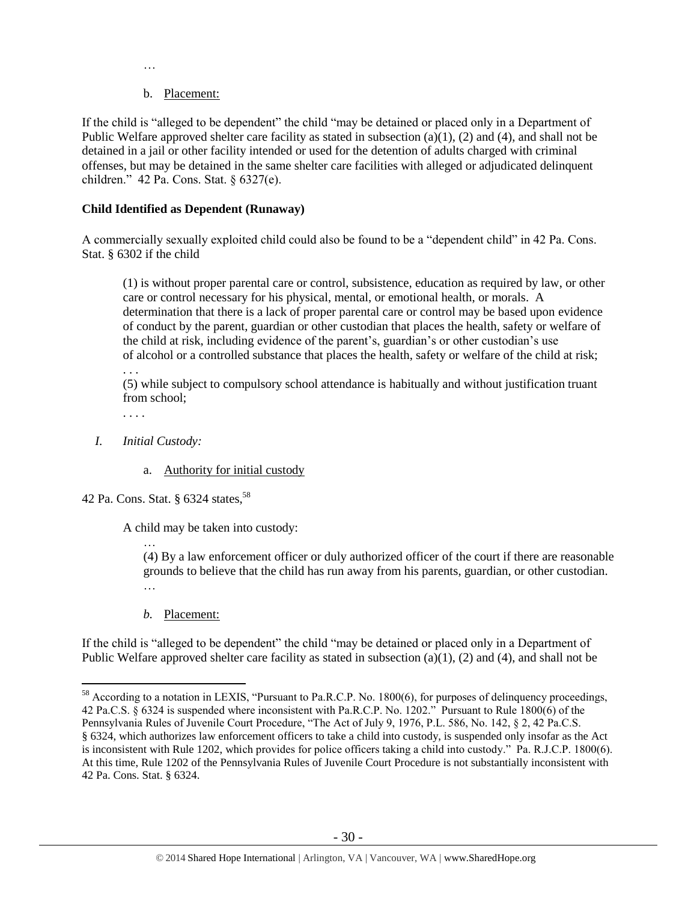…

b. Placement:

If the child is "alleged to be dependent" the child "may be detained or placed only in a Department of Public Welfare approved shelter care facility as stated in subsection (a)(1), (2) and (4), and shall not be detained in a jail or other facility intended or used for the detention of adults charged with criminal offenses, but may be detained in the same shelter care facilities with alleged or adjudicated delinquent children." 42 Pa. Cons. Stat. § 6327(e).

**Child Identified as Dependent (Runaway)**

A commercially sexually exploited child could also be found to be a "dependent child" in 42 Pa. Cons. Stat. § 6302 if the child

> (1) is without proper parental care or control, subsistence, education as required by law, or other care or control necessary for his physical, mental, or emotional health, or morals. A determination that there is a lack of proper parental care or control may be based upon evidence of conduct by the parent, guardian or other custodian that places the health, safety or welfare of the child at risk, including evidence of the parent's, guardian's or other custodian's use of alcohol or a controlled substance that places the health, safety or welfare of the child at risk;
> . . .
> (5) while subject to compulsory school attendance is habitually and without justification truant from school;
> . . . .

*I. Initial Custody:*

a. Authority for initial custody

42 Pa. Cons. Stat. § 6324 states,[58]

> A child may be taken into custody:
>
> …
> (4) By a law enforcement officer or duly authorized officer of the court if there are reasonable grounds to believe that the child has run away from his parents, guardian, or other custodian.
> …

*b.* Placement:

If the child is "alleged to be dependent" the child "may be detained or placed only in a Department of Public Welfare approved shelter care facility as stated in subsection (a)(1), (2) and (4), and shall not be

[58] According to a notation in LEXIS, "Pursuant to Pa.R.C.P. No. 1800(6), for purposes of delinquency proceedings, 42 Pa.C.S. § 6324 is suspended where inconsistent with Pa.R.C.P. No. 1202." Pursuant to Rule 1800(6) of the Pennsylvania Rules of Juvenile Court Procedure, "The Act of July 9, 1976, P.L. 586, No. 142, § 2, 42 Pa.C.S. § 6324, which authorizes law enforcement officers to take a child into custody, is suspended only insofar as the Act is inconsistent with Rule 1202, which provides for police officers taking a child into custody." Pa. R.J.C.P. 1800(6). At this time, Rule 1202 of the Pennsylvania Rules of Juvenile Court Procedure is not substantially inconsistent with 42 Pa. Cons. Stat. § 6324.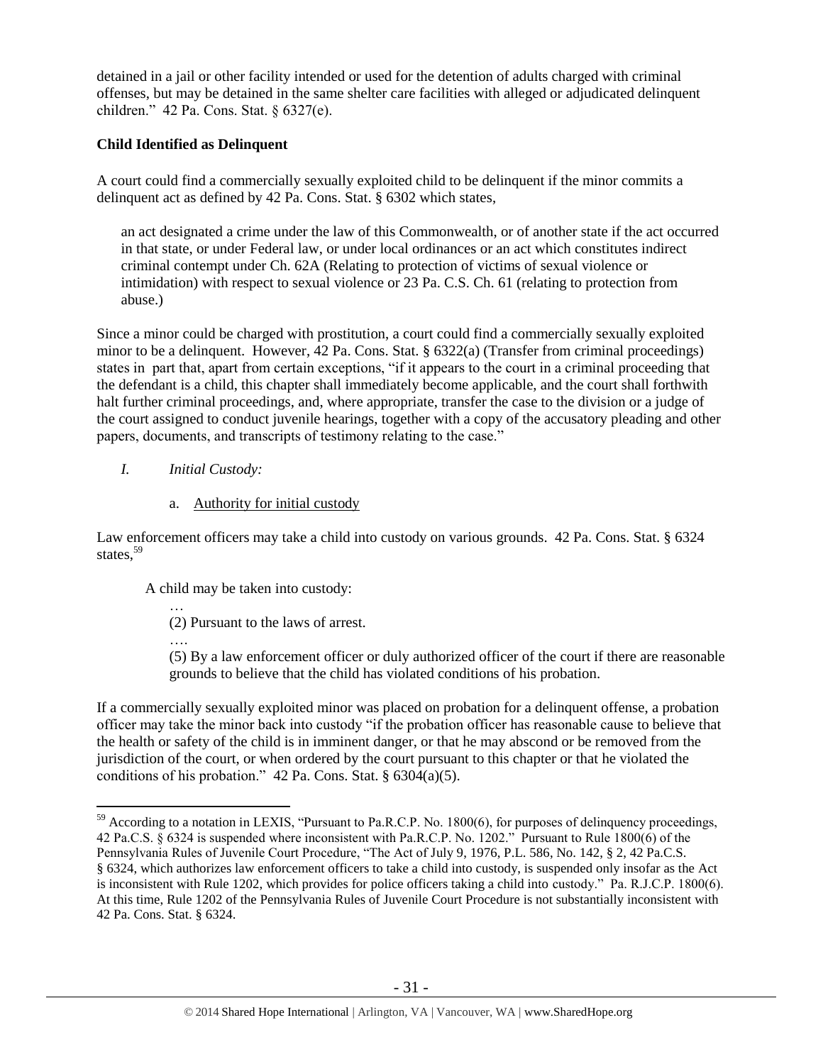detained in a jail or other facility intended or used for the detention of adults charged with criminal offenses, but may be detained in the same shelter care facilities with alleged or adjudicated delinquent children." 42 Pa. Cons. Stat. § 6327(e).

**Child Identified as Delinquent**

A court could find a commercially sexually exploited child to be delinquent if the minor commits a delinquent act as defined by 42 Pa. Cons. Stat. § 6302 which states,

> an act designated a crime under the law of this Commonwealth, or of another state if the act occurred in that state, or under Federal law, or under local ordinances or an act which constitutes indirect criminal contempt under Ch. 62A (Relating to protection of victims of sexual violence or intimidation) with respect to sexual violence or 23 Pa. C.S. Ch. 61 (relating to protection from abuse.)

Since a minor could be charged with prostitution, a court could find a commercially sexually exploited minor to be a delinquent. However, 42 Pa. Cons. Stat. § 6322(a) (Transfer from criminal proceedings) states in part that, apart from certain exceptions, "if it appears to the court in a criminal proceeding that the defendant is a child, this chapter shall immediately become applicable, and the court shall forthwith halt further criminal proceedings, and, where appropriate, transfer the case to the division or a judge of the court assigned to conduct juvenile hearings, together with a copy of the accusatory pleading and other papers, documents, and transcripts of testimony relating to the case."

*I. Initial Custody:*

a. Authority for initial custody

Law enforcement officers may take a child into custody on various grounds. 42 Pa. Cons. Stat. § 6324 states,[59]

> A child may be taken into custody:
>
> …
>
> (2) Pursuant to the laws of arrest.
>
> ….
>
> (5) By a law enforcement officer or duly authorized officer of the court if there are reasonable grounds to believe that the child has violated conditions of his probation.

If a commercially sexually exploited minor was placed on probation for a delinquent offense, a probation officer may take the minor back into custody "if the probation officer has reasonable cause to believe that the health or safety of the child is in imminent danger, or that he may abscond or be removed from the jurisdiction of the court, or when ordered by the court pursuant to this chapter or that he violated the conditions of his probation." 42 Pa. Cons. Stat. § 6304(a)(5).

---

[59] According to a notation in LEXIS, "Pursuant to Pa.R.C.P. No. 1800(6), for purposes of delinquency proceedings, 42 Pa.C.S. § 6324 is suspended where inconsistent with Pa.R.C.P. No. 1202." Pursuant to Rule 1800(6) of the Pennsylvania Rules of Juvenile Court Procedure, "The Act of July 9, 1976, P.L. 586, No. 142, § 2, 42 Pa.C.S. § 6324, which authorizes law enforcement officers to take a child into custody, is suspended only insofar as the Act is inconsistent with Rule 1202, which provides for police officers taking a child into custody." Pa. R.J.C.P. 1800(6). At this time, Rule 1202 of the Pennsylvania Rules of Juvenile Court Procedure is not substantially inconsistent with 42 Pa. Cons. Stat. § 6324.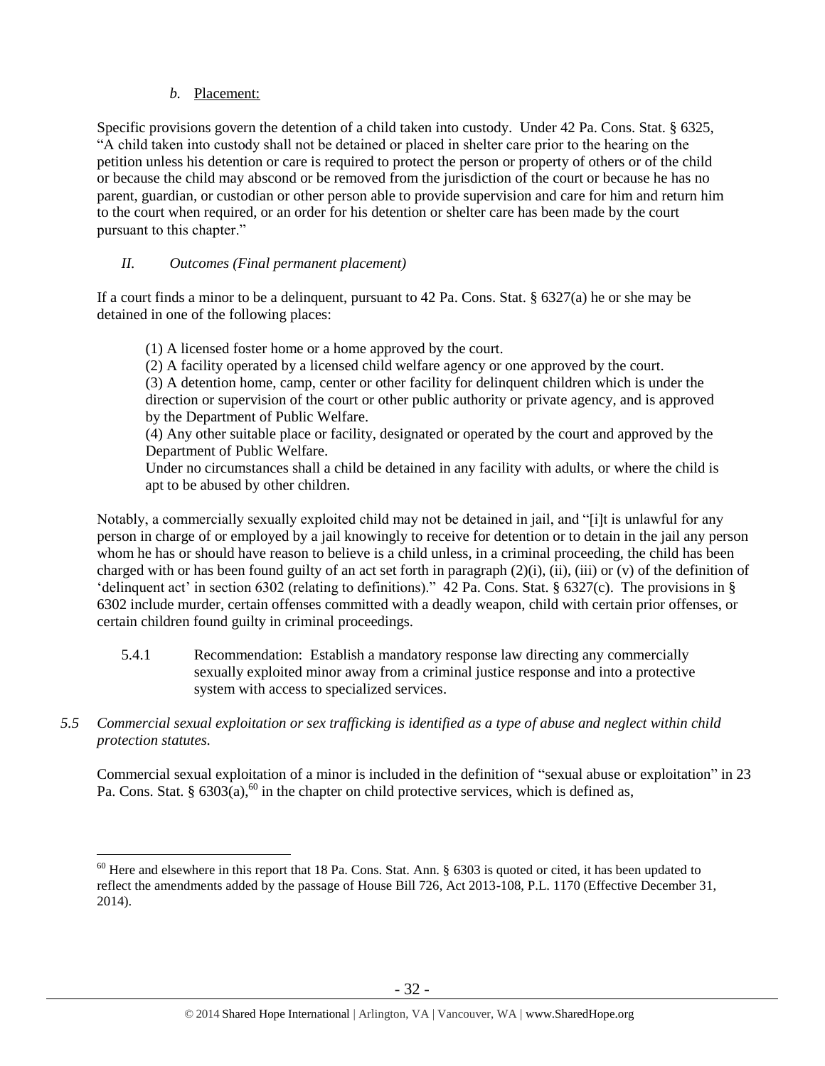*b.* Placement:

Specific provisions govern the detention of a child taken into custody. Under 42 Pa. Cons. Stat. § 6325, "A child taken into custody shall not be detained or placed in shelter care prior to the hearing on the petition unless his detention or care is required to protect the person or property of others or of the child or because the child may abscond or be removed from the jurisdiction of the court or because he has no parent, guardian, or custodian or other person able to provide supervision and care for him and return him to the court when required, or an order for his detention or shelter care has been made by the court pursuant to this chapter."

*II. Outcomes (Final permanent placement)*

If a court finds a minor to be a delinquent, pursuant to 42 Pa. Cons. Stat. § 6327(a) he or she may be detained in one of the following places:

> (1) A licensed foster home or a home approved by the court.
> (2) A facility operated by a licensed child welfare agency or one approved by the court.
> (3) A detention home, camp, center or other facility for delinquent children which is under the direction or supervision of the court or other public authority or private agency, and is approved by the Department of Public Welfare.
> (4) Any other suitable place or facility, designated or operated by the court and approved by the Department of Public Welfare.
> Under no circumstances shall a child be detained in any facility with adults, or where the child is apt to be abused by other children.

Notably, a commercially sexually exploited child may not be detained in jail, and "[i]t is unlawful for any person in charge of or employed by a jail knowingly to receive for detention or to detain in the jail any person whom he has or should have reason to believe is a child unless, in a criminal proceeding, the child has been charged with or has been found guilty of an act set forth in paragraph (2)(i), (ii), (iii) or (v) of the definition of 'delinquent act' in section 6302 (relating to definitions)." 42 Pa. Cons. Stat. § 6327(c). The provisions in § 6302 include murder, certain offenses committed with a deadly weapon, child with certain prior offenses, or certain children found guilty in criminal proceedings.

5.4.1 Recommendation: Establish a mandatory response law directing any commercially sexually exploited minor away from a criminal justice response and into a protective system with access to specialized services.

*5.5 Commercial sexual exploitation or sex trafficking is identified as a type of abuse and neglect within child protection statutes.*

Commercial sexual exploitation of a minor is included in the definition of "sexual abuse or exploitation" in 23 Pa. Cons. Stat. § 6303(a),[60] in the chapter on child protective services, which is defined as,

---

[60] Here and elsewhere in this report that 18 Pa. Cons. Stat. Ann. § 6303 is quoted or cited, it has been updated to reflect the amendments added by the passage of House Bill 726, Act 2013-108, P.L. 1170 (Effective December 31, 2014).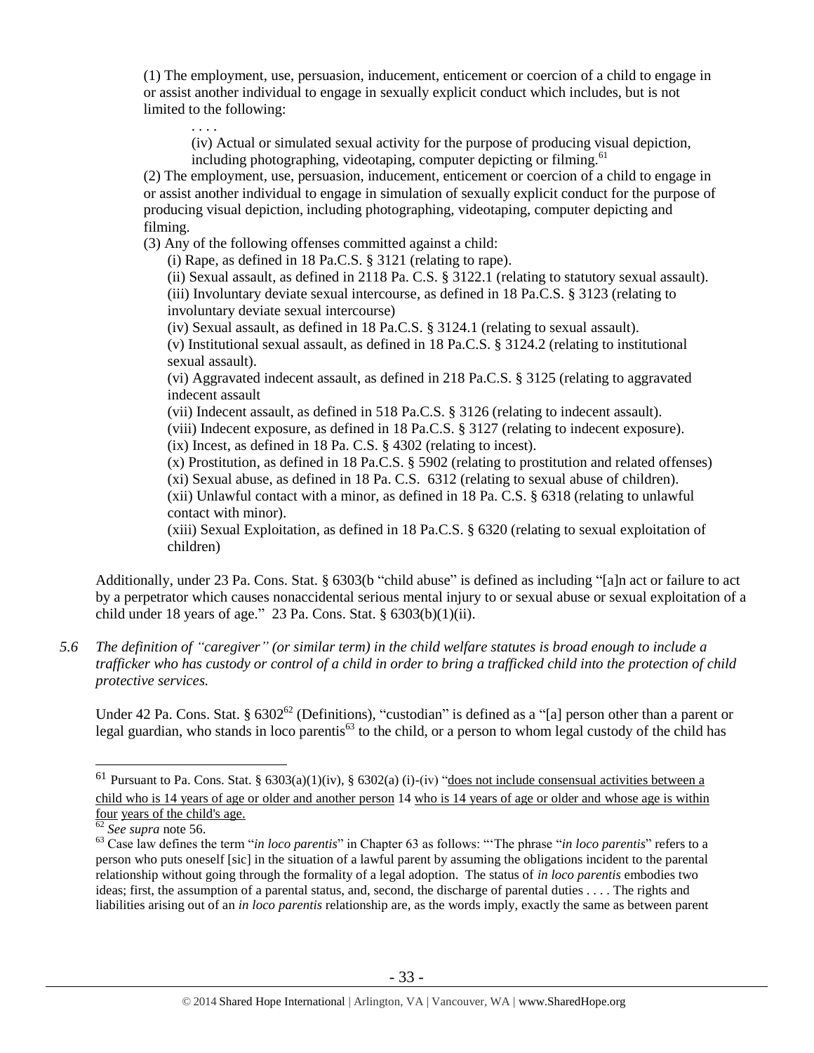(1) The employment, use, persuasion, inducement, enticement or coercion of a child to engage in or assist another individual to engage in sexually explicit conduct which includes, but is not limited to the following:

. . . .

(iv) Actual or simulated sexual activity for the purpose of producing visual depiction, including photographing, videotaping, computer depicting or filming.[61]

(2) The employment, use, persuasion, inducement, enticement or coercion of a child to engage in or assist another individual to engage in simulation of sexually explicit conduct for the purpose of producing visual depiction, including photographing, videotaping, computer depicting and filming.

(3) Any of the following offenses committed against a child:

(i) Rape, as defined in 18 Pa.C.S. § 3121 (relating to rape).

(ii) Sexual assault, as defined in 2118 Pa. C.S. § 3122.1 (relating to statutory sexual assault).

(iii) Involuntary deviate sexual intercourse, as defined in 18 Pa.C.S. § 3123 (relating to involuntary deviate sexual intercourse)

(iv) Sexual assault, as defined in 18 Pa.C.S. § 3124.1 (relating to sexual assault).

(v) Institutional sexual assault, as defined in 18 Pa.C.S. § 3124.2 (relating to institutional sexual assault).

(vi) Aggravated indecent assault, as defined in 218 Pa.C.S. § 3125 (relating to aggravated indecent assault

(vii) Indecent assault, as defined in 518 Pa.C.S. § 3126 (relating to indecent assault).

(viii) Indecent exposure, as defined in 18 Pa.C.S. § 3127 (relating to indecent exposure).

(ix) Incest, as defined in 18 Pa. C.S. § 4302 (relating to incest).

(x) Prostitution, as defined in 18 Pa.C.S. § 5902 (relating to prostitution and related offenses)

(xi) Sexual abuse, as defined in 18 Pa. C.S. 6312 (relating to sexual abuse of children).

(xii) Unlawful contact with a minor, as defined in 18 Pa. C.S. § 6318 (relating to unlawful contact with minor).

(xiii) Sexual Exploitation, as defined in 18 Pa.C.S. § 6320 (relating to sexual exploitation of children)

Additionally, under 23 Pa. Cons. Stat. § 6303(b "child abuse" is defined as including "[a]n act or failure to act by a perpetrator which causes nonaccidental serious mental injury to or sexual abuse or sexual exploitation of a child under 18 years of age." 23 Pa. Cons. Stat. § 6303(b)(1)(ii).

*5.6 The definition of "caregiver" (or similar term) in the child welfare statutes is broad enough to include a trafficker who has custody or control of a child in order to bring a trafficked child into the protection of child protective services.*

Under 42 Pa. Cons. Stat. § 6302[62] (Definitions), "custodian" is defined as a "[a] person other than a parent or legal guardian, who stands in loco parentis[63] to the child, or a person to whom legal custody of the child has

---

[61] Pursuant to Pa. Cons. Stat. § 6303(a)(1)(iv), § 6302(a) (i)-(iv) "does not include consensual activities between a child who is 14 years of age or older and another person 14 who is 14 years of age or older and whose age is within four years of the child's age.

[62] *See supra* note 56.

[63] Case law defines the term "*in loco parentis*" in Chapter 63 as follows: "'The phrase "*in loco parentis*" refers to a person who puts oneself [sic] in the situation of a lawful parent by assuming the obligations incident to the parental relationship without going through the formality of a legal adoption. The status of *in loco parentis* embodies two ideas; first, the assumption of a parental status, and, second, the discharge of parental duties . . . . The rights and liabilities arising out of an *in loco parentis* relationship are, as the words imply, exactly the same as between parent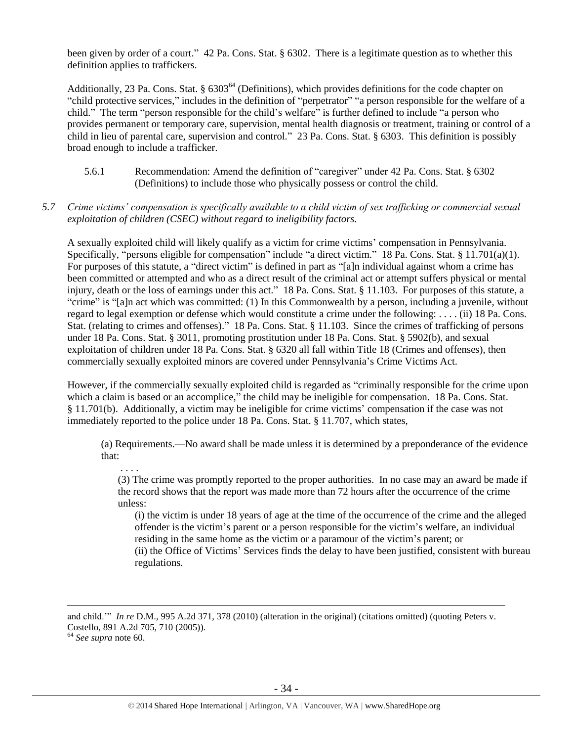been given by order of a court." 42 Pa. Cons. Stat. § 6302. There is a legitimate question as to whether this definition applies to traffickers.

Additionally, 23 Pa. Cons. Stat. § 6303[64] (Definitions), which provides definitions for the code chapter on "child protective services," includes in the definition of "perpetrator" "a person responsible for the welfare of a child." The term "person responsible for the child's welfare" is further defined to include "a person who provides permanent or temporary care, supervision, mental health diagnosis or treatment, training or control of a child in lieu of parental care, supervision and control." 23 Pa. Cons. Stat. § 6303. This definition is possibly broad enough to include a trafficker.

5.6.1 Recommendation: Amend the definition of "caregiver" under 42 Pa. Cons. Stat. § 6302 (Definitions) to include those who physically possess or control the child.

*5.7 Crime victims' compensation is specifically available to a child victim of sex trafficking or commercial sexual exploitation of children (CSEC) without regard to ineligibility factors.*

A sexually exploited child will likely qualify as a victim for crime victims' compensation in Pennsylvania. Specifically, "persons eligible for compensation" include "a direct victim." 18 Pa. Cons. Stat. § 11.701(a)(1). For purposes of this statute, a "direct victim" is defined in part as "[a]n individual against whom a crime has been committed or attempted and who as a direct result of the criminal act or attempt suffers physical or mental injury, death or the loss of earnings under this act." 18 Pa. Cons. Stat. § 11.103. For purposes of this statute, a "crime" is "[a]n act which was committed: (1) In this Commonwealth by a person, including a juvenile, without regard to legal exemption or defense which would constitute a crime under the following: . . . . (ii) 18 Pa. Cons. Stat. (relating to crimes and offenses)." 18 Pa. Cons. Stat. § 11.103. Since the crimes of trafficking of persons under 18 Pa. Cons. Stat. § 3011, promoting prostitution under 18 Pa. Cons. Stat. § 5902(b), and sexual exploitation of children under 18 Pa. Cons. Stat. § 6320 all fall within Title 18 (Crimes and offenses), then commercially sexually exploited minors are covered under Pennsylvania's Crime Victims Act.

However, if the commercially sexually exploited child is regarded as "criminally responsible for the crime upon which a claim is based or an accomplice," the child may be ineligible for compensation. 18 Pa. Cons. Stat. § 11.701(b). Additionally, a victim may be ineligible for crime victims' compensation if the case was not immediately reported to the police under 18 Pa. Cons. Stat. § 11.707, which states,

> (a) Requirements.—No award shall be made unless it is determined by a preponderance of the evidence that:
>
> . . . .
>
> (3) The crime was promptly reported to the proper authorities. In no case may an award be made if the record shows that the report was made more than 72 hours after the occurrence of the crime unless:
>
> (i) the victim is under 18 years of age at the time of the occurrence of the crime and the alleged offender is the victim's parent or a person responsible for the victim's welfare, an individual residing in the same home as the victim or a paramour of the victim's parent; or
>
> (ii) the Office of Victims' Services finds the delay to have been justified, consistent with bureau regulations.

---

and child.'" *In re* D.M., 995 A.2d 371, 378 (2010) (alteration in the original) (citations omitted) (quoting Peters v. Costello, 891 A.2d 705, 710 (2005)).

[64] *See supra* note 60.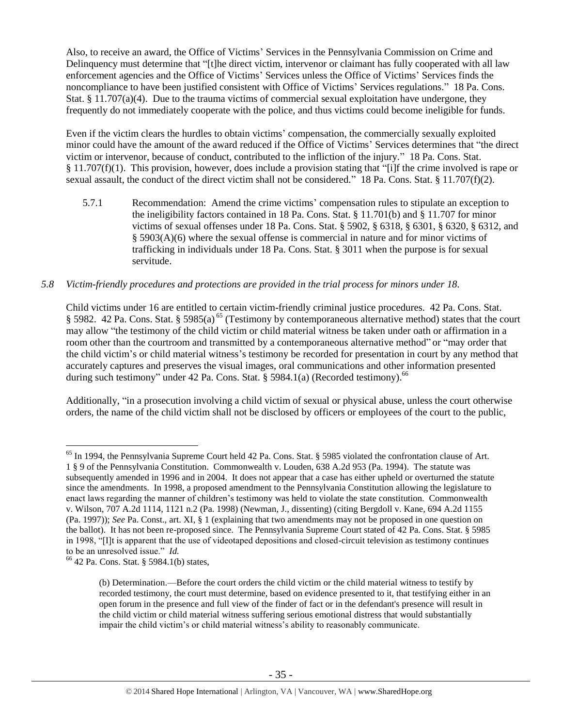Also, to receive an award, the Office of Victims' Services in the Pennsylvania Commission on Crime and Delinquency must determine that "[t]he direct victim, intervenor or claimant has fully cooperated with all law enforcement agencies and the Office of Victims' Services unless the Office of Victims' Services finds the noncompliance to have been justified consistent with Office of Victims' Services regulations." 18 Pa. Cons. Stat. § 11.707(a)(4). Due to the trauma victims of commercial sexual exploitation have undergone, they frequently do not immediately cooperate with the police, and thus victims could become ineligible for funds.

Even if the victim clears the hurdles to obtain victims' compensation, the commercially sexually exploited minor could have the amount of the award reduced if the Office of Victims' Services determines that "the direct victim or intervenor, because of conduct, contributed to the infliction of the injury." 18 Pa. Cons. Stat. § 11.707(f)(1). This provision, however, does include a provision stating that "[i]f the crime involved is rape or sexual assault, the conduct of the direct victim shall not be considered." 18 Pa. Cons. Stat. § 11.707(f)(2).

5.7.1 Recommendation: Amend the crime victims' compensation rules to stipulate an exception to the ineligibility factors contained in 18 Pa. Cons. Stat. § 11.701(b) and § 11.707 for minor victims of sexual offenses under 18 Pa. Cons. Stat. § 5902, § 6318, § 6301, § 6320, § 6312, and § 5903(A)(6) where the sexual offense is commercial in nature and for minor victims of trafficking in individuals under 18 Pa. Cons. Stat. § 3011 when the purpose is for sexual servitude.

*5.8 Victim-friendly procedures and protections are provided in the trial process for minors under 18.*

Child victims under 16 are entitled to certain victim-friendly criminal justice procedures. 42 Pa. Cons. Stat. § 5982. 42 Pa. Cons. Stat. § 5985(a)[65] (Testimony by contemporaneous alternative method) states that the court may allow "the testimony of the child victim or child material witness be taken under oath or affirmation in a room other than the courtroom and transmitted by a contemporaneous alternative method" or "may order that the child victim's or child material witness's testimony be recorded for presentation in court by any method that accurately captures and preserves the visual images, oral communications and other information presented during such testimony" under 42 Pa. Cons. Stat. § 5984.1(a) (Recorded testimony).[66]

Additionally, "in a prosecution involving a child victim of sexual or physical abuse, unless the court otherwise orders, the name of the child victim shall not be disclosed by officers or employees of the court to the public,

---

[65] In 1994, the Pennsylvania Supreme Court held 42 Pa. Cons. Stat. § 5985 violated the confrontation clause of Art. 1 § 9 of the Pennsylvania Constitution. Commonwealth v. Louden, 638 A.2d 953 (Pa. 1994). The statute was subsequently amended in 1996 and in 2004. It does not appear that a case has either upheld or overturned the statute since the amendments. In 1998, a proposed amendment to the Pennsylvania Constitution allowing the legislature to enact laws regarding the manner of children's testimony was held to violate the state constitution. Commonwealth v. Wilson, 707 A.2d 1114, 1121 n.2 (Pa. 1998) (Newman, J., dissenting) (citing Bergdoll v. Kane, 694 A.2d 1155 (Pa. 1997)); *See* Pa. Const., art. XI, § 1 (explaining that two amendments may not be proposed in one question on the ballot). It has not been re-proposed since. The Pennsylvania Supreme Court stated of 42 Pa. Cons. Stat. § 5985 in 1998, "[I]t is apparent that the use of videotaped depositions and closed-circuit television as testimony continues to be an unresolved issue." *Id.*

[66] 42 Pa. Cons. Stat. § 5984.1(b) states,

> (b) Determination.—Before the court orders the child victim or the child material witness to testify by recorded testimony, the court must determine, based on evidence presented to it, that testifying either in an open forum in the presence and full view of the finder of fact or in the defendant's presence will result in the child victim or child material witness suffering serious emotional distress that would substantially impair the child victim's or child material witness's ability to reasonably communicate.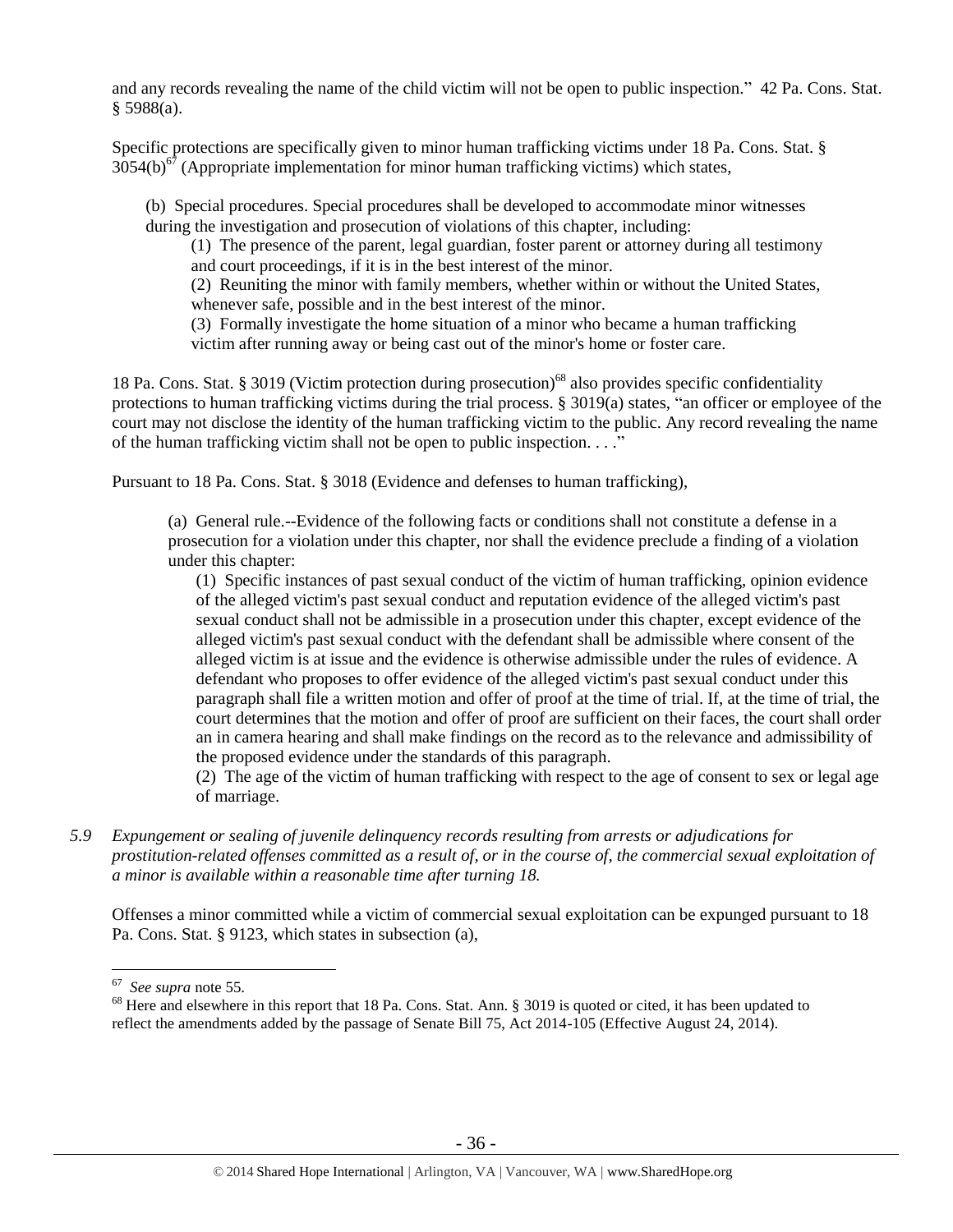and any records revealing the name of the child victim will not be open to public inspection." 42 Pa. Cons. Stat. § 5988(a).

Specific protections are specifically given to minor human trafficking victims under 18 Pa. Cons. Stat. § 3054(b)[67] (Appropriate implementation for minor human trafficking victims) which states,

> (b) Special procedures. Special procedures shall be developed to accommodate minor witnesses during the investigation and prosecution of violations of this chapter, including:
>
> (1) The presence of the parent, legal guardian, foster parent or attorney during all testimony and court proceedings, if it is in the best interest of the minor.
>
> (2) Reuniting the minor with family members, whether within or without the United States, whenever safe, possible and in the best interest of the minor.
>
> (3) Formally investigate the home situation of a minor who became a human trafficking victim after running away or being cast out of the minor's home or foster care.

18 Pa. Cons. Stat. § 3019 (Victim protection during prosecution)[68] also provides specific confidentiality protections to human trafficking victims during the trial process. § 3019(a) states, "an officer or employee of the court may not disclose the identity of the human trafficking victim to the public. Any record revealing the name of the human trafficking victim shall not be open to public inspection. . . ."

Pursuant to 18 Pa. Cons. Stat. § 3018 (Evidence and defenses to human trafficking),

> (a) General rule.--Evidence of the following facts or conditions shall not constitute a defense in a prosecution for a violation under this chapter, nor shall the evidence preclude a finding of a violation under this chapter:
>
> (1) Specific instances of past sexual conduct of the victim of human trafficking, opinion evidence of the alleged victim's past sexual conduct and reputation evidence of the alleged victim's past sexual conduct shall not be admissible in a prosecution under this chapter, except evidence of the alleged victim's past sexual conduct with the defendant shall be admissible where consent of the alleged victim is at issue and the evidence is otherwise admissible under the rules of evidence. A defendant who proposes to offer evidence of the alleged victim's past sexual conduct under this paragraph shall file a written motion and offer of proof at the time of trial. If, at the time of trial, the court determines that the motion and offer of proof are sufficient on their faces, the court shall order an in camera hearing and shall make findings on the record as to the relevance and admissibility of the proposed evidence under the standards of this paragraph.
>
> (2) The age of the victim of human trafficking with respect to the age of consent to sex or legal age of marriage.

*5.9 Expungement or sealing of juvenile delinquency records resulting from arrests or adjudications for prostitution-related offenses committed as a result of, or in the course of, the commercial sexual exploitation of a minor is available within a reasonable time after turning 18.*

Offenses a minor committed while a victim of commercial sexual exploitation can be expunged pursuant to 18 Pa. Cons. Stat. § 9123, which states in subsection (a),

---

[67] *See supra* note 55.

[68] Here and elsewhere in this report that 18 Pa. Cons. Stat. Ann. § 3019 is quoted or cited, it has been updated to reflect the amendments added by the passage of Senate Bill 75, Act 2014-105 (Effective August 24, 2014).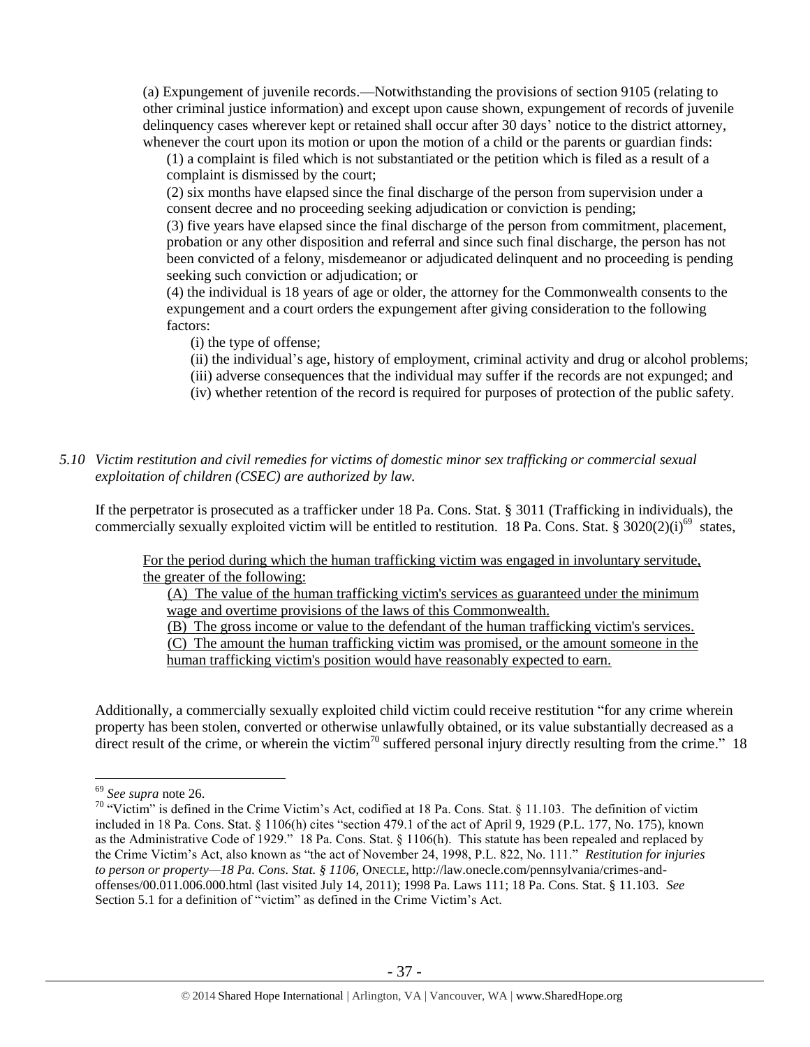(a) Expungement of juvenile records.—Notwithstanding the provisions of section 9105 (relating to other criminal justice information) and except upon cause shown, expungement of records of juvenile delinquency cases wherever kept or retained shall occur after 30 days' notice to the district attorney, whenever the court upon its motion or upon the motion of a child or the parents or guardian finds:

(1) a complaint is filed which is not substantiated or the petition which is filed as a result of a complaint is dismissed by the court;

(2) six months have elapsed since the final discharge of the person from supervision under a consent decree and no proceeding seeking adjudication or conviction is pending;

(3) five years have elapsed since the final discharge of the person from commitment, placement, probation or any other disposition and referral and since such final discharge, the person has not been convicted of a felony, misdemeanor or adjudicated delinquent and no proceeding is pending seeking such conviction or adjudication; or

(4) the individual is 18 years of age or older, the attorney for the Commonwealth consents to the expungement and a court orders the expungement after giving consideration to the following factors:

(i) the type of offense;

(ii) the individual's age, history of employment, criminal activity and drug or alcohol problems;

(iii) adverse consequences that the individual may suffer if the records are not expunged; and

(iv) whether retention of the record is required for purposes of protection of the public safety.

*5.10 Victim restitution and civil remedies for victims of domestic minor sex trafficking or commercial sexual exploitation of children (CSEC) are authorized by law.*

If the perpetrator is prosecuted as a trafficker under 18 Pa. Cons. Stat. § 3011 (Trafficking in individuals), the commercially sexually exploited victim will be entitled to restitution. 18 Pa. Cons. Stat. § 3020(2)(i)[69] states,

<u>For the period during which the human trafficking victim was engaged in involuntary servitude, the greater of the following:</u>

<u>(A) The value of the human trafficking victim's services as guaranteed under the minimum wage and overtime provisions of the laws of this Commonwealth.</u>

<u>(B) The gross income or value to the defendant of the human trafficking victim's services.</u>

<u>(C) The amount the human trafficking victim was promised, or the amount someone in the human trafficking victim's position would have reasonably expected to earn.</u>

Additionally, a commercially sexually exploited child victim could receive restitution "for any crime wherein property has been stolen, converted or otherwise unlawfully obtained, or its value substantially decreased as a direct result of the crime, or wherein the victim[70] suffered personal injury directly resulting from the crime." 18

---

[69] *See supra* note 26.

[70] "Victim" is defined in the Crime Victim's Act, codified at 18 Pa. Cons. Stat. § 11.103. The definition of victim included in 18 Pa. Cons. Stat. § 1106(h) cites "section 479.1 of the act of April 9, 1929 (P.L. 177, No. 175), known as the Administrative Code of 1929." 18 Pa. Cons. Stat. § 1106(h). This statute has been repealed and replaced by the Crime Victim's Act, also known as "the act of November 24, 1998, P.L. 822, No. 111." *Restitution for injuries to person or property—18 Pa. Cons. Stat. § 1106*, ONECLE, http://law.onecle.com/pennsylvania/crimes-and-offenses/00.011.006.000.html (last visited July 14, 2011); 1998 Pa. Laws 111; 18 Pa. Cons. Stat. § 11.103. *See* Section 5.1 for a definition of "victim" as defined in the Crime Victim's Act.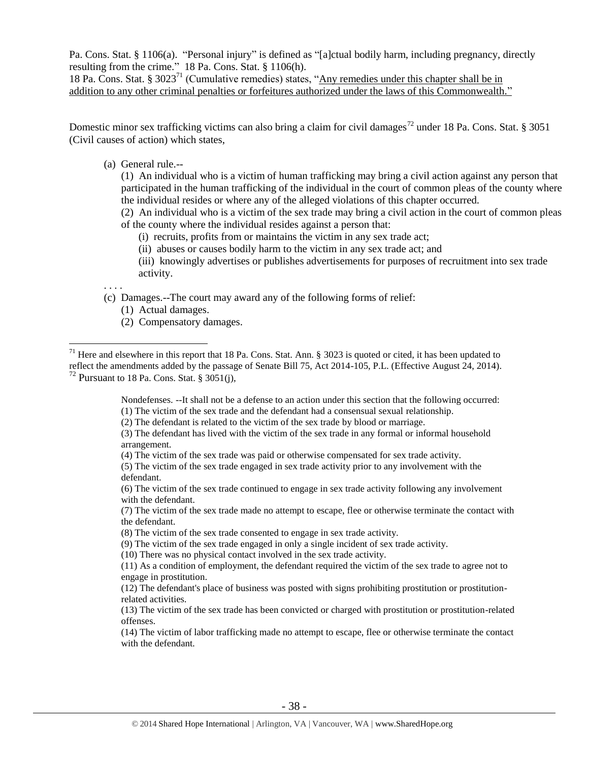Pa. Cons. Stat. § 1106(a). "Personal injury" is defined as "[a]ctual bodily harm, including pregnancy, directly resulting from the crime." 18 Pa. Cons. Stat. § 1106(h).
18 Pa. Cons. Stat. § 3023[71] (Cumulative remedies) states, "<u>Any remedies under this chapter shall be in addition to any other criminal penalties or forfeitures authorized under the laws of this Commonwealth.</u>"

Domestic minor sex trafficking victims can also bring a claim for civil damages[72] under 18 Pa. Cons. Stat. § 3051 (Civil causes of action) which states,

> (a) General rule.--
>
> (1) An individual who is a victim of human trafficking may bring a civil action against any person that participated in the human trafficking of the individual in the court of common pleas of the county where the individual resides or where any of the alleged violations of this chapter occurred.
>
> (2) An individual who is a victim of the sex trade may bring a civil action in the court of common pleas of the county where the individual resides against a person that:
>
> (i) recruits, profits from or maintains the victim in any sex trade act;
>
> (ii) abuses or causes bodily harm to the victim in any sex trade act; and
>
> (iii) knowingly advertises or publishes advertisements for purposes of recruitment into sex trade activity.
>
> . . . .
>
> (c) Damages.--The court may award any of the following forms of relief:
>
> (1) Actual damages.
>
> (2) Compensatory damages.

---

[71] Here and elsewhere in this report that 18 Pa. Cons. Stat. Ann. § 3023 is quoted or cited, it has been updated to reflect the amendments added by the passage of Senate Bill 75, Act 2014-105, P.L. (Effective August 24, 2014).

[72] Pursuant to 18 Pa. Cons. Stat. § 3051(j),

> Nondefenses. --It shall not be a defense to an action under this section that the following occurred:
>
> (1) The victim of the sex trade and the defendant had a consensual sexual relationship.
>
> (2) The defendant is related to the victim of the sex trade by blood or marriage.
>
> (3) The defendant has lived with the victim of the sex trade in any formal or informal household arrangement.
>
> (4) The victim of the sex trade was paid or otherwise compensated for sex trade activity.
>
> (5) The victim of the sex trade engaged in sex trade activity prior to any involvement with the defendant.
>
> (6) The victim of the sex trade continued to engage in sex trade activity following any involvement with the defendant.
>
> (7) The victim of the sex trade made no attempt to escape, flee or otherwise terminate the contact with the defendant.
>
> (8) The victim of the sex trade consented to engage in sex trade activity.
>
> (9) The victim of the sex trade engaged in only a single incident of sex trade activity.
>
> (10) There was no physical contact involved in the sex trade activity.
>
> (11) As a condition of employment, the defendant required the victim of the sex trade to agree not to engage in prostitution.
>
> (12) The defendant's place of business was posted with signs prohibiting prostitution or prostitution-related activities.
>
> (13) The victim of the sex trade has been convicted or charged with prostitution or prostitution-related offenses.
>
> (14) The victim of labor trafficking made no attempt to escape, flee or otherwise terminate the contact with the defendant.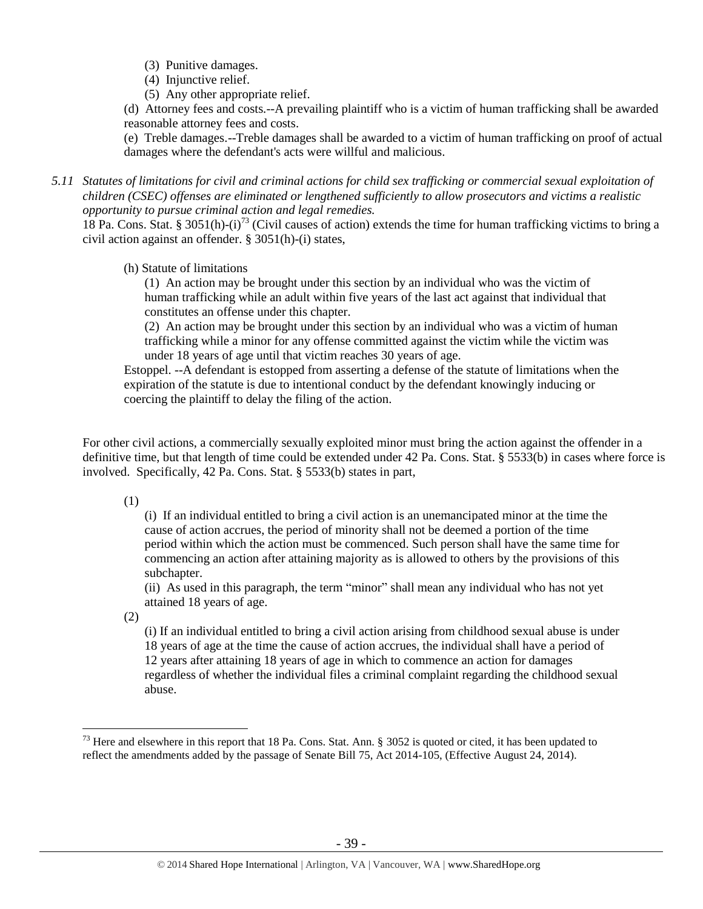(3) Punitive damages.
(4) Injunctive relief.
(5) Any other appropriate relief.

(d) Attorney fees and costs.--A prevailing plaintiff who is a victim of human trafficking shall be awarded reasonable attorney fees and costs.

(e) Treble damages.--Treble damages shall be awarded to a victim of human trafficking on proof of actual damages where the defendant's acts were willful and malicious.

*5.11 Statutes of limitations for civil and criminal actions for child sex trafficking or commercial sexual exploitation of children (CSEC) offenses are eliminated or lengthened sufficiently to allow prosecutors and victims a realistic opportunity to pursue criminal action and legal remedies.*

18 Pa. Cons. Stat. § 3051(h)-(i)[73] (Civil causes of action) extends the time for human trafficking victims to bring a civil action against an offender. § 3051(h)-(i) states,

> (h) Statute of limitations
>
> (1) An action may be brought under this section by an individual who was the victim of human trafficking while an adult within five years of the last act against that individual that constitutes an offense under this chapter.
>
> (2) An action may be brought under this section by an individual who was a victim of human trafficking while a minor for any offense committed against the victim while the victim was under 18 years of age until that victim reaches 30 years of age.
>
> Estoppel. --A defendant is estopped from asserting a defense of the statute of limitations when the expiration of the statute is due to intentional conduct by the defendant knowingly inducing or coercing the plaintiff to delay the filing of the action.

For other civil actions, a commercially sexually exploited minor must bring the action against the offender in a definitive time, but that length of time could be extended under 42 Pa. Cons. Stat. § 5533(b) in cases where force is involved. Specifically, 42 Pa. Cons. Stat. § 5533(b) states in part,

> (1)
>
> (i) If an individual entitled to bring a civil action is an unemancipated minor at the time the cause of action accrues, the period of minority shall not be deemed a portion of the time period within which the action must be commenced. Such person shall have the same time for commencing an action after attaining majority as is allowed to others by the provisions of this subchapter.
>
> (ii) As used in this paragraph, the term "minor" shall mean any individual who has not yet attained 18 years of age.
>
> (2)
>
> (i) If an individual entitled to bring a civil action arising from childhood sexual abuse is under 18 years of age at the time the cause of action accrues, the individual shall have a period of 12 years after attaining 18 years of age in which to commence an action for damages regardless of whether the individual files a criminal complaint regarding the childhood sexual abuse.

---

[73] Here and elsewhere in this report that 18 Pa. Cons. Stat. Ann. § 3052 is quoted or cited, it has been updated to reflect the amendments added by the passage of Senate Bill 75, Act 2014-105, (Effective August 24, 2014).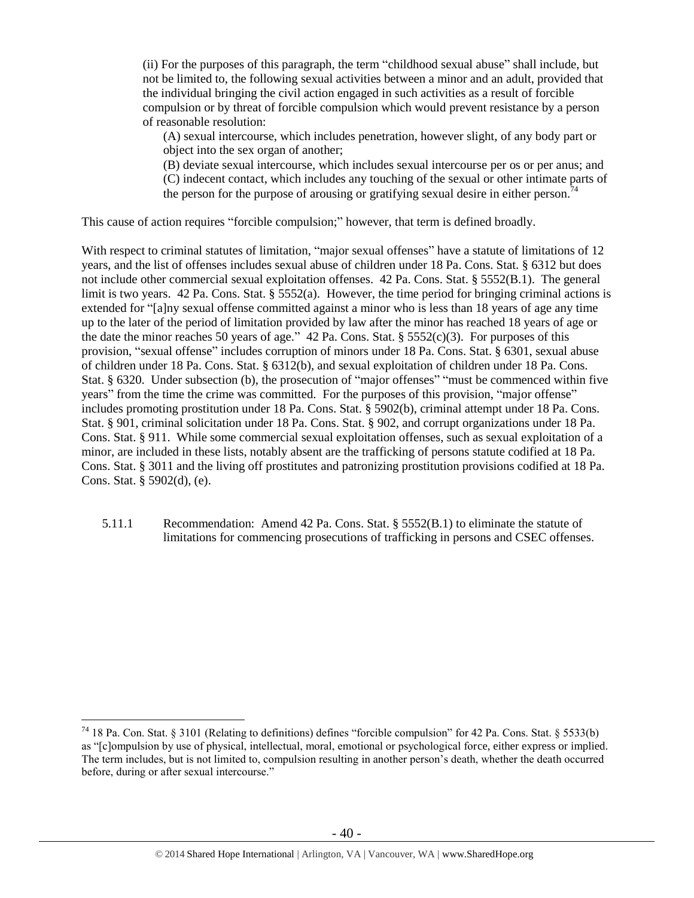(ii) For the purposes of this paragraph, the term "childhood sexual abuse" shall include, but not be limited to, the following sexual activities between a minor and an adult, provided that the individual bringing the civil action engaged in such activities as a result of forcible compulsion or by threat of forcible compulsion which would prevent resistance by a person of reasonable resolution:

(A) sexual intercourse, which includes penetration, however slight, of any body part or object into the sex organ of another;

(B) deviate sexual intercourse, which includes sexual intercourse per os or per anus; and

(C) indecent contact, which includes any touching of the sexual or other intimate parts of the person for the purpose of arousing or gratifying sexual desire in either person.[74]

This cause of action requires "forcible compulsion;" however, that term is defined broadly.

With respect to criminal statutes of limitation, "major sexual offenses" have a statute of limitations of 12 years, and the list of offenses includes sexual abuse of children under 18 Pa. Cons. Stat. § 6312 but does not include other commercial sexual exploitation offenses. 42 Pa. Cons. Stat. § 5552(B.1). The general limit is two years. 42 Pa. Cons. Stat. § 5552(a). However, the time period for bringing criminal actions is extended for "[a]ny sexual offense committed against a minor who is less than 18 years of age any time up to the later of the period of limitation provided by law after the minor has reached 18 years of age or the date the minor reaches 50 years of age." 42 Pa. Cons. Stat. § 5552(c)(3). For purposes of this provision, "sexual offense" includes corruption of minors under 18 Pa. Cons. Stat. § 6301, sexual abuse of children under 18 Pa. Cons. Stat. § 6312(b), and sexual exploitation of children under 18 Pa. Cons. Stat. § 6320. Under subsection (b), the prosecution of "major offenses" "must be commenced within five years" from the time the crime was committed. For the purposes of this provision, "major offense" includes promoting prostitution under 18 Pa. Cons. Stat. § 5902(b), criminal attempt under 18 Pa. Cons. Stat. § 901, criminal solicitation under 18 Pa. Cons. Stat. § 902, and corrupt organizations under 18 Pa. Cons. Stat. § 911. While some commercial sexual exploitation offenses, such as sexual exploitation of a minor, are included in these lists, notably absent are the trafficking of persons statute codified at 18 Pa. Cons. Stat. § 3011 and the living off prostitutes and patronizing prostitution provisions codified at 18 Pa. Cons. Stat. § 5902(d), (e).

5.11.1 Recommendation: Amend 42 Pa. Cons. Stat. § 5552(B.1) to eliminate the statute of limitations for commencing prosecutions of trafficking in persons and CSEC offenses.

---

[74] 18 Pa. Con. Stat. § 3101 (Relating to definitions) defines "forcible compulsion" for 42 Pa. Cons. Stat. § 5533(b) as "[c]ompulsion by use of physical, intellectual, moral, emotional or psychological force, either express or implied. The term includes, but is not limited to, compulsion resulting in another person's death, whether the death occurred before, during or after sexual intercourse."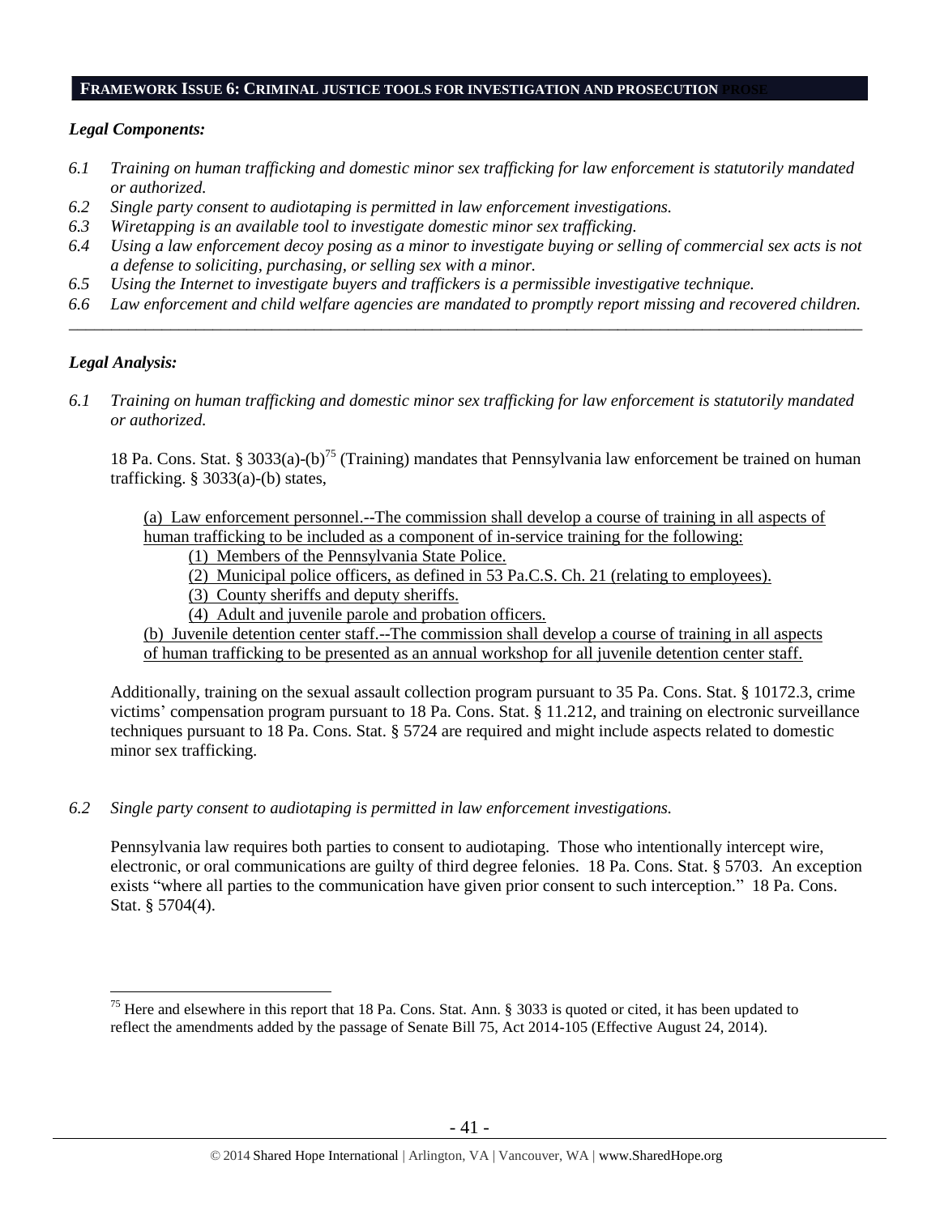## FRAMEWORK ISSUE 6: CRIMINAL JUSTICE TOOLS FOR INVESTIGATION AND PROSECUTION

### *Legal Components:*

*6.1 Training on human trafficking and domestic minor sex trafficking for law enforcement is statutorily mandated or authorized.*

*6.2 Single party consent to audiotaping is permitted in law enforcement investigations.*

*6.3 Wiretapping is an available tool to investigate domestic minor sex trafficking.*

*6.4 Using a law enforcement decoy posing as a minor to investigate buying or selling of commercial sex acts is not a defense to soliciting, purchasing, or selling sex with a minor.*

*6.5 Using the Internet to investigate buyers and traffickers is a permissible investigative technique.*

*6.6 Law enforcement and child welfare agencies are mandated to promptly report missing and recovered children.*

---

### *Legal Analysis:*

*6.1 Training on human trafficking and domestic minor sex trafficking for law enforcement is statutorily mandated or authorized.*

18 Pa. Cons. Stat. § 3033(a)-(b)[75] (Training) mandates that Pennsylvania law enforcement be trained on human trafficking. § 3033(a)-(b) states,

> (a) Law enforcement personnel.--The commission shall develop a course of training in all aspects of human trafficking to be included as a component of in-service training for the following:
>
> (1) Members of the Pennsylvania State Police.
>
> (2) Municipal police officers, as defined in 53 Pa.C.S. Ch. 21 (relating to employees).
>
> (3) County sheriffs and deputy sheriffs.
>
> (4) Adult and juvenile parole and probation officers.
>
> (b) Juvenile detention center staff.--The commission shall develop a course of training in all aspects of human trafficking to be presented as an annual workshop for all juvenile detention center staff.

Additionally, training on the sexual assault collection program pursuant to 35 Pa. Cons. Stat. § 10172.3, crime victims' compensation program pursuant to 18 Pa. Cons. Stat. § 11.212, and training on electronic surveillance techniques pursuant to 18 Pa. Cons. Stat. § 5724 are required and might include aspects related to domestic minor sex trafficking.

*6.2 Single party consent to audiotaping is permitted in law enforcement investigations.*

Pennsylvania law requires both parties to consent to audiotaping. Those who intentionally intercept wire, electronic, or oral communications are guilty of third degree felonies. 18 Pa. Cons. Stat. § 5703. An exception exists "where all parties to the communication have given prior consent to such interception." 18 Pa. Cons. Stat. § 5704(4).

---

[75] Here and elsewhere in this report that 18 Pa. Cons. Stat. Ann. § 3033 is quoted or cited, it has been updated to reflect the amendments added by the passage of Senate Bill 75, Act 2014-105 (Effective August 24, 2014).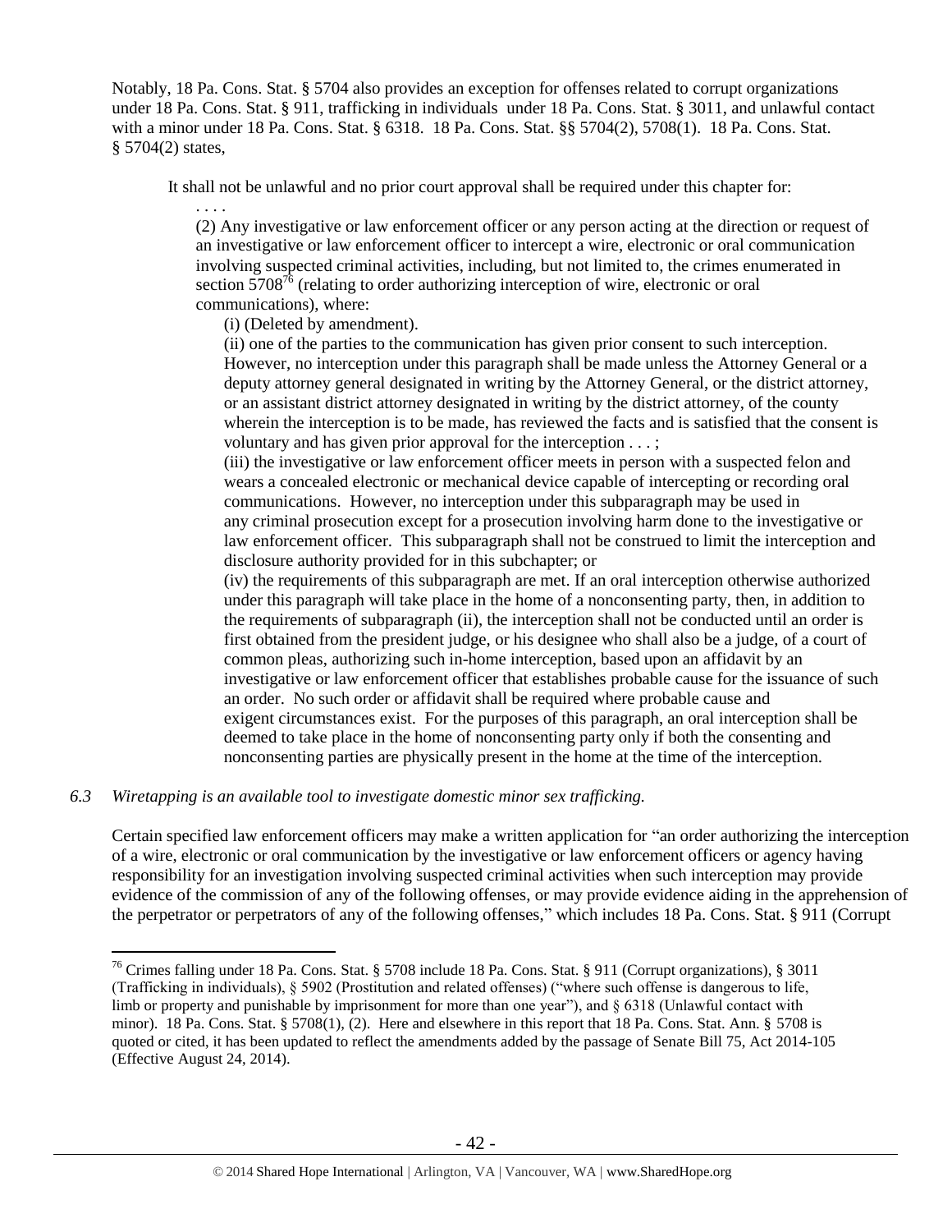Notably, 18 Pa. Cons. Stat. § 5704 also provides an exception for offenses related to corrupt organizations under 18 Pa. Cons. Stat. § 911, trafficking in individuals under 18 Pa. Cons. Stat. § 3011, and unlawful contact with a minor under 18 Pa. Cons. Stat. § 6318. 18 Pa. Cons. Stat. §§ 5704(2), 5708(1). 18 Pa. Cons. Stat. § 5704(2) states,

> It shall not be unlawful and no prior court approval shall be required under this chapter for:
>
> . . . .
>
> (2) Any investigative or law enforcement officer or any person acting at the direction or request of an investigative or law enforcement officer to intercept a wire, electronic or oral communication involving suspected criminal activities, including, but not limited to, the crimes enumerated in section 5708[76] (relating to order authorizing interception of wire, electronic or oral communications), where:
>
> (i) (Deleted by amendment).
>
> (ii) one of the parties to the communication has given prior consent to such interception. However, no interception under this paragraph shall be made unless the Attorney General or a deputy attorney general designated in writing by the Attorney General, or the district attorney, or an assistant district attorney designated in writing by the district attorney, of the county wherein the interception is to be made, has reviewed the facts and is satisfied that the consent is voluntary and has given prior approval for the interception . . . ;
>
> (iii) the investigative or law enforcement officer meets in person with a suspected felon and wears a concealed electronic or mechanical device capable of intercepting or recording oral communications. However, no interception under this subparagraph may be used in any criminal prosecution except for a prosecution involving harm done to the investigative or law enforcement officer. This subparagraph shall not be construed to limit the interception and disclosure authority provided for in this subchapter; or
>
> (iv) the requirements of this subparagraph are met. If an oral interception otherwise authorized under this paragraph will take place in the home of a nonconsenting party, then, in addition to the requirements of subparagraph (ii), the interception shall not be conducted until an order is first obtained from the president judge, or his designee who shall also be a judge, of a court of common pleas, authorizing such in-home interception, based upon an affidavit by an investigative or law enforcement officer that establishes probable cause for the issuance of such an order. No such order or affidavit shall be required where probable cause and exigent circumstances exist. For the purposes of this paragraph, an oral interception shall be deemed to take place in the home of nonconsenting party only if both the consenting and nonconsenting parties are physically present in the home at the time of the interception.

*6.3 Wiretapping is an available tool to investigate domestic minor sex trafficking.*

Certain specified law enforcement officers may make a written application for "an order authorizing the interception of a wire, electronic or oral communication by the investigative or law enforcement officers or agency having responsibility for an investigation involving suspected criminal activities when such interception may provide evidence of the commission of any of the following offenses, or may provide evidence aiding in the apprehension of the perpetrator or perpetrators of any of the following offenses," which includes 18 Pa. Cons. Stat. § 911 (Corrupt

---

[76] Crimes falling under 18 Pa. Cons. Stat. § 5708 include 18 Pa. Cons. Stat. § 911 (Corrupt organizations), § 3011 (Trafficking in individuals), § 5902 (Prostitution and related offenses) ("where such offense is dangerous to life, limb or property and punishable by imprisonment for more than one year"), and § 6318 (Unlawful contact with minor). 18 Pa. Cons. Stat. § 5708(1), (2). Here and elsewhere in this report that 18 Pa. Cons. Stat. Ann. § 5708 is quoted or cited, it has been updated to reflect the amendments added by the passage of Senate Bill 75, Act 2014-105 (Effective August 24, 2014).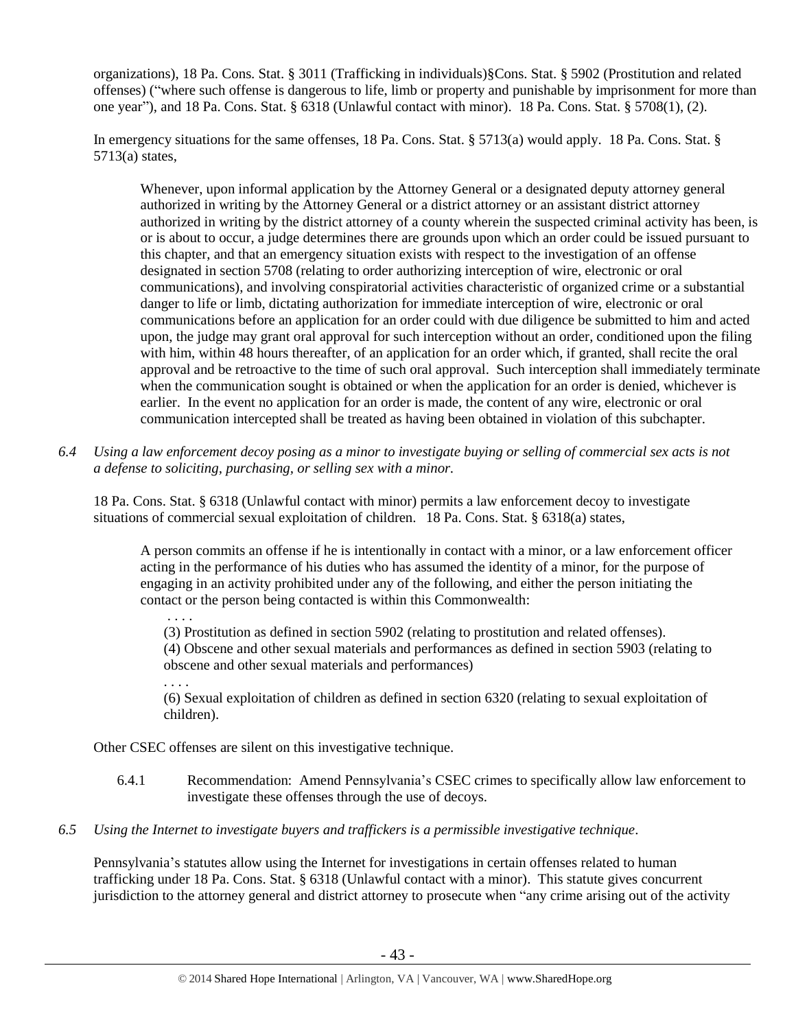organizations), 18 Pa. Cons. Stat. § 3011 (Trafficking in individuals)§Cons. Stat. § 5902 (Prostitution and related offenses) ("where such offense is dangerous to life, limb or property and punishable by imprisonment for more than one year"), and 18 Pa. Cons. Stat. § 6318 (Unlawful contact with minor). 18 Pa. Cons. Stat. § 5708(1), (2).

In emergency situations for the same offenses, 18 Pa. Cons. Stat. § 5713(a) would apply. 18 Pa. Cons. Stat. § 5713(a) states,

> Whenever, upon informal application by the Attorney General or a designated deputy attorney general authorized in writing by the Attorney General or a district attorney or an assistant district attorney authorized in writing by the district attorney of a county wherein the suspected criminal activity has been, is or is about to occur, a judge determines there are grounds upon which an order could be issued pursuant to this chapter, and that an emergency situation exists with respect to the investigation of an offense designated in section 5708 (relating to order authorizing interception of wire, electronic or oral communications), and involving conspiratorial activities characteristic of organized crime or a substantial danger to life or limb, dictating authorization for immediate interception of wire, electronic or oral communications before an application for an order could with due diligence be submitted to him and acted upon, the judge may grant oral approval for such interception without an order, conditioned upon the filing with him, within 48 hours thereafter, of an application for an order which, if granted, shall recite the oral approval and be retroactive to the time of such oral approval. Such interception shall immediately terminate when the communication sought is obtained or when the application for an order is denied, whichever is earlier. In the event no application for an order is made, the content of any wire, electronic or oral communication intercepted shall be treated as having been obtained in violation of this subchapter.

*6.4 Using a law enforcement decoy posing as a minor to investigate buying or selling of commercial sex acts is not a defense to soliciting, purchasing, or selling sex with a minor.*

18 Pa. Cons. Stat. § 6318 (Unlawful contact with minor) permits a law enforcement decoy to investigate situations of commercial sexual exploitation of children. 18 Pa. Cons. Stat. § 6318(a) states,

> A person commits an offense if he is intentionally in contact with a minor, or a law enforcement officer acting in the performance of his duties who has assumed the identity of a minor, for the purpose of engaging in an activity prohibited under any of the following, and either the person initiating the contact or the person being contacted is within this Commonwealth:
>
> . . . .
>
> (3) Prostitution as defined in section 5902 (relating to prostitution and related offenses).
>
> (4) Obscene and other sexual materials and performances as defined in section 5903 (relating to obscene and other sexual materials and performances)
>
> . . . .
>
> (6) Sexual exploitation of children as defined in section 6320 (relating to sexual exploitation of children).

Other CSEC offenses are silent on this investigative technique.

6.4.1 Recommendation: Amend Pennsylvania's CSEC crimes to specifically allow law enforcement to investigate these offenses through the use of decoys.

*6.5 Using the Internet to investigate buyers and traffickers is a permissible investigative technique.*

Pennsylvania's statutes allow using the Internet for investigations in certain offenses related to human trafficking under 18 Pa. Cons. Stat. § 6318 (Unlawful contact with a minor). This statute gives concurrent jurisdiction to the attorney general and district attorney to prosecute when "any crime arising out of the activity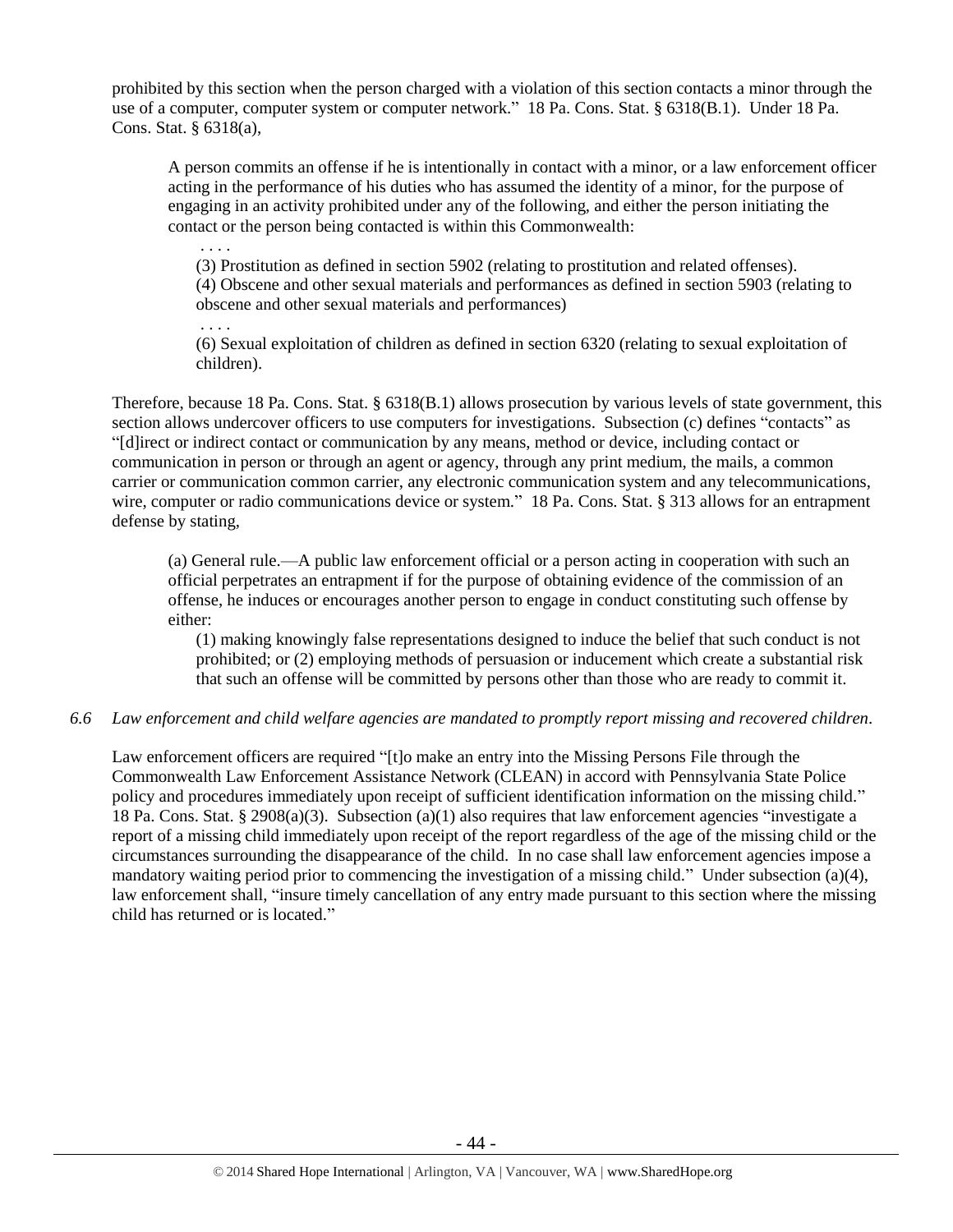prohibited by this section when the person charged with a violation of this section contacts a minor through the use of a computer, computer system or computer network." 18 Pa. Cons. Stat. § 6318(B.1). Under 18 Pa. Cons. Stat. § 6318(a),

> A person commits an offense if he is intentionally in contact with a minor, or a law enforcement officer acting in the performance of his duties who has assumed the identity of a minor, for the purpose of engaging in an activity prohibited under any of the following, and either the person initiating the contact or the person being contacted is within this Commonwealth:
>
> > . . . .
> >
> > (3) Prostitution as defined in section 5902 (relating to prostitution and related offenses).
> >
> > (4) Obscene and other sexual materials and performances as defined in section 5903 (relating to obscene and other sexual materials and performances)
> >
> > . . . .
> >
> > (6) Sexual exploitation of children as defined in section 6320 (relating to sexual exploitation of children).

Therefore, because 18 Pa. Cons. Stat. § 6318(B.1) allows prosecution by various levels of state government, this section allows undercover officers to use computers for investigations. Subsection (c) defines "contacts" as "[d]irect or indirect contact or communication by any means, method or device, including contact or communication in person or through an agent or agency, through any print medium, the mails, a common carrier or communication common carrier, any electronic communication system and any telecommunications, wire, computer or radio communications device or system." 18 Pa. Cons. Stat. § 313 allows for an entrapment defense by stating,

> (a) General rule.—A public law enforcement official or a person acting in cooperation with such an official perpetrates an entrapment if for the purpose of obtaining evidence of the commission of an offense, he induces or encourages another person to engage in conduct constituting such offense by either:
>
> > (1) making knowingly false representations designed to induce the belief that such conduct is not prohibited; or (2) employing methods of persuasion or inducement which create a substantial risk that such an offense will be committed by persons other than those who are ready to commit it.

*6.6 Law enforcement and child welfare agencies are mandated to promptly report missing and recovered children.*

Law enforcement officers are required "[t]o make an entry into the Missing Persons File through the Commonwealth Law Enforcement Assistance Network (CLEAN) in accord with Pennsylvania State Police policy and procedures immediately upon receipt of sufficient identification information on the missing child." 18 Pa. Cons. Stat. § 2908(a)(3). Subsection (a)(1) also requires that law enforcement agencies "investigate a report of a missing child immediately upon receipt of the report regardless of the age of the missing child or the circumstances surrounding the disappearance of the child. In no case shall law enforcement agencies impose a mandatory waiting period prior to commencing the investigation of a missing child." Under subsection (a)(4), law enforcement shall, "insure timely cancellation of any entry made pursuant to this section where the missing child has returned or is located."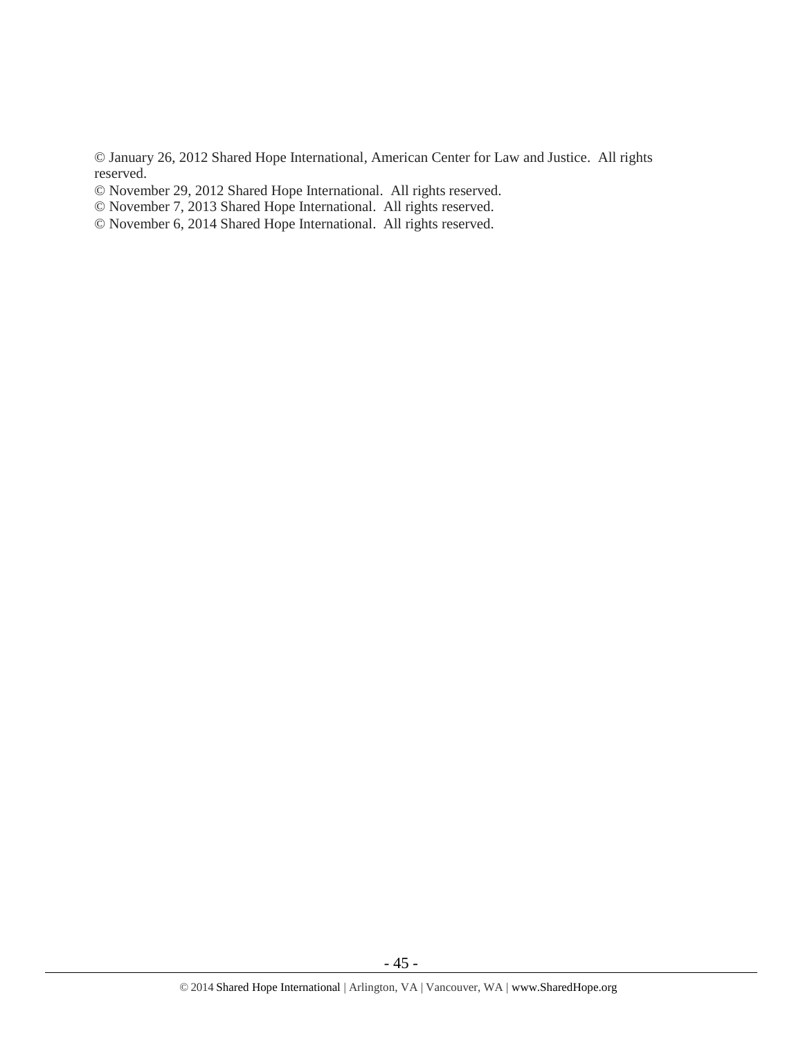© January 26, 2012 Shared Hope International, American Center for Law and Justice. All rights reserved.

© November 29, 2012 Shared Hope International. All rights reserved.

© November 7, 2013 Shared Hope International. All rights reserved.

© November 6, 2014 Shared Hope International. All rights reserved.